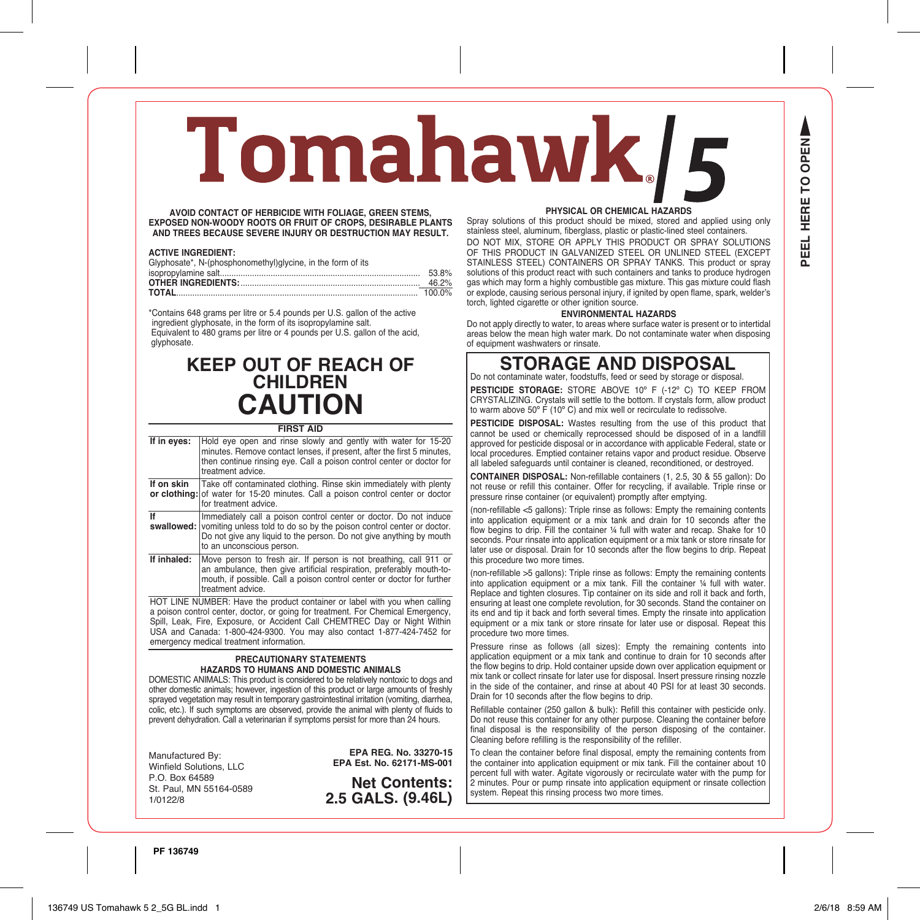# Tomahawk® 5

**AVOID CONTACT OF HERBICIDE WITH FOLIAGE, GREEN STEMS, EXPOSED NON-WOODY ROOTS OR FRUIT OF CROPS, DESIRABLE PLANTS AND TREES BECAUSE SEVERE INJURY OR DESTRUCTION MAY RESULT.**

**ACTIVE INGREDIENT:**

| | |
|---|---|
| Glyphosate*, N-(phosphonomethyl)glycine, in the form of its isopropylamine salt | 53.8% |
| **OTHER INGREDIENTS:** | 46.2% |
| **TOTAL** | 100.0% |

*Contains 648 grams per litre or 5.4 pounds per U.S. gallon of the active ingredient glyphosate, in the form of its isopropylamine salt. Equivalent to 480 grams per litre or 4 pounds per U.S. gallon of the acid, glyphosate.

## KEEP OUT OF REACH OF CHILDREN

## CAUTION

| FIRST AID | |
|---|---|
| **If in eyes:** | Hold eye open and rinse slowly and gently with water for 15-20 minutes. Remove contact lenses, if present, after the first 5 minutes, then continue rinsing eye. Call a poison control center or doctor for treatment advice. |
| **If on skin or clothing:** | Take off contaminated clothing. Rinse skin immediately with plenty of water for 15-20 minutes. Call a poison control center or doctor for treatment advice. |
| **If swallowed:** | Immediately call a poison control center or doctor. Do not induce vomiting unless told to do so by the poison control center or doctor. Do not give any liquid to the person. Do not give anything by mouth to an unconscious person. |
| **If inhaled:** | Move person to fresh air. If person is not breathing, call 911 or an ambulance, then give artificial respiration, preferably mouth-to-mouth, if possible. Call a poison control center or doctor for further treatment advice. |

HOT LINE NUMBER: Have the product container or label with you when calling a poison control center, doctor, or going for treatment. For Chemical Emergency, Spill, Leak, Fire, Exposure, or Accident Call CHEMTREC Day or Night Within USA and Canada: 1-800-424-9300. You may also contact 1-877-424-7452 for emergency medical treatment information.

### PRECAUTIONARY STATEMENTS

#### HAZARDS TO HUMANS AND DOMESTIC ANIMALS

DOMESTIC ANIMALS: This product is considered to be relatively nontoxic to dogs and other domestic animals; however, ingestion of this product or large amounts of freshly sprayed vegetation may result in temporary gastrointestinal irritation (vomiting, diarrhea, colic, etc.). If such symptoms are observed, provide the animal with plenty of fluids to prevent dehydration. Call a veterinarian if symptoms persist for more than 24 hours.

Manufactured By:
Winfield Solutions, LLC
P.O. Box 64589
St. Paul, MN 55164-0589
1/0122/8

**EPA REG. No. 33270-15**
**EPA Est. No. 62171-MS-001**

**Net Contents: 2.5 GALS. (9.46L)**

#### PHYSICAL OR CHEMICAL HAZARDS

Spray solutions of this product should be mixed, stored and applied using only stainless steel, aluminum, fiberglass, plastic or plastic-lined steel containers.

DO NOT MIX, STORE OR APPLY THIS PRODUCT OR SPRAY SOLUTIONS OF THIS PRODUCT IN GALVANIZED STEEL OR UNLINED STEEL (EXCEPT STAINLESS STEEL) CONTAINERS OR SPRAY TANKS. This product or spray solutions of this product react with such containers and tanks to produce hydrogen gas which may form a highly combustible gas mixture. This gas mixture could flash or explode, causing serious personal injury, if ignited by open flame, spark, welder's torch, lighted cigarette or other ignition source.

#### ENVIRONMENTAL HAZARDS

Do not apply directly to water, to areas where surface water is present or to intertidal areas below the mean high water mark. Do not contaminate water when disposing of equipment washwaters or rinsate.

## STORAGE AND DISPOSAL

Do not contaminate water, foodstuffs, feed or seed by storage or disposal.

**PESTICIDE STORAGE:** STORE ABOVE 10° F (-12° C) TO KEEP FROM CRYSTALIZING. Crystals will settle to the bottom. If crystals form, allow product to warm above 50° F (10° C) and mix well or recirculate to redissolve.

**PESTICIDE DISPOSAL:** Wastes resulting from the use of this product that cannot be used or chemically reprocessed should be disposed of in a landfill approved for pesticide disposal or in accordance with applicable Federal, state or local procedures. Emptied container retains vapor and product residue. Observe all labeled safeguards until container is cleaned, reconditioned, or destroyed.

**CONTAINER DISPOSAL:** Non-refillable containers (1, 2.5, 30 & 55 gallon): Do not reuse or refill this container. Offer for recycling, if available. Triple rinse or pressure rinse container (or equivalent) promptly after emptying.

(non-refillable <5 gallons): Triple rinse as follows: Empty the remaining contents into application equipment or a mix tank and drain for 10 seconds after the flow begins to drip. Fill the container ¼ full with water and recap. Shake for 10 seconds. Pour rinsate into application equipment or a mix tank or store rinsate for later use or disposal. Drain for 10 seconds after the flow begins to drip. Repeat this procedure two more times.

(non-refillable >5 gallons): Triple rinse as follows: Empty the remaining contents into application equipment or a mix tank. Fill the container ¼ full with water. Replace and tighten closures. Tip container on its side and roll it back and forth, ensuring at least one complete revolution, for 30 seconds. Stand the container on its end and tip it back and forth several times. Empty the rinsate into application equipment or a mix tank or store rinsate for later use or disposal. Repeat this procedure two more times.

Pressure rinse as follows (all sizes): Empty the remaining contents into application equipment or a mix tank and continue to drain for 10 seconds after the flow begins to drip. Hold container upside down over application equipment or mix tank or collect rinsate for later use for disposal. Insert pressure rinsing nozzle in the side of the container, and rinse at about 40 PSI for at least 30 seconds. Drain for 10 seconds after the flow begins to drip.

Refillable container (250 gallon & bulk): Refill this container with pesticide only. Do not reuse this container for any other purpose. Cleaning the container before final disposal is the responsibility of the person disposing of the container. Cleaning before refilling is the responsibility of the refiller.

To clean the container before final disposal, empty the remaining contents from the container into application equipment or mix tank. Fill the container about 10 percent full with water. Agitate vigorously or recirculate water with the pump for 2 minutes. Pour or pump rinsate into application equipment or rinsate collection system. Repeat this rinsing process two more times.

**PEEL HERE TO OPEN**

**PF 136749**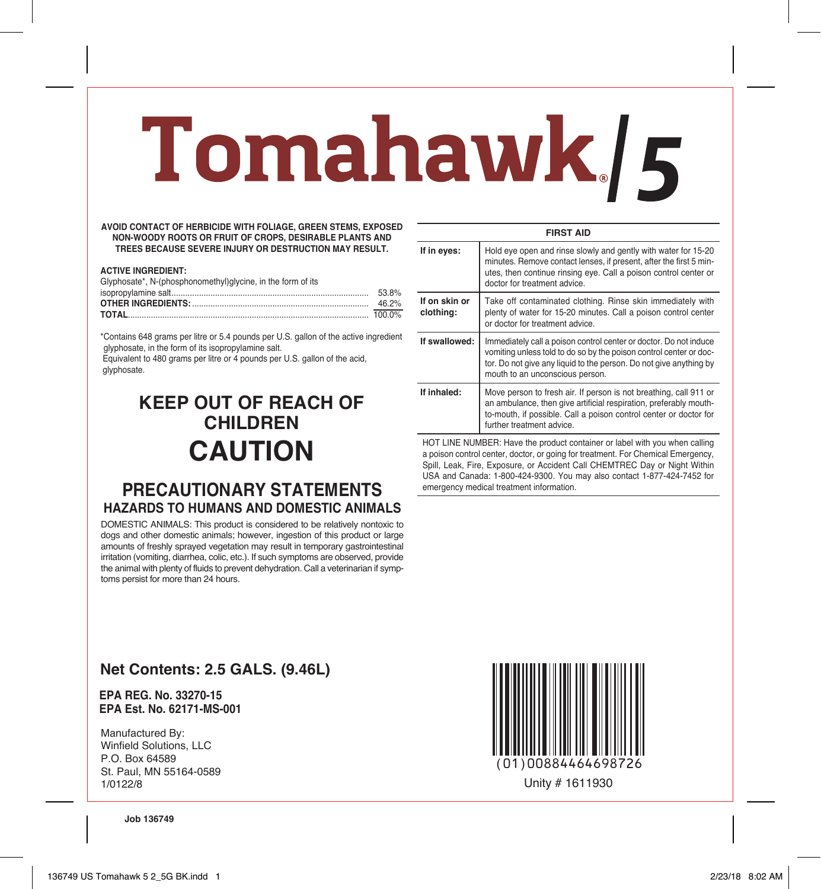# Tomahawk® 5

**AVOID CONTACT OF HERBICIDE WITH FOLIAGE, GREEN STEMS, EXPOSED NON-WOODY ROOTS OR FRUIT OF CROPS, DESIRABLE PLANTS AND TREES BECAUSE SEVERE INJURY OR DESTRUCTION MAY RESULT.**

**ACTIVE INGREDIENT:**

| | |
|---|---|
| Glyphosate*, N-(phosphonomethyl)glycine, in the form of its isopropylamine salt | 53.8% |
| **OTHER INGREDIENTS:** | 46.2% |
| **TOTAL** | 100.0% |

*Contains 648 grams per litre or 5.4 pounds per U.S. gallon of the active ingredient glyphosate, in the form of its isopropylamine salt.
Equivalent to 480 grams per litre or 4 pounds per U.S. gallon of the acid, glyphosate.

## KEEP OUT OF REACH OF CHILDREN

## CAUTION

## PRECAUTIONARY STATEMENTS

### HAZARDS TO HUMANS AND DOMESTIC ANIMALS

DOMESTIC ANIMALS: This product is considered to be relatively nontoxic to dogs and other domestic animals; however, ingestion of this product or large amounts of freshly sprayed vegetation may result in temporary gastrointestinal irritation (vomiting, diarrhea, colic, etc.). If such symptoms are observed, provide the animal with plenty of fluids to prevent dehydration. Call a veterinarian if symptoms persist for more than 24 hours.

| FIRST AID | |
|---|---|
| **If in eyes:** | Hold eye open and rinse slowly and gently with water for 15-20 minutes. Remove contact lenses, if present, after the first 5 minutes, then continue rinsing eye. Call a poison control center or doctor for treatment advice. |
| **If on skin or clothing:** | Take off contaminated clothing. Rinse skin immediately with plenty of water for 15-20 minutes. Call a poison control center or doctor for treatment advice. |
| **If swallowed:** | Immediately call a poison control center or doctor. Do not induce vomiting unless told to do so by the poison control center or doctor. Do not give any liquid to the person. Do not give anything by mouth to an unconscious person. |
| **If inhaled:** | Move person to fresh air. If person is not breathing, call 911 or an ambulance, then give artificial respiration, preferably mouth-to-mouth, if possible. Call a poison control center or doctor for further treatment advice. |

HOT LINE NUMBER: Have the product container or label with you when calling a poison control center, doctor, or going for treatment. For Chemical Emergency, Spill, Leak, Fire, Exposure, or Accident Call CHEMTREC Day or Night Within USA and Canada: 1-800-424-9300. You may also contact 1-877-424-7452 for emergency medical treatment information.

**Net Contents: 2.5 GALS. (9.46L)**

**EPA REG. No. 33270-15**
**EPA Est. No. 62171-MS-001**

Manufactured By:
Winfield Solutions, LLC
P.O. Box 64589
St. Paul, MN 55164-0589
1/0122/8

(01)00884464698726

Unity # 1611930

**Job 136749**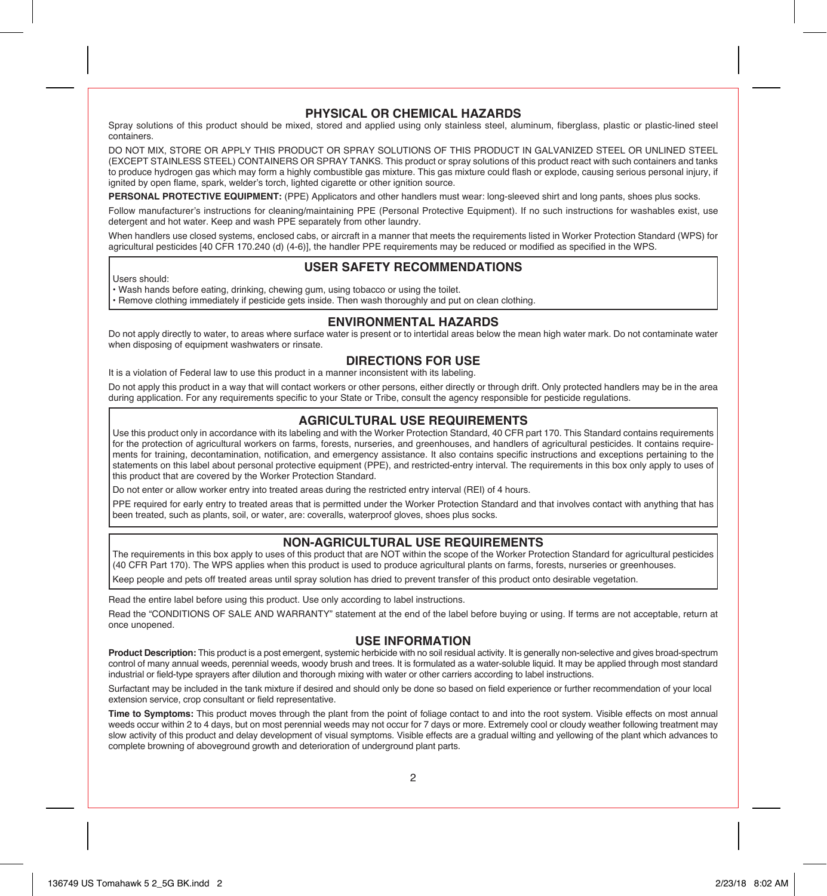## PHYSICAL OR CHEMICAL HAZARDS

Spray solutions of this product should be mixed, stored and applied using only stainless steel, aluminum, fiberglass, plastic or plastic-lined steel containers.

DO NOT MIX, STORE OR APPLY THIS PRODUCT OR SPRAY SOLUTIONS OF THIS PRODUCT IN GALVANIZED STEEL OR UNLINED STEEL (EXCEPT STAINLESS STEEL) CONTAINERS OR SPRAY TANKS. This product or spray solutions of this product react with such containers and tanks to produce hydrogen gas which may form a highly combustible gas mixture. This gas mixture could flash or explode, causing serious personal injury, if ignited by open flame, spark, welder's torch, lighted cigarette or other ignition source.

**PERSONAL PROTECTIVE EQUIPMENT:** (PPE) Applicators and other handlers must wear: long-sleeved shirt and long pants, shoes plus socks.

Follow manufacturer's instructions for cleaning/maintaining PPE (Personal Protective Equipment). If no such instructions for washables exist, use detergent and hot water. Keep and wash PPE separately from other laundry.

When handlers use closed systems, enclosed cabs, or aircraft in a manner that meets the requirements listed in Worker Protection Standard (WPS) for agricultural pesticides [40 CFR 170.240 (d) (4-6)], the handler PPE requirements may be reduced or modified as specified in the WPS.

## USER SAFETY RECOMMENDATIONS

Users should:

- Wash hands before eating, drinking, chewing gum, using tobacco or using the toilet.
- Remove clothing immediately if pesticide gets inside. Then wash thoroughly and put on clean clothing.

## ENVIRONMENTAL HAZARDS

Do not apply directly to water, to areas where surface water is present or to intertidal areas below the mean high water mark. Do not contaminate water when disposing of equipment washwaters or rinsate.

## DIRECTIONS FOR USE

It is a violation of Federal law to use this product in a manner inconsistent with its labeling.

Do not apply this product in a way that will contact workers or other persons, either directly or through drift. Only protected handlers may be in the area during application. For any requirements specific to your State or Tribe, consult the agency responsible for pesticide regulations.

## AGRICULTURAL USE REQUIREMENTS

Use this product only in accordance with its labeling and with the Worker Protection Standard, 40 CFR part 170. This Standard contains requirements for the protection of agricultural workers on farms, forests, nurseries, and greenhouses, and handlers of agricultural pesticides. It contains requirements for training, decontamination, notification, and emergency assistance. It also contains specific instructions and exceptions pertaining to the statements on this label about personal protective equipment (PPE), and restricted-entry interval. The requirements in this box only apply to uses of this product that are covered by the Worker Protection Standard.

Do not enter or allow worker entry into treated areas during the restricted entry interval (REI) of 4 hours.

PPE required for early entry to treated areas that is permitted under the Worker Protection Standard and that involves contact with anything that has been treated, such as plants, soil, or water, are: coveralls, waterproof gloves, shoes plus socks.

## NON-AGRICULTURAL USE REQUIREMENTS

The requirements in this box apply to uses of this product that are NOT within the scope of the Worker Protection Standard for agricultural pesticides (40 CFR Part 170). The WPS applies when this product is used to produce agricultural plants on farms, forests, nurseries or greenhouses.

Keep people and pets off treated areas until spray solution has dried to prevent transfer of this product onto desirable vegetation.

Read the entire label before using this product. Use only according to label instructions.

Read the "CONDITIONS OF SALE AND WARRANTY" statement at the end of the label before buying or using. If terms are not acceptable, return at once unopened.

## USE INFORMATION

**Product Description:** This product is a post emergent, systemic herbicide with no soil residual activity. It is generally non-selective and gives broad-spectrum control of many annual weeds, perennial weeds, woody brush and trees. It is formulated as a water-soluble liquid. It may be applied through most standard industrial or field-type sprayers after dilution and thorough mixing with water or other carriers according to label instructions.

Surfactant may be included in the tank mixture if desired and should only be done so based on field experience or further recommendation of your local extension service, crop consultant or field representative.

**Time to Symptoms:** This product moves through the plant from the point of foliage contact to and into the root system. Visible effects on most annual weeds occur within 2 to 4 days, but on most perennial weeds may not occur for 7 days or more. Extremely cool or cloudy weather following treatment may slow activity of this product and delay development of visual symptoms. Visible effects are a gradual wilting and yellowing of the plant which advances to complete browning of aboveground growth and deterioration of underground plant parts.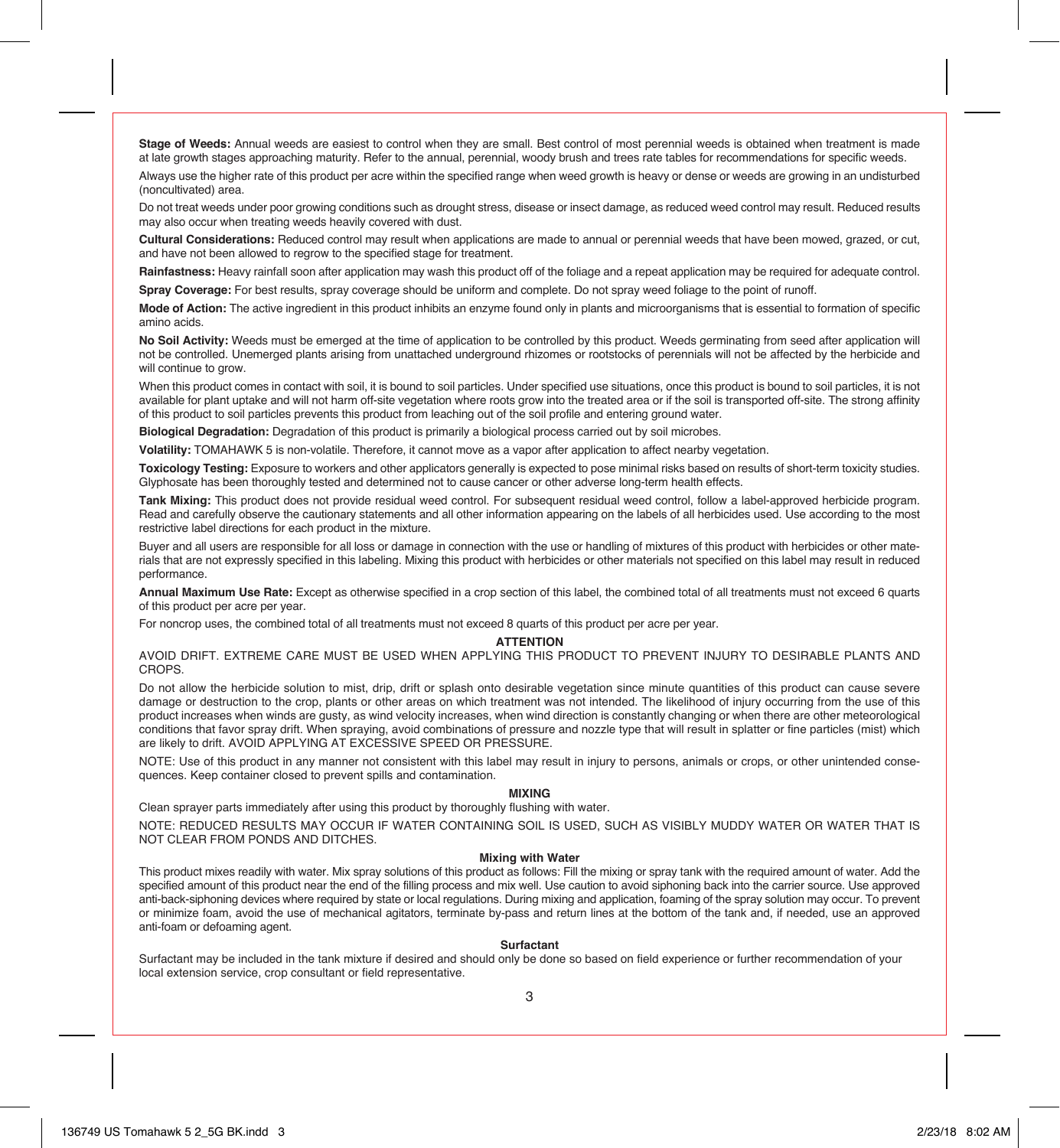**Stage of Weeds:** Annual weeds are easiest to control when they are small. Best control of most perennial weeds is obtained when treatment is made at late growth stages approaching maturity. Refer to the annual, perennial, woody brush and trees rate tables for recommendations for specific weeds.

Always use the higher rate of this product per acre within the specified range when weed growth is heavy or dense or weeds are growing in an undisturbed (noncultivated) area.

Do not treat weeds under poor growing conditions such as drought stress, disease or insect damage, as reduced weed control may result. Reduced results may also occur when treating weeds heavily covered with dust.

**Cultural Considerations:** Reduced control may result when applications are made to annual or perennial weeds that have been mowed, grazed, or cut, and have not been allowed to regrow to the specified stage for treatment.

**Rainfastness:** Heavy rainfall soon after application may wash this product off of the foliage and a repeat application may be required for adequate control.

**Spray Coverage:** For best results, spray coverage should be uniform and complete. Do not spray weed foliage to the point of runoff.

**Mode of Action:** The active ingredient in this product inhibits an enzyme found only in plants and microorganisms that is essential to formation of specific amino acids.

**No Soil Activity:** Weeds must be emerged at the time of application to be controlled by this product. Weeds germinating from seed after application will not be controlled. Unemerged plants arising from unattached underground rhizomes or rootstocks of perennials will not be affected by the herbicide and will continue to grow.

When this product comes in contact with soil, it is bound to soil particles. Under specified use situations, once this product is bound to soil particles, it is not available for plant uptake and will not harm off-site vegetation where roots grow into the treated area or if the soil is transported off-site. The strong affinity of this product to soil particles prevents this product from leaching out of the soil profile and entering ground water.

**Biological Degradation:** Degradation of this product is primarily a biological process carried out by soil microbes.

**Volatility:** TOMAHAWK 5 is non-volatile. Therefore, it cannot move as a vapor after application to affect nearby vegetation.

**Toxicology Testing:** Exposure to workers and other applicators generally is expected to pose minimal risks based on results of short-term toxicity studies. Glyphosate has been thoroughly tested and determined not to cause cancer or other adverse long-term health effects.

**Tank Mixing:** This product does not provide residual weed control. For subsequent residual weed control, follow a label-approved herbicide program. Read and carefully observe the cautionary statements and all other information appearing on the labels of all herbicides used. Use according to the most restrictive label directions for each product in the mixture.

Buyer and all users are responsible for all loss or damage in connection with the use or handling of mixtures of this product with herbicides or other materials that are not expressly specified in this labeling. Mixing this product with herbicides or other materials not specified on this label may result in reduced performance.

**Annual Maximum Use Rate:** Except as otherwise specified in a crop section of this label, the combined total of all treatments must not exceed 6 quarts of this product per acre per year.

For noncrop uses, the combined total of all treatments must not exceed 8 quarts of this product per acre per year.

## ATTENTION

AVOID DRIFT. EXTREME CARE MUST BE USED WHEN APPLYING THIS PRODUCT TO PREVENT INJURY TO DESIRABLE PLANTS AND CROPS.

Do not allow the herbicide solution to mist, drip, drift or splash onto desirable vegetation since minute quantities of this product can cause severe damage or destruction to the crop, plants or other areas on which treatment was not intended. The likelihood of injury occurring from the use of this product increases when winds are gusty, as wind velocity increases, when wind direction is constantly changing or when there are other meteorological conditions that favor spray drift. When spraying, avoid combinations of pressure and nozzle type that will result in splatter or fine particles (mist) which are likely to drift. AVOID APPLYING AT EXCESSIVE SPEED OR PRESSURE.

NOTE: Use of this product in any manner not consistent with this label may result in injury to persons, animals or crops, or other unintended consequences. Keep container closed to prevent spills and contamination.

## MIXING

Clean sprayer parts immediately after using this product by thoroughly flushing with water.

NOTE: REDUCED RESULTS MAY OCCUR IF WATER CONTAINING SOIL IS USED, SUCH AS VISIBLY MUDDY WATER OR WATER THAT IS NOT CLEAR FROM PONDS AND DITCHES.

### Mixing with Water

This product mixes readily with water. Mix spray solutions of this product as follows: Fill the mixing or spray tank with the required amount of water. Add the specified amount of this product near the end of the filling process and mix well. Use caution to avoid siphoning back into the carrier source. Use approved anti-back-siphoning devices where required by state or local regulations. During mixing and application, foaming of the spray solution may occur. To prevent or minimize foam, avoid the use of mechanical agitators, terminate by-pass and return lines at the bottom of the tank and, if needed, use an approved anti-foam or defoaming agent.

### Surfactant

Surfactant may be included in the tank mixture if desired and should only be done so based on field experience or further recommendation of your local extension service, crop consultant or field representative.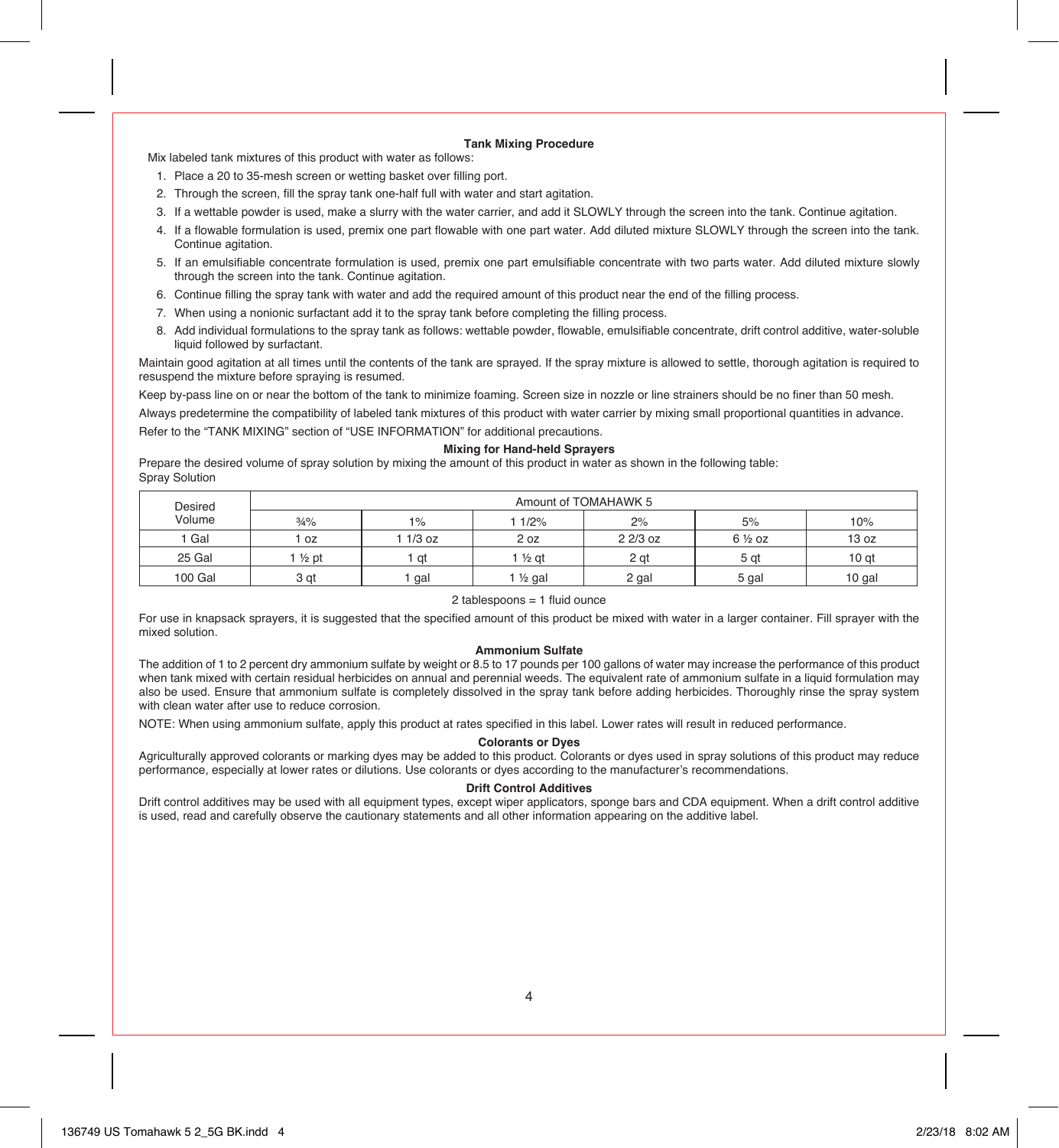### Tank Mixing Procedure

Mix labeled tank mixtures of this product with water as follows:

1. Place a 20 to 35-mesh screen or wetting basket over filling port.
2. Through the screen, fill the spray tank one-half full with water and start agitation.
3. If a wettable powder is used, make a slurry with the water carrier, and add it SLOWLY through the screen into the tank. Continue agitation.
4. If a flowable formulation is used, premix one part flowable with one part water. Add diluted mixture SLOWLY through the screen into the tank. Continue agitation.
5. If an emulsifiable concentrate formulation is used, premix one part emulsifiable concentrate with two parts water. Add diluted mixture slowly through the screen into the tank. Continue agitation.
6. Continue filling the spray tank with water and add the required amount of this product near the end of the filling process.
7. When using a nonionic surfactant add it to the spray tank before completing the filling process.
8. Add individual formulations to the spray tank as follows: wettable powder, flowable, emulsifiable concentrate, drift control additive, water-soluble liquid followed by surfactant.

Maintain good agitation at all times until the contents of the tank are sprayed. If the spray mixture is allowed to settle, thorough agitation is required to resuspend the mixture before spraying is resumed.

Keep by-pass line on or near the bottom of the tank to minimize foaming. Screen size in nozzle or line strainers should be no finer than 50 mesh.

Always predetermine the compatibility of labeled tank mixtures of this product with water carrier by mixing small proportional quantities in advance.

Refer to the "TANK MIXING" section of "USE INFORMATION" for additional precautions.

### Mixing for Hand-held Sprayers

Prepare the desired volume of spray solution by mixing the amount of this product in water as shown in the following table:

Spray Solution

| Desired Volume | Amount of TOMAHAWK 5 | | | | | |
|---|---|---|---|---|---|---|
| | ¾% | 1% | 1 1/2% | 2% | 5% | 10% |
| 1 Gal | 1 oz | 1 1/3 oz | 2 oz | 2 2/3 oz | 6 ½ oz | 13 oz |
| 25 Gal | 1 ½ pt | 1 qt | 1 ½ qt | 2 qt | 5 qt | 10 qt |
| 100 Gal | 3 qt | 1 gal | 1 ½ gal | 2 gal | 5 gal | 10 gal |

2 tablespoons = 1 fluid ounce

For use in knapsack sprayers, it is suggested that the specified amount of this product be mixed with water in a larger container. Fill sprayer with the mixed solution.

### Ammonium Sulfate

The addition of 1 to 2 percent dry ammonium sulfate by weight or 8.5 to 17 pounds per 100 gallons of water may increase the performance of this product when tank mixed with certain residual herbicides on annual and perennial weeds. The equivalent rate of ammonium sulfate in a liquid formulation may also be used. Ensure that ammonium sulfate is completely dissolved in the spray tank before adding herbicides. Thoroughly rinse the spray system with clean water after use to reduce corrosion.

NOTE: When using ammonium sulfate, apply this product at rates specified in this label. Lower rates will result in reduced performance.

### Colorants or Dyes

Agriculturally approved colorants or marking dyes may be added to this product. Colorants or dyes used in spray solutions of this product may reduce performance, especially at lower rates or dilutions. Use colorants or dyes according to the manufacturer's recommendations.

### Drift Control Additives

Drift control additives may be used with all equipment types, except wiper applicators, sponge bars and CDA equipment. When a drift control additive is used, read and carefully observe the cautionary statements and all other information appearing on the additive label.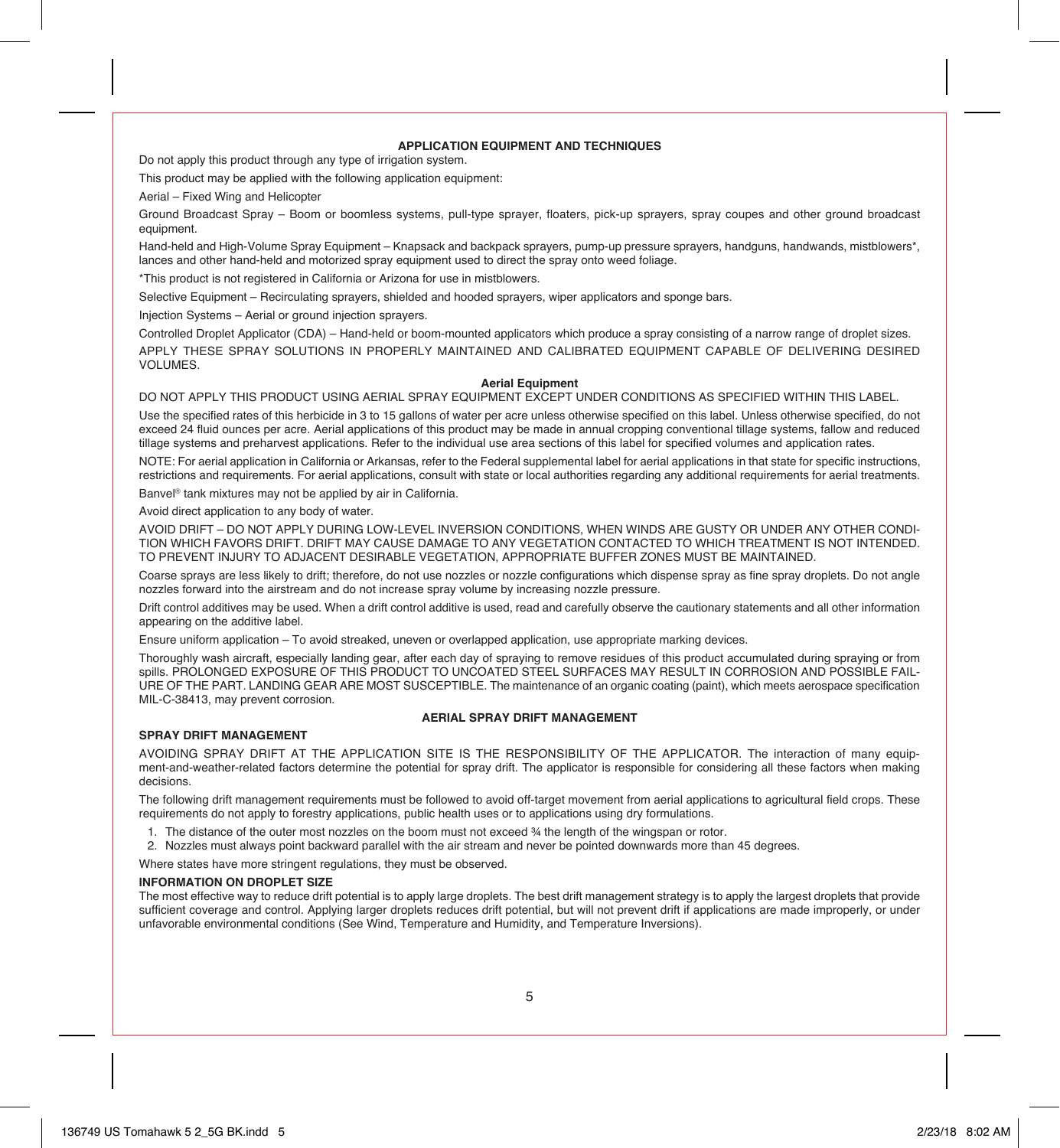## APPLICATION EQUIPMENT AND TECHNIQUES

Do not apply this product through any type of irrigation system.

This product may be applied with the following application equipment:

Aerial – Fixed Wing and Helicopter

Ground Broadcast Spray – Boom or boomless systems, pull-type sprayer, floaters, pick-up sprayers, spray coupes and other ground broadcast equipment.

Hand-held and High-Volume Spray Equipment – Knapsack and backpack sprayers, pump-up pressure sprayers, handguns, handwands, mistblowers*, lances and other hand-held and motorized spray equipment used to direct the spray onto weed foliage.

*This product is not registered in California or Arizona for use in mistblowers.

Selective Equipment – Recirculating sprayers, shielded and hooded sprayers, wiper applicators and sponge bars.

Injection Systems – Aerial or ground injection sprayers.

Controlled Droplet Applicator (CDA) – Hand-held or boom-mounted applicators which produce a spray consisting of a narrow range of droplet sizes.

APPLY THESE SPRAY SOLUTIONS IN PROPERLY MAINTAINED AND CALIBRATED EQUIPMENT CAPABLE OF DELIVERING DESIRED VOLUMES.

### Aerial Equipment

DO NOT APPLY THIS PRODUCT USING AERIAL SPRAY EQUIPMENT EXCEPT UNDER CONDITIONS AS SPECIFIED WITHIN THIS LABEL.

Use the specified rates of this herbicide in 3 to 15 gallons of water per acre unless otherwise specified on this label. Unless otherwise specified, do not exceed 24 fluid ounces per acre. Aerial applications of this product may be made in annual cropping conventional tillage systems, fallow and reduced tillage systems and preharvest applications. Refer to the individual use area sections of this label for specified volumes and application rates.

NOTE: For aerial application in California or Arkansas, refer to the Federal supplemental label for aerial applications in that state for specific instructions, restrictions and requirements. For aerial applications, consult with state or local authorities regarding any additional requirements for aerial treatments.

Banvel® tank mixtures may not be applied by air in California.

Avoid direct application to any body of water.

AVOID DRIFT – DO NOT APPLY DURING LOW-LEVEL INVERSION CONDITIONS, WHEN WINDS ARE GUSTY OR UNDER ANY OTHER CONDITION WHICH FAVORS DRIFT. DRIFT MAY CAUSE DAMAGE TO ANY VEGETATION CONTACTED TO WHICH TREATMENT IS NOT INTENDED. TO PREVENT INJURY TO ADJACENT DESIRABLE VEGETATION, APPROPRIATE BUFFER ZONES MUST BE MAINTAINED.

Coarse sprays are less likely to drift; therefore, do not use nozzles or nozzle configurations which dispense spray as fine spray droplets. Do not angle nozzles forward into the airstream and do not increase spray volume by increasing nozzle pressure.

Drift control additives may be used. When a drift control additive is used, read and carefully observe the cautionary statements and all other information appearing on the additive label.

Ensure uniform application – To avoid streaked, uneven or overlapped application, use appropriate marking devices.

Thoroughly wash aircraft, especially landing gear, after each day of spraying to remove residues of this product accumulated during spraying or from spills. PROLONGED EXPOSURE OF THIS PRODUCT TO UNCOATED STEEL SURFACES MAY RESULT IN CORROSION AND POSSIBLE FAILURE OF THE PART. LANDING GEAR ARE MOST SUSCEPTIBLE. The maintenance of an organic coating (paint), which meets aerospace specification MIL-C-38413, may prevent corrosion.

## AERIAL SPRAY DRIFT MANAGEMENT

**SPRAY DRIFT MANAGEMENT**

AVOIDING SPRAY DRIFT AT THE APPLICATION SITE IS THE RESPONSIBILITY OF THE APPLICATOR. The interaction of many equipment-and-weather-related factors determine the potential for spray drift. The applicator is responsible for considering all these factors when making decisions.

The following drift management requirements must be followed to avoid off-target movement from aerial applications to agricultural field crops. These requirements do not apply to forestry applications, public health uses or to applications using dry formulations.

1. The distance of the outer most nozzles on the boom must not exceed ¾ the length of the wingspan or rotor.
2. Nozzles must always point backward parallel with the air stream and never be pointed downwards more than 45 degrees.

Where states have more stringent regulations, they must be observed.

**INFORMATION ON DROPLET SIZE**

The most effective way to reduce drift potential is to apply large droplets. The best drift management strategy is to apply the largest droplets that provide sufficient coverage and control. Applying larger droplets reduces drift potential, but will not prevent drift if applications are made improperly, or under unfavorable environmental conditions (See Wind, Temperature and Humidity, and Temperature Inversions).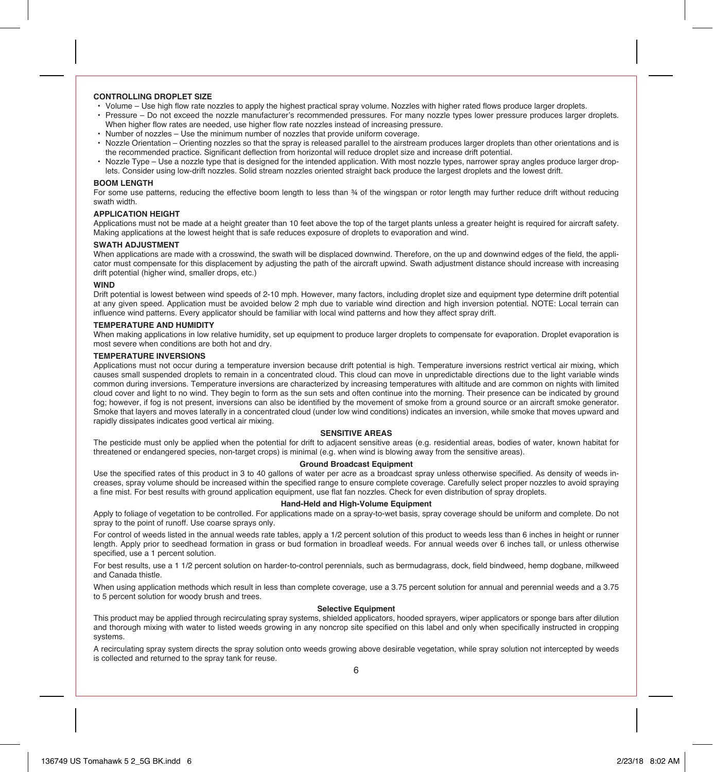### CONTROLLING DROPLET SIZE

- Volume – Use high flow rate nozzles to apply the highest practical spray volume. Nozzles with higher rated flows produce larger droplets.
- Pressure – Do not exceed the nozzle manufacturer's recommended pressures. For many nozzle types lower pressure produces larger droplets. When higher flow rates are needed, use higher flow rate nozzles instead of increasing pressure.
- Number of nozzles – Use the minimum number of nozzles that provide uniform coverage.
- Nozzle Orientation – Orienting nozzles so that the spray is released parallel to the airstream produces larger droplets than other orientations and is the recommended practice. Significant deflection from horizontal will reduce droplet size and increase drift potential.
- Nozzle Type – Use a nozzle type that is designed for the intended application. With most nozzle types, narrower spray angles produce larger droplets. Consider using low-drift nozzles. Solid stream nozzles oriented straight back produce the largest droplets and the lowest drift.

### BOOM LENGTH

For some use patterns, reducing the effective boom length to less than ¾ of the wingspan or rotor length may further reduce drift without reducing swath width.

### APPLICATION HEIGHT

Applications must not be made at a height greater than 10 feet above the top of the target plants unless a greater height is required for aircraft safety. Making applications at the lowest height that is safe reduces exposure of droplets to evaporation and wind.

### SWATH ADJUSTMENT

When applications are made with a crosswind, the swath will be displaced downwind. Therefore, on the up and downwind edges of the field, the applicator must compensate for this displacement by adjusting the path of the aircraft upwind. Swath adjustment distance should increase with increasing drift potential (higher wind, smaller drops, etc.)

### WIND

Drift potential is lowest between wind speeds of 2-10 mph. However, many factors, including droplet size and equipment type determine drift potential at any given speed. Application must be avoided below 2 mph due to variable wind direction and high inversion potential. NOTE: Local terrain can influence wind patterns. Every applicator should be familiar with local wind patterns and how they affect spray drift.

### TEMPERATURE AND HUMIDITY

When making applications in low relative humidity, set up equipment to produce larger droplets to compensate for evaporation. Droplet evaporation is most severe when conditions are both hot and dry.

### TEMPERATURE INVERSIONS

Applications must not occur during a temperature inversion because drift potential is high. Temperature inversions restrict vertical air mixing, which causes small suspended droplets to remain in a concentrated cloud. This cloud can move in unpredictable directions due to the light variable winds common during inversions. Temperature inversions are characterized by increasing temperatures with altitude and are common on nights with limited cloud cover and light to no wind. They begin to form as the sun sets and often continue into the morning. Their presence can be indicated by ground fog; however, if fog is not present, inversions can also be identified by the movement of smoke from a ground source or an aircraft smoke generator. Smoke that layers and moves laterally in a concentrated cloud (under low wind conditions) indicates an inversion, while smoke that moves upward and rapidly dissipates indicates good vertical air mixing.

### SENSITIVE AREAS

The pesticide must only be applied when the potential for drift to adjacent sensitive areas (e.g. residential areas, bodies of water, known habitat for threatened or endangered species, non-target crops) is minimal (e.g. when wind is blowing away from the sensitive areas).

### Ground Broadcast Equipment

Use the specified rates of this product in 3 to 40 gallons of water per acre as a broadcast spray unless otherwise specified. As density of weeds increases, spray volume should be increased within the specified range to ensure complete coverage. Carefully select proper nozzles to avoid spraying a fine mist. For best results with ground application equipment, use flat fan nozzles. Check for even distribution of spray droplets.

### Hand-Held and High-Volume Equipment

Apply to foliage of vegetation to be controlled. For applications made on a spray-to-wet basis, spray coverage should be uniform and complete. Do not spray to the point of runoff. Use coarse sprays only.

For control of weeds listed in the annual weeds rate tables, apply a 1/2 percent solution of this product to weeds less than 6 inches in height or runner length. Apply prior to seedhead formation in grass or bud formation in broadleaf weeds. For annual weeds over 6 inches tall, or unless otherwise specified, use a 1 percent solution.

For best results, use a 1 1/2 percent solution on harder-to-control perennials, such as bermudagrass, dock, field bindweed, hemp dogbane, milkweed and Canada thistle.

When using application methods which result in less than complete coverage, use a 3.75 percent solution for annual and perennial weeds and a 3.75 to 5 percent solution for woody brush and trees.

### Selective Equipment

This product may be applied through recirculating spray systems, shielded applicators, hooded sprayers, wiper applicators or sponge bars after dilution and thorough mixing with water to listed weeds growing in any noncrop site specified on this label and only when specifically instructed in cropping systems.

A recirculating spray system directs the spray solution onto weeds growing above desirable vegetation, while spray solution not intercepted by weeds is collected and returned to the spray tank for reuse.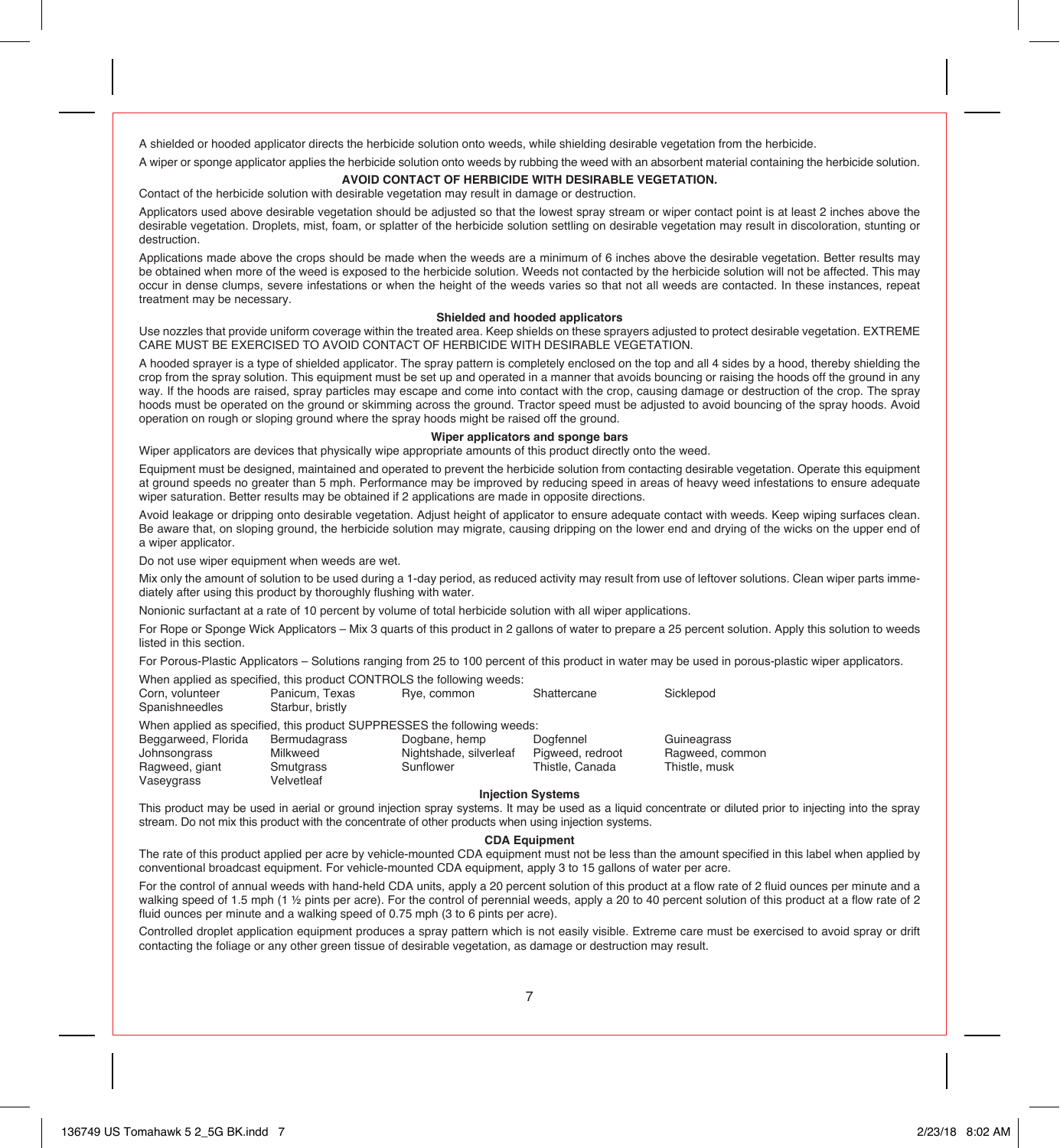A shielded or hooded applicator directs the herbicide solution onto weeds, while shielding desirable vegetation from the herbicide.

A wiper or sponge applicator applies the herbicide solution onto weeds by rubbing the weed with an absorbent material containing the herbicide solution.

**AVOID CONTACT OF HERBICIDE WITH DESIRABLE VEGETATION.**

Contact of the herbicide solution with desirable vegetation may result in damage or destruction.

Applicators used above desirable vegetation should be adjusted so that the lowest spray stream or wiper contact point is at least 2 inches above the desirable vegetation. Droplets, mist, foam, or splatter of the herbicide solution settling on desirable vegetation may result in discoloration, stunting or destruction.

Applications made above the crops should be made when the weeds are a minimum of 6 inches above the desirable vegetation. Better results may be obtained when more of the weed is exposed to the herbicide solution. Weeds not contacted by the herbicide solution will not be affected. This may occur in dense clumps, severe infestations or when the height of the weeds varies so that not all weeds are contacted. In these instances, repeat treatment may be necessary.

**Shielded and hooded applicators**

Use nozzles that provide uniform coverage within the treated area. Keep shields on these sprayers adjusted to protect desirable vegetation. EXTREME CARE MUST BE EXERCISED TO AVOID CONTACT OF HERBICIDE WITH DESIRABLE VEGETATION.

A hooded sprayer is a type of shielded applicator. The spray pattern is completely enclosed on the top and all 4 sides by a hood, thereby shielding the crop from the spray solution. This equipment must be set up and operated in a manner that avoids bouncing or raising the hoods off the ground in any way. If the hoods are raised, spray particles may escape and come into contact with the crop, causing damage or destruction of the crop. The spray hoods must be operated on the ground or skimming across the ground. Tractor speed must be adjusted to avoid bouncing of the spray hoods. Avoid operation on rough or sloping ground where the spray hoods might be raised off the ground.

**Wiper applicators and sponge bars**

Wiper applicators are devices that physically wipe appropriate amounts of this product directly onto the weed.

Equipment must be designed, maintained and operated to prevent the herbicide solution from contacting desirable vegetation. Operate this equipment at ground speeds no greater than 5 mph. Performance may be improved by reducing speed in areas of heavy weed infestations to ensure adequate wiper saturation. Better results may be obtained if 2 applications are made in opposite directions.

Avoid leakage or dripping onto desirable vegetation. Adjust height of applicator to ensure adequate contact with weeds. Keep wiping surfaces clean. Be aware that, on sloping ground, the herbicide solution may migrate, causing dripping on the lower end and drying of the wicks on the upper end of a wiper applicator.

Do not use wiper equipment when weeds are wet.

Mix only the amount of solution to be used during a 1-day period, as reduced activity may result from use of leftover solutions. Clean wiper parts immediately after using this product by thoroughly flushing with water.

Nonionic surfactant at a rate of 10 percent by volume of total herbicide solution with all wiper applications.

For Rope or Sponge Wick Applicators – Mix 3 quarts of this product in 2 gallons of water to prepare a 25 percent solution. Apply this solution to weeds listed in this section.

For Porous-Plastic Applicators – Solutions ranging from 25 to 100 percent of this product in water may be used in porous-plastic wiper applicators.

When applied as specified, this product CONTROLS the following weeds:

| | | | | |
|---|---|---|---|---|
| Corn, volunteer | Panicum, Texas | Rye, common | Shattercane | Sicklepod |
| Spanishneedles | Starbur, bristly | | | |

When applied as specified, this product SUPPRESSES the following weeds:

| | | | | |
|---|---|---|---|---|
| Beggarweed, Florida | Bermudagrass | Dogbane, hemp | Dogfennel | Guineagrass |
| Johnsongrass | Milkweed | Nightshade, silverleaf | Pigweed, redroot | Ragweed, common |
| Ragweed, giant | Smutgrass | Sunflower | Thistle, Canada | Thistle, musk |
| Vaseygrass | Velvetleaf | | | |

**Injection Systems**

This product may be used in aerial or ground injection spray systems. It may be used as a liquid concentrate or diluted prior to injecting into the spray stream. Do not mix this product with the concentrate of other products when using injection systems.

**CDA Equipment**

The rate of this product applied per acre by vehicle-mounted CDA equipment must not be less than the amount specified in this label when applied by conventional broadcast equipment. For vehicle-mounted CDA equipment, apply 3 to 15 gallons of water per acre.

For the control of annual weeds with hand-held CDA units, apply a 20 percent solution of this product at a flow rate of 2 fluid ounces per minute and a walking speed of 1.5 mph (1 ½ pints per acre). For the control of perennial weeds, apply a 20 to 40 percent solution of this product at a flow rate of 2 fluid ounces per minute and a walking speed of 0.75 mph (3 to 6 pints per acre).

Controlled droplet application equipment produces a spray pattern which is not easily visible. Extreme care must be exercised to avoid spray or drift contacting the foliage or any other green tissue of desirable vegetation, as damage or destruction may result.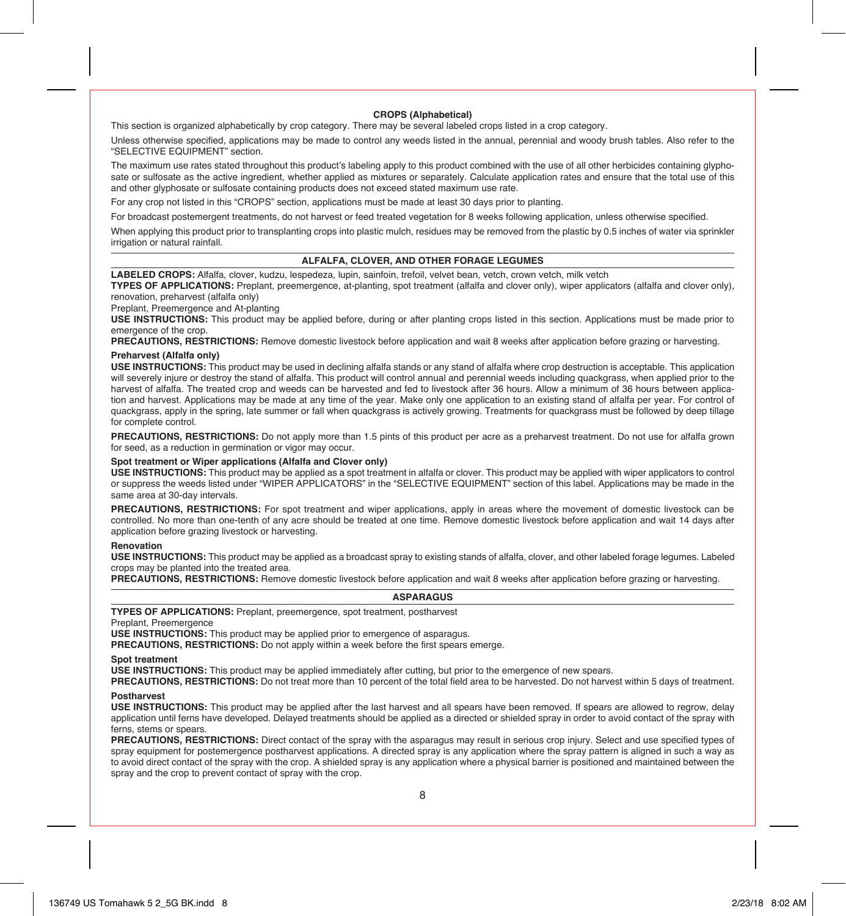## CROPS (Alphabetical)

This section is organized alphabetically by crop category. There may be several labeled crops listed in a crop category.

Unless otherwise specified, applications may be made to control any weeds listed in the annual, perennial and woody brush tables. Also refer to the "SELECTIVE EQUIPMENT" section.

The maximum use rates stated throughout this product's labeling apply to this product combined with the use of all other herbicides containing glyphosate or sulfosate as the active ingredient, whether applied as mixtures or separately. Calculate application rates and ensure that the total use of this and other glyphosate or sulfosate containing products does not exceed stated maximum use rate.

For any crop not listed in this "CROPS" section, applications must be made at least 30 days prior to planting.

For broadcast postemergent treatments, do not harvest or feed treated vegetation for 8 weeks following application, unless otherwise specified.

When applying this product prior to transplanting crops into plastic mulch, residues may be removed from the plastic by 0.5 inches of water via sprinkler irrigation or natural rainfall.

### ALFALFA, CLOVER, AND OTHER FORAGE LEGUMES

**LABELED CROPS:** Alfalfa, clover, kudzu, lespedeza, lupin, sainfoin, trefoil, velvet bean, vetch, crown vetch, milk vetch

**TYPES OF APPLICATIONS:** Preplant, preemergence, at-planting, spot treatment (alfalfa and clover only), wiper applicators (alfalfa and clover only), renovation, preharvest (alfalfa only)

Preplant, Preemergence and At-planting

**USE INSTRUCTIONS:** This product may be applied before, during or after planting crops listed in this section. Applications must be made prior to emergence of the crop.

**PRECAUTIONS, RESTRICTIONS:** Remove domestic livestock before application and wait 8 weeks after application before grazing or harvesting.

#### Preharvest (Alfalfa only)

**USE INSTRUCTIONS:** This product may be used in declining alfalfa stands or any stand of alfalfa where crop destruction is acceptable. This application will severely injure or destroy the stand of alfalfa. This product will control annual and perennial weeds including quackgrass, when applied prior to the harvest of alfalfa. The treated crop and weeds can be harvested and fed to livestock after 36 hours. Allow a minimum of 36 hours between application and harvest. Applications may be made at any time of the year. Make only one application to an existing stand of alfalfa per year. For control of quackgrass, apply in the spring, late summer or fall when quackgrass is actively growing. Treatments for quackgrass must be followed by deep tillage for complete control.

**PRECAUTIONS, RESTRICTIONS:** Do not apply more than 1.5 pints of this product per acre as a preharvest treatment. Do not use for alfalfa grown for seed, as a reduction in germination or vigor may occur.

#### Spot treatment or Wiper applications (Alfalfa and Clover only)

**USE INSTRUCTIONS:** This product may be applied as a spot treatment in alfalfa or clover. This product may be applied with wiper applicators to control or suppress the weeds listed under "WIPER APPLICATORS" in the "SELECTIVE EQUIPMENT" section of this label. Applications may be made in the same area at 30-day intervals.

**PRECAUTIONS, RESTRICTIONS:** For spot treatment and wiper applications, apply in areas where the movement of domestic livestock can be controlled. No more than one-tenth of any acre should be treated at one time. Remove domestic livestock before application and wait 14 days after application before grazing livestock or harvesting.

#### Renovation

**USE INSTRUCTIONS:** This product may be applied as a broadcast spray to existing stands of alfalfa, clover, and other labeled forage legumes. Labeled crops may be planted into the treated area.

**PRECAUTIONS, RESTRICTIONS:** Remove domestic livestock before application and wait 8 weeks after application before grazing or harvesting.

### ASPARAGUS

**TYPES OF APPLICATIONS:** Preplant, preemergence, spot treatment, postharvest

Preplant, Preemergence

**USE INSTRUCTIONS:** This product may be applied prior to emergence of asparagus.

**PRECAUTIONS, RESTRICTIONS:** Do not apply within a week before the first spears emerge.

#### Spot treatment

**USE INSTRUCTIONS:** This product may be applied immediately after cutting, but prior to the emergence of new spears.

**PRECAUTIONS, RESTRICTIONS:** Do not treat more than 10 percent of the total field area to be harvested. Do not harvest within 5 days of treatment.

#### Postharvest

**USE INSTRUCTIONS:** This product may be applied after the last harvest and all spears have been removed. If spears are allowed to regrow, delay application until ferns have developed. Delayed treatments should be applied as a directed or shielded spray in order to avoid contact of the spray with ferns, stems or spears.

**PRECAUTIONS, RESTRICTIONS:** Direct contact of the spray with the asparagus may result in serious crop injury. Select and use specified types of spray equipment for postemergence postharvest applications. A directed spray is any application where the spray pattern is aligned in such a way as to avoid direct contact of the spray with the crop. A shielded spray is any application where a physical barrier is positioned and maintained between the spray and the crop to prevent contact of spray with the crop.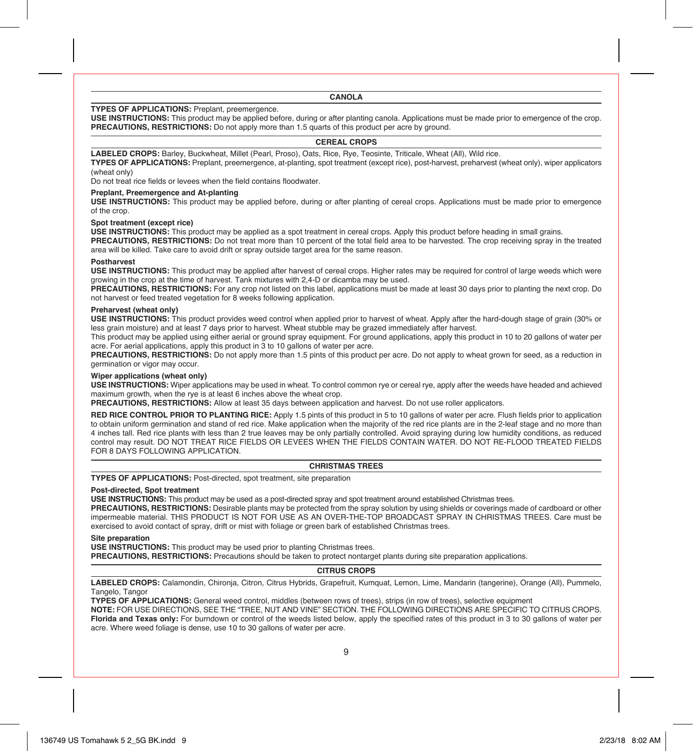## CANOLA

**TYPES OF APPLICATIONS:** Preplant, preemergence.

**USE INSTRUCTIONS:** This product may be applied before, during or after planting canola. Applications must be made prior to emergence of the crop.

**PRECAUTIONS, RESTRICTIONS:** Do not apply more than 1.5 quarts of this product per acre by ground.

## CEREAL CROPS

**LABELED CROPS:** Barley, Buckwheat, Millet (Pearl, Proso), Oats, Rice, Rye, Teosinte, Triticale, Wheat (All), Wild rice.

**TYPES OF APPLICATIONS:** Preplant, preemergence, at-planting, spot treatment (except rice), post-harvest, preharvest (wheat only), wiper applicators (wheat only)

Do not treat rice fields or levees when the field contains floodwater.

### Preplant, Preemergence and At-planting

**USE INSTRUCTIONS:** This product may be applied before, during or after planting of cereal crops. Applications must be made prior to emergence of the crop.

### Spot treatment (except rice)

**USE INSTRUCTIONS:** This product may be applied as a spot treatment in cereal crops. Apply this product before heading in small grains.

**PRECAUTIONS, RESTRICTIONS:** Do not treat more than 10 percent of the total field area to be harvested. The crop receiving spray in the treated area will be killed. Take care to avoid drift or spray outside target area for the same reason.

### Postharvest

**USE INSTRUCTIONS:** This product may be applied after harvest of cereal crops. Higher rates may be required for control of large weeds which were growing in the crop at the time of harvest. Tank mixtures with 2,4-D or dicamba may be used.

**PRECAUTIONS, RESTRICTIONS:** For any crop not listed on this label, applications must be made at least 30 days prior to planting the next crop. Do not harvest or feed treated vegetation for 8 weeks following application.

### Preharvest (wheat only)

**USE INSTRUCTIONS:** This product provides weed control when applied prior to harvest of wheat. Apply after the hard-dough stage of grain (30% or less grain moisture) and at least 7 days prior to harvest. Wheat stubble may be grazed immediately after harvest.

This product may be applied using either aerial or ground spray equipment. For ground applications, apply this product in 10 to 20 gallons of water per acre. For aerial applications, apply this product in 3 to 10 gallons of water per acre.

**PRECAUTIONS, RESTRICTIONS:** Do not apply more than 1.5 pints of this product per acre. Do not apply to wheat grown for seed, as a reduction in germination or vigor may occur.

### Wiper applications (wheat only)

**USE INSTRUCTIONS:** Wiper applications may be used in wheat. To control common rye or cereal rye, apply after the weeds have headed and achieved maximum growth, when the rye is at least 6 inches above the wheat crop.

**PRECAUTIONS, RESTRICTIONS:** Allow at least 35 days between application and harvest. Do not use roller applicators.

**RED RICE CONTROL PRIOR TO PLANTING RICE:** Apply 1.5 pints of this product in 5 to 10 gallons of water per acre. Flush fields prior to application to obtain uniform germination and stand of red rice. Make application when the majority of the red rice plants are in the 2-leaf stage and no more than 4 inches tall. Red rice plants with less than 2 true leaves may be only partially controlled. Avoid spraying during low humidity conditions, as reduced control may result. DO NOT TREAT RICE FIELDS OR LEVEES WHEN THE FIELDS CONTAIN WATER. DO NOT RE-FLOOD TREATED FIELDS FOR 8 DAYS FOLLOWING APPLICATION.

## CHRISTMAS TREES

**TYPES OF APPLICATIONS:** Post-directed, spot treatment, site preparation

### Post-directed, Spot treatment

**USE INSTRUCTIONS:** This product may be used as a post-directed spray and spot treatment around established Christmas trees.

**PRECAUTIONS, RESTRICTIONS:** Desirable plants may be protected from the spray solution by using shields or coverings made of cardboard or other impermeable material. THIS PRODUCT IS NOT FOR USE AS AN OVER-THE-TOP BROADCAST SPRAY IN CHRISTMAS TREES. Care must be exercised to avoid contact of spray, drift or mist with foliage or green bark of established Christmas trees.

### Site preparation

**USE INSTRUCTIONS:** This product may be used prior to planting Christmas trees.

**PRECAUTIONS, RESTRICTIONS:** Precautions should be taken to protect nontarget plants during site preparation applications.

## CITRUS CROPS

**LABELED CROPS:** Calamondin, Chironja, Citron, Citrus Hybrids, Grapefruit, Kumquat, Lemon, Lime, Mandarin (tangerine), Orange (All), Pummelo, Tangelo, Tangor

**TYPES OF APPLICATIONS:** General weed control, middles (between rows of trees), strips (in row of trees), selective equipment

**NOTE:** FOR USE DIRECTIONS, SEE THE "TREE, NUT AND VINE" SECTION. THE FOLLOWING DIRECTIONS ARE SPECIFIC TO CITRUS CROPS.

**Florida and Texas only:** For burndown or control of the weeds listed below, apply the specified rates of this product in 3 to 30 gallons of water per acre. Where weed foliage is dense, use 10 to 30 gallons of water per acre.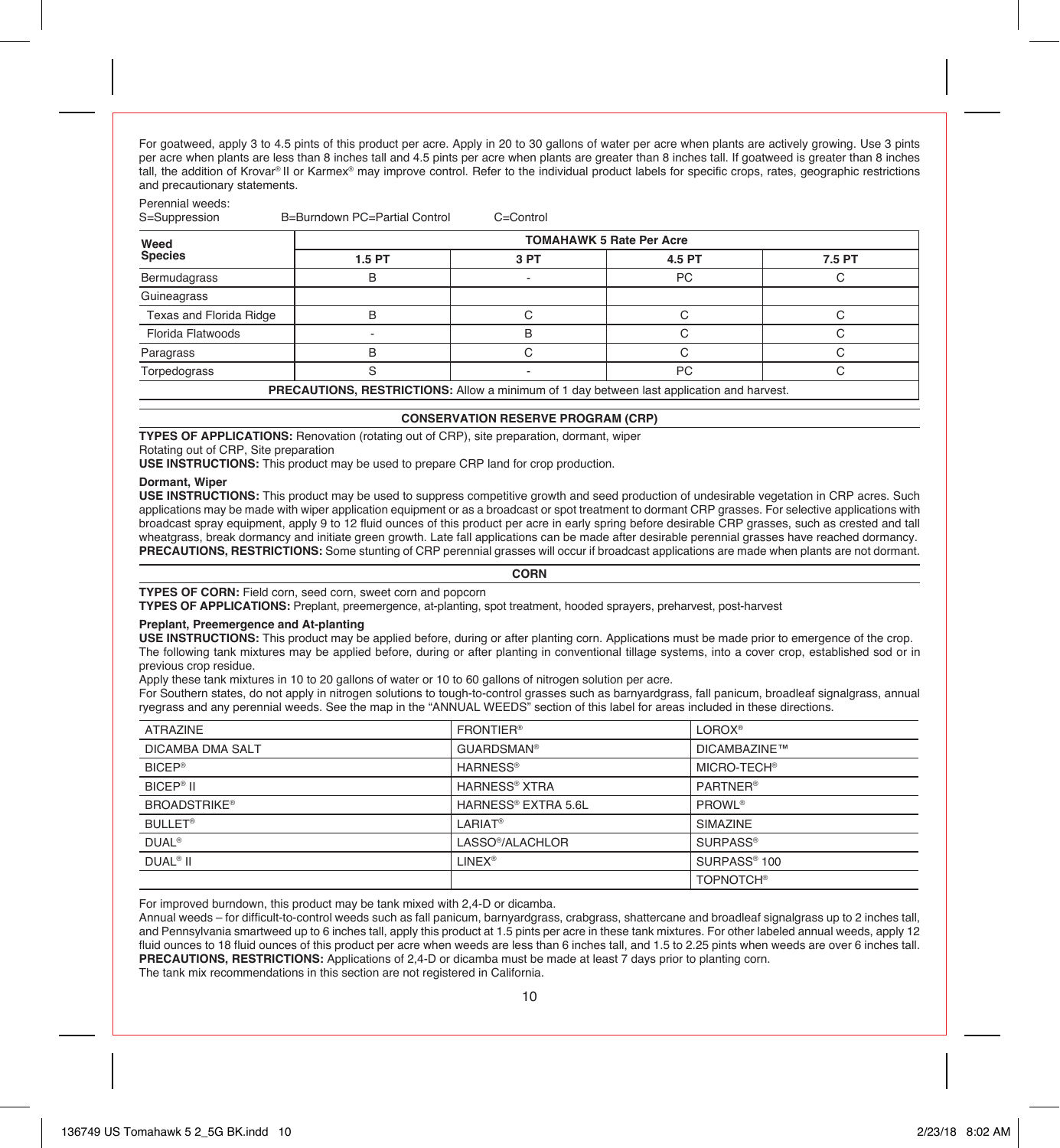For goatweed, apply 3 to 4.5 pints of this product per acre. Apply in 20 to 30 gallons of water per acre when plants are actively growing. Use 3 pints per acre when plants are less than 8 inches tall and 4.5 pints per acre when plants are greater than 8 inches tall. If goatweed is greater than 8 inches tall, the addition of Krovar® II or Karmex® may improve control. Refer to the individual product labels for specific crops, rates, geographic restrictions and precautionary statements.

Perennial weeds:
S=Suppression B=Burndown PC=Partial Control C=Control

| Weed Species | TOMAHAWK 5 Rate Per Acre | | | |
|---|---|---|---|---|
| | 1.5 PT | 3 PT | 4.5 PT | 7.5 PT |
| Bermudagrass | B | - | PC | C |
| Guineagrass | | | | |
| Texas and Florida Ridge | B | C | C | C |
| Florida Flatwoods | - | B | C | C |
| Paragrass | B | C | C | C |
| Torpedograss | S | - | PC | C |

**PRECAUTIONS, RESTRICTIONS:** Allow a minimum of 1 day between last application and harvest.

## CONSERVATION RESERVE PROGRAM (CRP)

**TYPES OF APPLICATIONS:** Renovation (rotating out of CRP), site preparation, dormant, wiper

Rotating out of CRP, Site preparation

**USE INSTRUCTIONS:** This product may be used to prepare CRP land for crop production.

**Dormant, Wiper**

**USE INSTRUCTIONS:** This product may be used to suppress competitive growth and seed production of undesirable vegetation in CRP acres. Such applications may be made with wiper application equipment or as a broadcast or spot treatment to dormant CRP grasses. For selective applications with broadcast spray equipment, apply 9 to 12 fluid ounces of this product per acre in early spring before desirable CRP grasses, such as crested and tall wheatgrass, break dormancy and initiate green growth. Late fall applications can be made after desirable perennial grasses have reached dormancy.
**PRECAUTIONS, RESTRICTIONS:** Some stunting of CRP perennial grasses will occur if broadcast applications are made when plants are not dormant.

## CORN

**TYPES OF CORN:** Field corn, seed corn, sweet corn and popcorn

**TYPES OF APPLICATIONS:** Preplant, preemergence, at-planting, spot treatment, hooded sprayers, preharvest, post-harvest

**Preplant, Preemergence and At-planting**

**USE INSTRUCTIONS:** This product may be applied before, during or after planting corn. Applications must be made prior to emergence of the crop.
The following tank mixtures may be applied before, during or after planting in conventional tillage systems, into a cover crop, established sod or in previous crop residue.

Apply these tank mixtures in 10 to 20 gallons of water or 10 to 60 gallons of nitrogen solution per acre.

For Southern states, do not apply in nitrogen solutions to tough-to-control grasses such as barnyardgrass, fall panicum, broadleaf signalgrass, annual ryegrass and any perennial weeds. See the map in the "ANNUAL WEEDS" section of this label for areas included in these directions.

| | | |
|---|---|---|
| ATRAZINE | FRONTIER® | LOROX® |
| DICAMBA DMA SALT | GUARDSMAN® | DICAMBAZINE™ |
| BICEP® | HARNESS® | MICRO-TECH® |
| BICEP® II | HARNESS® XTRA | PARTNER® |
| BROADSTRIKE® | HARNESS® EXTRA 5.6L | PROWL® |
| BULLET® | LARIAT® | SIMAZINE |
| DUAL® | LASSO®/ALACHLOR | SURPASS® |
| DUAL® II | LINEX® | SURPASS® 100 |
| | | TOPNOTCH® |

For improved burndown, this product may be tank mixed with 2,4-D or dicamba.

Annual weeds – for difficult-to-control weeds such as fall panicum, barnyardgrass, crabgrass, shattercane and broadleaf signalgrass up to 2 inches tall, and Pennsylvania smartweed up to 6 inches tall, apply this product at 1.5 pints per acre in these tank mixtures. For other labeled annual weeds, apply 12 fluid ounces to 18 fluid ounces of this product per acre when weeds are less than 6 inches tall, and 1.5 to 2.25 pints when weeds are over 6 inches tall.
**PRECAUTIONS, RESTRICTIONS:** Applications of 2,4-D or dicamba must be made at least 7 days prior to planting corn.
The tank mix recommendations in this section are not registered in California.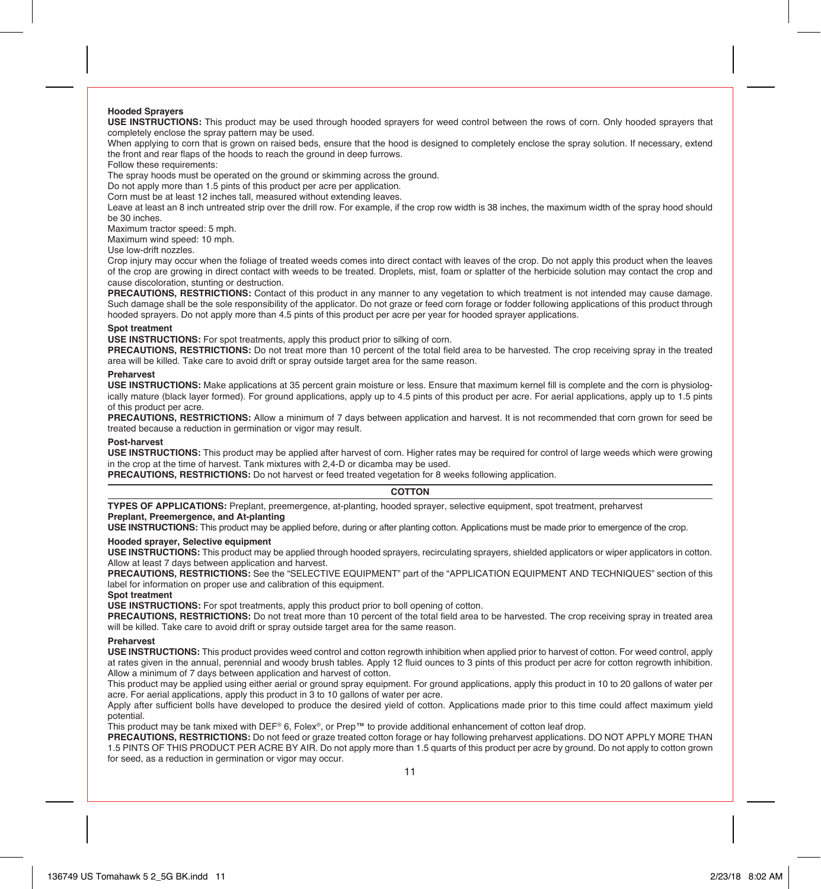**Hooded Sprayers**

**USE INSTRUCTIONS:** This product may be used through hooded sprayers for weed control between the rows of corn. Only hooded sprayers that completely enclose the spray pattern may be used.

When applying to corn that is grown on raised beds, ensure that the hood is designed to completely enclose the spray solution. If necessary, extend the front and rear flaps of the hoods to reach the ground in deep furrows.

Follow these requirements:

The spray hoods must be operated on the ground or skimming across the ground.

Do not apply more than 1.5 pints of this product per acre per application.

Corn must be at least 12 inches tall, measured without extending leaves.

Leave at least an 8 inch untreated strip over the drill row. For example, if the crop row width is 38 inches, the maximum width of the spray hood should be 30 inches.

Maximum tractor speed: 5 mph.

Maximum wind speed: 10 mph.

Use low-drift nozzles.

Crop injury may occur when the foliage of treated weeds comes into direct contact with leaves of the crop. Do not apply this product when the leaves of the crop are growing in direct contact with weeds to be treated. Droplets, mist, foam or splatter of the herbicide solution may contact the crop and cause discoloration, stunting or destruction.

**PRECAUTIONS, RESTRICTIONS:** Contact of this product in any manner to any vegetation to which treatment is not intended may cause damage. Such damage shall be the sole responsibility of the applicator. Do not graze or feed corn forage or fodder following applications of this product through hooded sprayers. Do not apply more than 4.5 pints of this product per acre per year for hooded sprayer applications.

**Spot treatment**

**USE INSTRUCTIONS:** For spot treatments, apply this product prior to silking of corn.

**PRECAUTIONS, RESTRICTIONS:** Do not treat more than 10 percent of the total field area to be harvested. The crop receiving spray in the treated area will be killed. Take care to avoid drift or spray outside target area for the same reason.

**Preharvest**

**USE INSTRUCTIONS:** Make applications at 35 percent grain moisture or less. Ensure that maximum kernel fill is complete and the corn is physiologically mature (black layer formed). For ground applications, apply up to 4.5 pints of this product per acre. For aerial applications, apply up to 1.5 pints of this product per acre.

**PRECAUTIONS, RESTRICTIONS:** Allow a minimum of 7 days between application and harvest. It is not recommended that corn grown for seed be treated because a reduction in germination or vigor may result.

**Post-harvest**

**USE INSTRUCTIONS:** This product may be applied after harvest of corn. Higher rates may be required for control of large weeds which were growing in the crop at the time of harvest. Tank mixtures with 2,4-D or dicamba may be used.

**PRECAUTIONS, RESTRICTIONS:** Do not harvest or feed treated vegetation for 8 weeks following application.

## COTTON

**TYPES OF APPLICATIONS:** Preplant, preemergence, at-planting, hooded sprayer, selective equipment, spot treatment, preharvest

**Preplant, Preemergence, and At-planting**

**USE INSTRUCTIONS:** This product may be applied before, during or after planting cotton. Applications must be made prior to emergence of the crop.

**Hooded sprayer, Selective equipment**

**USE INSTRUCTIONS:** This product may be applied through hooded sprayers, recirculating sprayers, shielded applicators or wiper applicators in cotton. Allow at least 7 days between application and harvest.

**PRECAUTIONS, RESTRICTIONS:** See the "SELECTIVE EQUIPMENT" part of the "APPLICATION EQUIPMENT AND TECHNIQUES" section of this label for information on proper use and calibration of this equipment.

**Spot treatment**

**USE INSTRUCTIONS:** For spot treatments, apply this product prior to boll opening of cotton.

**PRECAUTIONS, RESTRICTIONS:** Do not treat more than 10 percent of the total field area to be harvested. The crop receiving spray in treated area will be killed. Take care to avoid drift or spray outside target area for the same reason.

**Preharvest**

**USE INSTRUCTIONS:** This product provides weed control and cotton regrowth inhibition when applied prior to harvest of cotton. For weed control, apply at rates given in the annual, perennial and woody brush tables. Apply 12 fluid ounces to 3 pints of this product per acre for cotton regrowth inhibition. Allow a minimum of 7 days between application and harvest of cotton.

This product may be applied using either aerial or ground spray equipment. For ground applications, apply this product in 10 to 20 gallons of water per acre. For aerial applications, apply this product in 3 to 10 gallons of water per acre.

Apply after sufficient bolls have developed to produce the desired yield of cotton. Applications made prior to this time could affect maximum yield potential.

This product may be tank mixed with DEF® 6, Folex®, or Prep™ to provide additional enhancement of cotton leaf drop.

**PRECAUTIONS, RESTRICTIONS:** Do not feed or graze treated cotton forage or hay following preharvest applications. DO NOT APPLY MORE THAN 1.5 PINTS OF THIS PRODUCT PER ACRE BY AIR. Do not apply more than 1.5 quarts of this product per acre by ground. Do not apply to cotton grown for seed, as a reduction in germination or vigor may occur.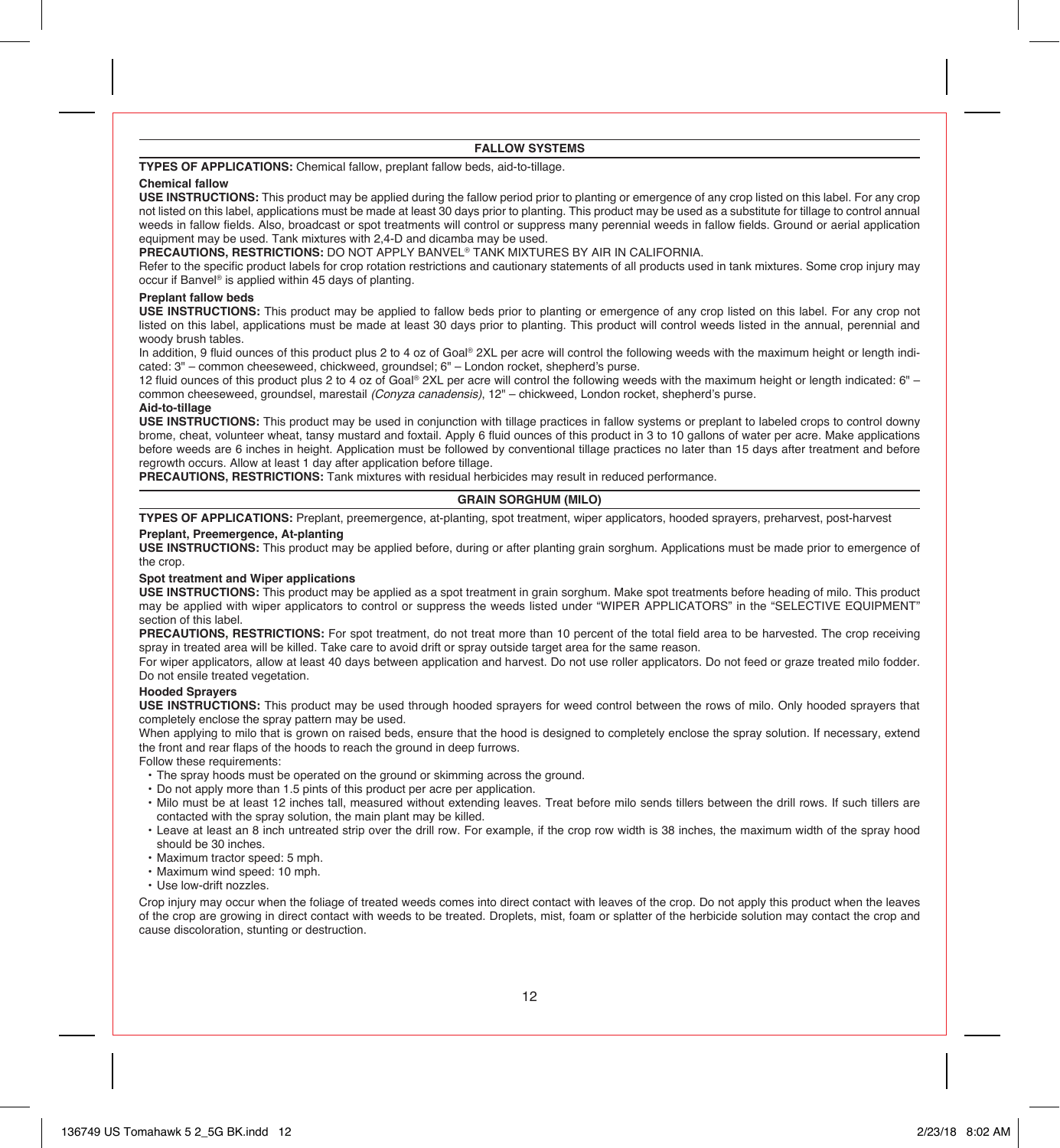## FALLOW SYSTEMS

**TYPES OF APPLICATIONS:** Chemical fallow, preplant fallow beds, aid-to-tillage.

**Chemical fallow**

**USE INSTRUCTIONS:** This product may be applied during the fallow period prior to planting or emergence of any crop listed on this label. For any crop not listed on this label, applications must be made at least 30 days prior to planting. This product may be used as a substitute for tillage to control annual weeds in fallow fields. Also, broadcast or spot treatments will control or suppress many perennial weeds in fallow fields. Ground or aerial application equipment may be used. Tank mixtures with 2,4-D and dicamba may be used.

**PRECAUTIONS, RESTRICTIONS:** DO NOT APPLY BANVEL® TANK MIXTURES BY AIR IN CALIFORNIA.

Refer to the specific product labels for crop rotation restrictions and cautionary statements of all products used in tank mixtures. Some crop injury may occur if Banvel® is applied within 45 days of planting.

**Preplant fallow beds**

**USE INSTRUCTIONS:** This product may be applied to fallow beds prior to planting or emergence of any crop listed on this label. For any crop not listed on this label, applications must be made at least 30 days prior to planting. This product will control weeds listed in the annual, perennial and woody brush tables.

In addition, 9 fluid ounces of this product plus 2 to 4 oz of Goal® 2XL per acre will control the following weeds with the maximum height or length indicated: 3" – common cheeseweed, chickweed, groundsel; 6" – London rocket, shepherd's purse.

12 fluid ounces of this product plus 2 to 4 oz of Goal® 2XL per acre will control the following weeds with the maximum height or length indicated: 6" – common cheeseweed, groundsel, marestail *(Conyza canadensis)*, 12" – chickweed, London rocket, shepherd's purse.

**Aid-to-tillage**

**USE INSTRUCTIONS:** This product may be used in conjunction with tillage practices in fallow systems or preplant to labeled crops to control downy brome, cheat, volunteer wheat, tansy mustard and foxtail. Apply 6 fluid ounces of this product in 3 to 10 gallons of water per acre. Make applications before weeds are 6 inches in height. Application must be followed by conventional tillage practices no later than 15 days after treatment and before regrowth occurs. Allow at least 1 day after application before tillage.

**PRECAUTIONS, RESTRICTIONS:** Tank mixtures with residual herbicides may result in reduced performance.

## GRAIN SORGHUM (MILO)

**TYPES OF APPLICATIONS:** Preplant, preemergence, at-planting, spot treatment, wiper applicators, hooded sprayers, preharvest, post-harvest

**Preplant, Preemergence, At-planting**

**USE INSTRUCTIONS:** This product may be applied before, during or after planting grain sorghum. Applications must be made prior to emergence of the crop.

**Spot treatment and Wiper applications**

**USE INSTRUCTIONS:** This product may be applied as a spot treatment in grain sorghum. Make spot treatments before heading of milo. This product may be applied with wiper applicators to control or suppress the weeds listed under "WIPER APPLICATORS" in the "SELECTIVE EQUIPMENT" section of this label.

**PRECAUTIONS, RESTRICTIONS:** For spot treatment, do not treat more than 10 percent of the total field area to be harvested. The crop receiving spray in treated area will be killed. Take care to avoid drift or spray outside target area for the same reason.

For wiper applicators, allow at least 40 days between application and harvest. Do not use roller applicators. Do not feed or graze treated milo fodder. Do not ensile treated vegetation.

**Hooded Sprayers**

**USE INSTRUCTIONS:** This product may be used through hooded sprayers for weed control between the rows of milo. Only hooded sprayers that completely enclose the spray pattern may be used.

When applying to milo that is grown on raised beds, ensure that the hood is designed to completely enclose the spray solution. If necessary, extend the front and rear flaps of the hoods to reach the ground in deep furrows.

Follow these requirements:

- The spray hoods must be operated on the ground or skimming across the ground.
- Do not apply more than 1.5 pints of this product per acre per application.
- Milo must be at least 12 inches tall, measured without extending leaves. Treat before milo sends tillers between the drill rows. If such tillers are contacted with the spray solution, the main plant may be killed.
- Leave at least an 8 inch untreated strip over the drill row. For example, if the crop row width is 38 inches, the maximum width of the spray hood should be 30 inches.
- Maximum tractor speed: 5 mph.
- Maximum wind speed: 10 mph.
- Use low-drift nozzles.

Crop injury may occur when the foliage of treated weeds comes into direct contact with leaves of the crop. Do not apply this product when the leaves of the crop are growing in direct contact with weeds to be treated. Droplets, mist, foam or splatter of the herbicide solution may contact the crop and cause discoloration, stunting or destruction.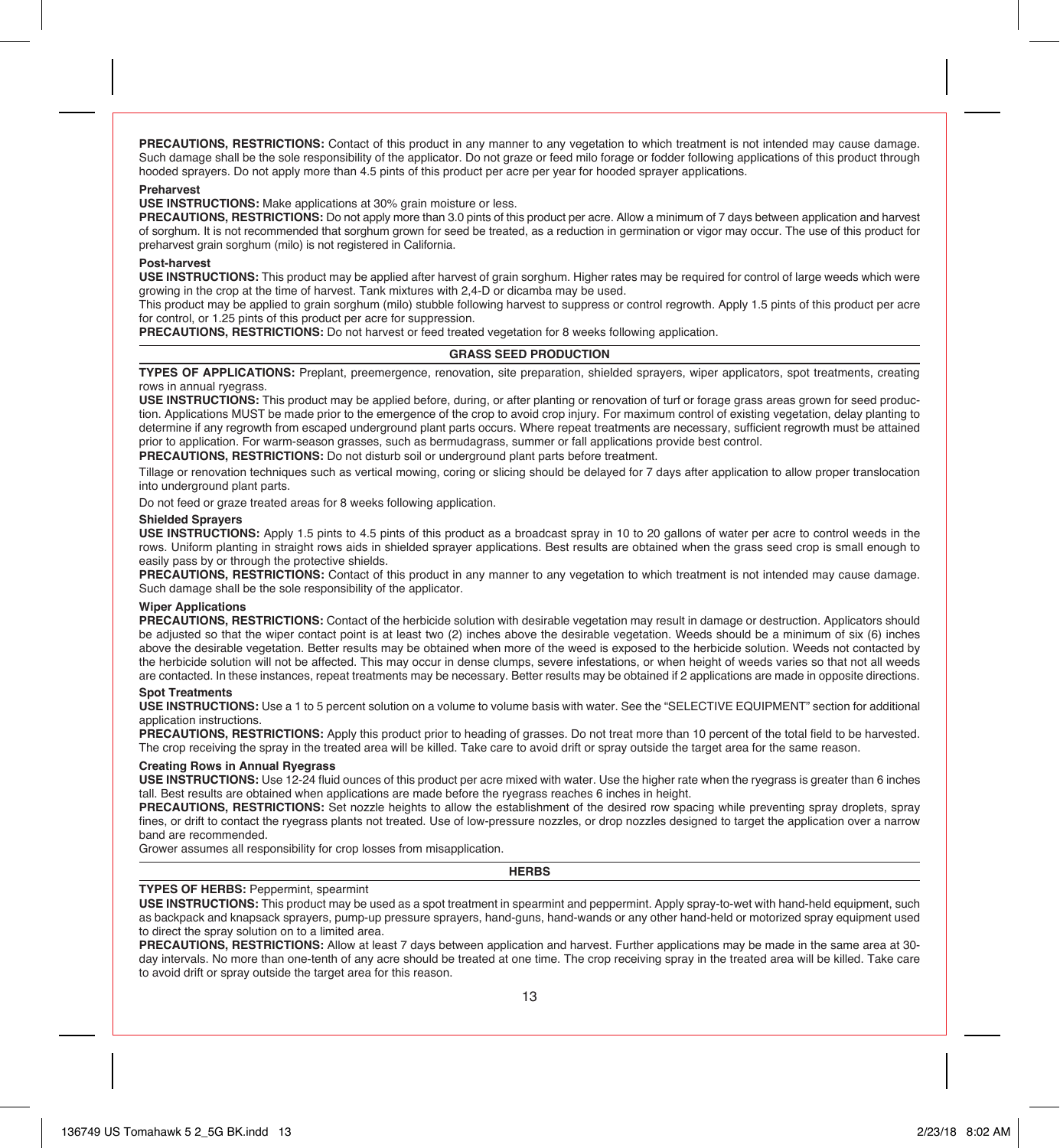**PRECAUTIONS, RESTRICTIONS:** Contact of this product in any manner to any vegetation to which treatment is not intended may cause damage. Such damage shall be the sole responsibility of the applicator. Do not graze or feed milo forage or fodder following applications of this product through hooded sprayers. Do not apply more than 4.5 pints of this product per acre per year for hooded sprayer applications.

**Preharvest**

**USE INSTRUCTIONS:** Make applications at 30% grain moisture or less.

**PRECAUTIONS, RESTRICTIONS:** Do not apply more than 3.0 pints of this product per acre. Allow a minimum of 7 days between application and harvest of sorghum. It is not recommended that sorghum grown for seed be treated, as a reduction in germination or vigor may occur. The use of this product for preharvest grain sorghum (milo) is not registered in California.

**Post-harvest**

**USE INSTRUCTIONS:** This product may be applied after harvest of grain sorghum. Higher rates may be required for control of large weeds which were growing in the crop at the time of harvest. Tank mixtures with 2,4-D or dicamba may be used.

This product may be applied to grain sorghum (milo) stubble following harvest to suppress or control regrowth. Apply 1.5 pints of this product per acre for control, or 1.25 pints of this product per acre for suppression.

**PRECAUTIONS, RESTRICTIONS:** Do not harvest or feed treated vegetation for 8 weeks following application.

## GRASS SEED PRODUCTION

**TYPES OF APPLICATIONS:** Preplant, preemergence, renovation, site preparation, shielded sprayers, wiper applicators, spot treatments, creating rows in annual ryegrass.

**USE INSTRUCTIONS:** This product may be applied before, during, or after planting or renovation of turf or forage grass areas grown for seed production. Applications MUST be made prior to the emergence of the crop to avoid crop injury. For maximum control of existing vegetation, delay planting to determine if any regrowth from escaped underground plant parts occurs. Where repeat treatments are necessary, sufficient regrowth must be attained prior to application. For warm-season grasses, such as bermudagrass, summer or fall applications provide best control.

**PRECAUTIONS, RESTRICTIONS:** Do not disturb soil or underground plant parts before treatment.

Tillage or renovation techniques such as vertical mowing, coring or slicing should be delayed for 7 days after application to allow proper translocation into underground plant parts.

Do not feed or graze treated areas for 8 weeks following application.

**Shielded Sprayers**

**USE INSTRUCTIONS:** Apply 1.5 pints to 4.5 pints of this product as a broadcast spray in 10 to 20 gallons of water per acre to control weeds in the rows. Uniform planting in straight rows aids in shielded sprayer applications. Best results are obtained when the grass seed crop is small enough to easily pass by or through the protective shields.

**PRECAUTIONS, RESTRICTIONS:** Contact of this product in any manner to any vegetation to which treatment is not intended may cause damage. Such damage shall be the sole responsibility of the applicator.

**Wiper Applications**

**PRECAUTIONS, RESTRICTIONS:** Contact of the herbicide solution with desirable vegetation may result in damage or destruction. Applicators should be adjusted so that the wiper contact point is at least two (2) inches above the desirable vegetation. Weeds should be a minimum of six (6) inches above the desirable vegetation. Better results may be obtained when more of the weed is exposed to the herbicide solution. Weeds not contacted by the herbicide solution will not be affected. This may occur in dense clumps, severe infestations, or when height of weeds varies so that not all weeds are contacted. In these instances, repeat treatments may be necessary. Better results may be obtained if 2 applications are made in opposite directions.

**Spot Treatments**

**USE INSTRUCTIONS:** Use a 1 to 5 percent solution on a volume to volume basis with water. See the "SELECTIVE EQUIPMENT" section for additional application instructions.

**PRECAUTIONS, RESTRICTIONS:** Apply this product prior to heading of grasses. Do not treat more than 10 percent of the total field to be harvested. The crop receiving the spray in the treated area will be killed. Take care to avoid drift or spray outside the target area for the same reason.

**Creating Rows in Annual Ryegrass**

**USE INSTRUCTIONS:** Use 12-24 fluid ounces of this product per acre mixed with water. Use the higher rate when the ryegrass is greater than 6 inches tall. Best results are obtained when applications are made before the ryegrass reaches 6 inches in height.

**PRECAUTIONS, RESTRICTIONS:** Set nozzle heights to allow the establishment of the desired row spacing while preventing spray droplets, spray fines, or drift to contact the ryegrass plants not treated. Use of low-pressure nozzles, or drop nozzles designed to target the application over a narrow band are recommended.

Grower assumes all responsibility for crop losses from misapplication.

## HERBS

**TYPES OF HERBS:** Peppermint, spearmint

**USE INSTRUCTIONS:** This product may be used as a spot treatment in spearmint and peppermint. Apply spray-to-wet with hand-held equipment, such as backpack and knapsack sprayers, pump-up pressure sprayers, hand-guns, hand-wands or any other hand-held or motorized spray equipment used to direct the spray solution on to a limited area.

**PRECAUTIONS, RESTRICTIONS:** Allow at least 7 days between application and harvest. Further applications may be made in the same area at 30-day intervals. No more than one-tenth of any acre should be treated at one time. The crop receiving spray in the treated area will be killed. Take care to avoid drift or spray outside the target area for this reason.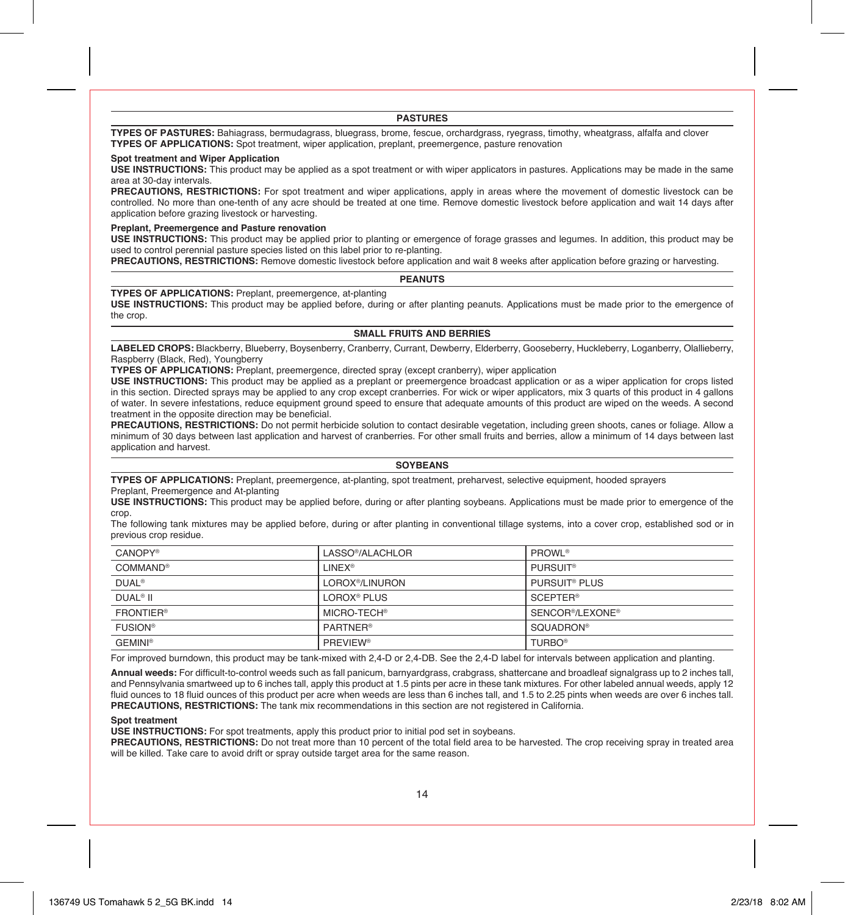## PASTURES

**TYPES OF PASTURES:** Bahiagrass, bermudagrass, bluegrass, brome, fescue, orchardgrass, ryegrass, timothy, wheatgrass, alfalfa and clover
**TYPES OF APPLICATIONS:** Spot treatment, wiper application, preplant, preemergence, pasture renovation

### Spot treatment and Wiper Application

**USE INSTRUCTIONS:** This product may be applied as a spot treatment or with wiper applicators in pastures. Applications may be made in the same area at 30-day intervals.
**PRECAUTIONS, RESTRICTIONS:** For spot treatment and wiper applications, apply in areas where the movement of domestic livestock can be controlled. No more than one-tenth of any acre should be treated at one time. Remove domestic livestock before application and wait 14 days after application before grazing livestock or harvesting.

### Preplant, Preemergence and Pasture renovation

**USE INSTRUCTIONS:** This product may be applied prior to planting or emergence of forage grasses and legumes. In addition, this product may be used to control perennial pasture species listed on this label prior to re-planting.
**PRECAUTIONS, RESTRICTIONS:** Remove domestic livestock before application and wait 8 weeks after application before grazing or harvesting.

## PEANUTS

**TYPES OF APPLICATIONS:** Preplant, preemergence, at-planting
**USE INSTRUCTIONS:** This product may be applied before, during or after planting peanuts. Applications must be made prior to the emergence of the crop.

## SMALL FRUITS AND BERRIES

**LABELED CROPS:** Blackberry, Blueberry, Boysenberry, Cranberry, Currant, Dewberry, Elderberry, Gooseberry, Huckleberry, Loganberry, Olallieberry, Raspberry (Black, Red), Youngberry
**TYPES OF APPLICATIONS:** Preplant, preemergence, directed spray (except cranberry), wiper application
**USE INSTRUCTIONS:** This product may be applied as a preplant or preemergence broadcast application or as a wiper application for crops listed in this section. Directed sprays may be applied to any crop except cranberries. For wick or wiper applicators, mix 3 quarts of this product in 4 gallons of water. In severe infestations, reduce equipment ground speed to ensure that adequate amounts of this product are wiped on the weeds. A second treatment in the opposite direction may be beneficial.
**PRECAUTIONS, RESTRICTIONS:** Do not permit herbicide solution to contact desirable vegetation, including green shoots, canes or foliage. Allow a minimum of 30 days between last application and harvest of cranberries. For other small fruits and berries, allow a minimum of 14 days between last application and harvest.

## SOYBEANS

**TYPES OF APPLICATIONS:** Preplant, preemergence, at-planting, spot treatment, preharvest, selective equipment, hooded sprayers
Preplant, Preemergence and At-planting
**USE INSTRUCTIONS:** This product may be applied before, during or after planting soybeans. Applications must be made prior to emergence of the crop.
The following tank mixtures may be applied before, during or after planting in conventional tillage systems, into a cover crop, established sod or in previous crop residue.

| | | |
|---|---|---|
| CANOPY® | LASSO®/ALACHLOR | PROWL® |
| COMMAND® | LINEX® | PURSUIT® |
| DUAL® | LOROX®/LINURON | PURSUIT® PLUS |
| DUAL® II | LOROX® PLUS | SCEPTER® |
| FRONTIER® | MICRO-TECH® | SENCOR®/LEXONE® |
| FUSION® | PARTNER® | SQUADRON® |
| GEMINI® | PREVIEW® | TURBO® |

For improved burndown, this product may be tank-mixed with 2,4-D or 2,4-DB. See the 2,4-D label for intervals between application and planting.

**Annual weeds:** For difficult-to-control weeds such as fall panicum, barnyardgrass, crabgrass, shattercane and broadleaf signalgrass up to 2 inches tall, and Pennsylvania smartweed up to 6 inches tall, apply this product at 1.5 pints per acre in these tank mixtures. For other labeled annual weeds, apply 12 fluid ounces to 18 fluid ounces of this product per acre when weeds are less than 6 inches tall, and 1.5 to 2.25 pints when weeds are over 6 inches tall.
**PRECAUTIONS, RESTRICTIONS:** The tank mix recommendations in this section are not registered in California.

### Spot treatment

**USE INSTRUCTIONS:** For spot treatments, apply this product prior to initial pod set in soybeans.
**PRECAUTIONS, RESTRICTIONS:** Do not treat more than 10 percent of the total field area to be harvested. The crop receiving spray in treated area will be killed. Take care to avoid drift or spray outside target area for the same reason.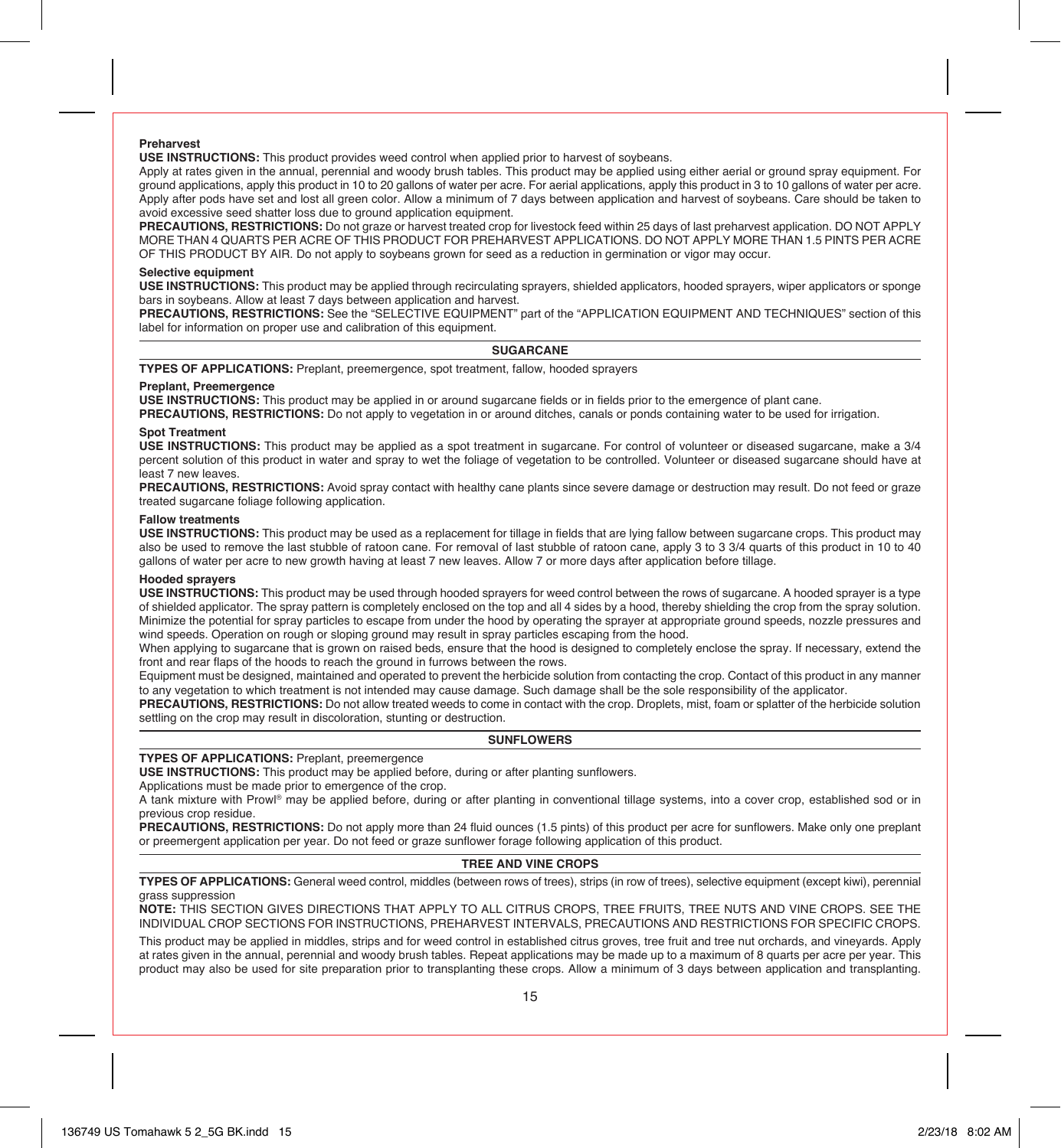**Preharvest**

**USE INSTRUCTIONS:** This product provides weed control when applied prior to harvest of soybeans.

Apply at rates given in the annual, perennial and woody brush tables. This product may be applied using either aerial or ground spray equipment. For ground applications, apply this product in 10 to 20 gallons of water per acre. For aerial applications, apply this product in 3 to 10 gallons of water per acre. Apply after pods have set and lost all green color. Allow a minimum of 7 days between application and harvest of soybeans. Care should be taken to avoid excessive seed shatter loss due to ground application equipment.

**PRECAUTIONS, RESTRICTIONS:** Do not graze or harvest treated crop for livestock feed within 25 days of last preharvest application. DO NOT APPLY MORE THAN 4 QUARTS PER ACRE OF THIS PRODUCT FOR PREHARVEST APPLICATIONS. DO NOT APPLY MORE THAN 1.5 PINTS PER ACRE OF THIS PRODUCT BY AIR. Do not apply to soybeans grown for seed as a reduction in germination or vigor may occur.

**Selective equipment**

**USE INSTRUCTIONS:** This product may be applied through recirculating sprayers, shielded applicators, hooded sprayers, wiper applicators or sponge bars in soybeans. Allow at least 7 days between application and harvest.

**PRECAUTIONS, RESTRICTIONS:** See the "SELECTIVE EQUIPMENT" part of the "APPLICATION EQUIPMENT AND TECHNIQUES" section of this label for information on proper use and calibration of this equipment.

## SUGARCANE

**TYPES OF APPLICATIONS:** Preplant, preemergence, spot treatment, fallow, hooded sprayers

**Preplant, Preemergence**

**USE INSTRUCTIONS:** This product may be applied in or around sugarcane fields or in fields prior to the emergence of plant cane.

**PRECAUTIONS, RESTRICTIONS:** Do not apply to vegetation in or around ditches, canals or ponds containing water to be used for irrigation.

**Spot Treatment**

**USE INSTRUCTIONS:** This product may be applied as a spot treatment in sugarcane. For control of volunteer or diseased sugarcane, make a 3/4 percent solution of this product in water and spray to wet the foliage of vegetation to be controlled. Volunteer or diseased sugarcane should have at least 7 new leaves.

**PRECAUTIONS, RESTRICTIONS:** Avoid spray contact with healthy cane plants since severe damage or destruction may result. Do not feed or graze treated sugarcane foliage following application.

**Fallow treatments**

**USE INSTRUCTIONS:** This product may be used as a replacement for tillage in fields that are lying fallow between sugarcane crops. This product may also be used to remove the last stubble of ratoon cane. For removal of last stubble of ratoon cane, apply 3 to 3 3/4 quarts of this product in 10 to 40 gallons of water per acre to new growth having at least 7 new leaves. Allow 7 or more days after application before tillage.

**Hooded sprayers**

**USE INSTRUCTIONS:** This product may be used through hooded sprayers for weed control between the rows of sugarcane. A hooded sprayer is a type of shielded applicator. The spray pattern is completely enclosed on the top and all 4 sides by a hood, thereby shielding the crop from the spray solution. Minimize the potential for spray particles to escape from under the hood by operating the sprayer at appropriate ground speeds, nozzle pressures and wind speeds. Operation on rough or sloping ground may result in spray particles escaping from the hood.

When applying to sugarcane that is grown on raised beds, ensure that the hood is designed to completely enclose the spray. If necessary, extend the front and rear flaps of the hoods to reach the ground in furrows between the rows.

Equipment must be designed, maintained and operated to prevent the herbicide solution from contacting the crop. Contact of this product in any manner to any vegetation to which treatment is not intended may cause damage. Such damage shall be the sole responsibility of the applicator.

**PRECAUTIONS, RESTRICTIONS:** Do not allow treated weeds to come in contact with the crop. Droplets, mist, foam or splatter of the herbicide solution settling on the crop may result in discoloration, stunting or destruction.

## SUNFLOWERS

**TYPES OF APPLICATIONS:** Preplant, preemergence

**USE INSTRUCTIONS:** This product may be applied before, during or after planting sunflowers.

Applications must be made prior to emergence of the crop.

A tank mixture with Prowl® may be applied before, during or after planting in conventional tillage systems, into a cover crop, established sod or in previous crop residue.

**PRECAUTIONS, RESTRICTIONS:** Do not apply more than 24 fluid ounces (1.5 pints) of this product per acre for sunflowers. Make only one preplant or preemergent application per year. Do not feed or graze sunflower forage following application of this product.

## TREE AND VINE CROPS

**TYPES OF APPLICATIONS:** General weed control, middles (between rows of trees), strips (in row of trees), selective equipment (except kiwi), perennial grass suppression

**NOTE:** THIS SECTION GIVES DIRECTIONS THAT APPLY TO ALL CITRUS CROPS, TREE FRUITS, TREE NUTS AND VINE CROPS. SEE THE INDIVIDUAL CROP SECTIONS FOR INSTRUCTIONS, PREHARVEST INTERVALS, PRECAUTIONS AND RESTRICTIONS FOR SPECIFIC CROPS.

This product may be applied in middles, strips and for weed control in established citrus groves, tree fruit and tree nut orchards, and vineyards. Apply at rates given in the annual, perennial and woody brush tables. Repeat applications may be made up to a maximum of 8 quarts per acre per year. This product may also be used for site preparation prior to transplanting these crops. Allow a minimum of 3 days between application and transplanting.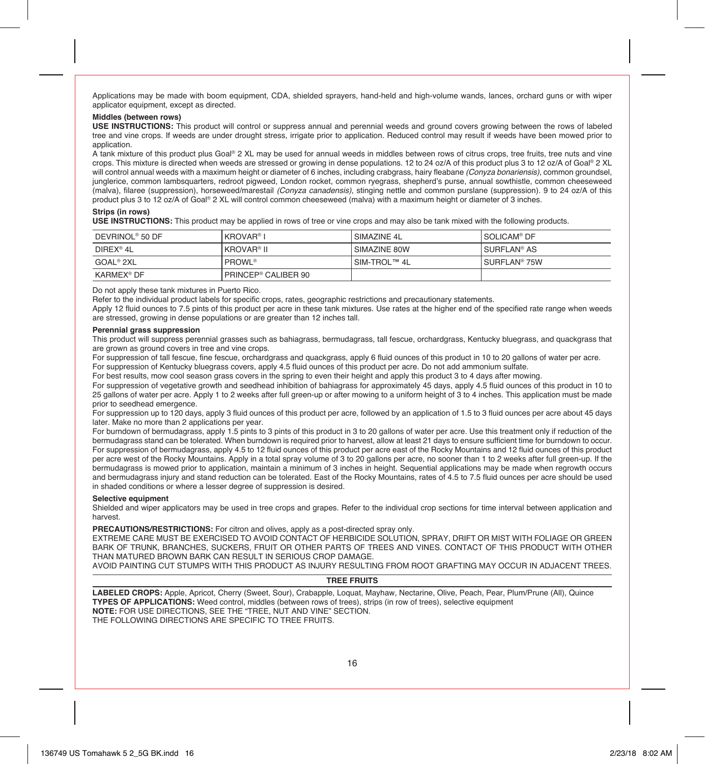Applications may be made with boom equipment, CDA, shielded sprayers, hand-held and high-volume wands, lances, orchard guns or with wiper applicator equipment, except as directed.

**Middles (between rows)**

**USE INSTRUCTIONS:** This product will control or suppress annual and perennial weeds and ground covers growing between the rows of labeled tree and vine crops. If weeds are under drought stress, irrigate prior to application. Reduced control may result if weeds have been mowed prior to application.

A tank mixture of this product plus Goal® 2 XL may be used for annual weeds in middles between rows of citrus crops, tree fruits, tree nuts and vine crops. This mixture is directed when weeds are stressed or growing in dense populations. 12 to 24 oz/A of this product plus 3 to 12 oz/A of Goal® 2 XL will control annual weeds with a maximum height or diameter of 6 inches, including crabgrass, hairy fleabane *(Conyza bonariensis)*, common groundsel, junglerice, common lambsquarters, redroot pigweed, London rocket, common ryegrass, shepherd's purse, annual sowthistle, common cheeseweed (malva), filaree (suppression), horseweed/marestail *(Conyza canadensis)*, stinging nettle and common purslane (suppression). 9 to 24 oz/A of this product plus 3 to 12 oz/A of Goal® 2 XL will control common cheeseweed (malva) with a maximum height or diameter of 3 inches.

**Strips (in rows)**

**USE INSTRUCTIONS:** This product may be applied in rows of tree or vine crops and may also be tank mixed with the following products.

| | | | |
|---|---|---|---|
| DEVRINOL® 50 DF | KROVAR® I | SIMAZINE 4L | SOLICAM® DF |
| DIREX® 4L | KROVAR® II | SIMAZINE 80W | SURFLAN® AS |
| GOAL® 2XL | PROWL® | SIM-TROL™ 4L | SURFLAN® 75W |
| KARMEX® DF | PRINCEP® CALIBER 90 | | |

Do not apply these tank mixtures in Puerto Rico.

Refer to the individual product labels for specific crops, rates, geographic restrictions and precautionary statements.

Apply 12 fluid ounces to 7.5 pints of this product per acre in these tank mixtures. Use rates at the higher end of the specified rate range when weeds are stressed, growing in dense populations or are greater than 12 inches tall.

**Perennial grass suppression**

This product will suppress perennial grasses such as bahiagrass, bermudagrass, tall fescue, orchardgrass, Kentucky bluegrass, and quackgrass that are grown as ground covers in tree and vine crops.

For suppression of tall fescue, fine fescue, orchardgrass and quackgrass, apply 6 fluid ounces of this product in 10 to 20 gallons of water per acre.

For suppression of Kentucky bluegrass covers, apply 4.5 fluid ounces of this product per acre. Do not add ammonium sulfate.

For best results, mow cool season grass covers in the spring to even their height and apply this product 3 to 4 days after mowing.

For suppression of vegetative growth and seedhead inhibition of bahiagrass for approximately 45 days, apply 4.5 fluid ounces of this product in 10 to 25 gallons of water per acre. Apply 1 to 2 weeks after full green-up or after mowing to a uniform height of 3 to 4 inches. This application must be made prior to seedhead emergence.

For suppression up to 120 days, apply 3 fluid ounces of this product per acre, followed by an application of 1.5 to 3 fluid ounces per acre about 45 days later. Make no more than 2 applications per year.

For burndown of bermudagrass, apply 1.5 pints to 3 pints of this product in 3 to 20 gallons of water per acre. Use this treatment only if reduction of the bermudagrass stand can be tolerated. When burndown is required prior to harvest, allow at least 21 days to ensure sufficient time for burndown to occur.

For suppression of bermudagrass, apply 4.5 to 12 fluid ounces of this product per acre east of the Rocky Mountains and 12 fluid ounces of this product per acre west of the Rocky Mountains. Apply in a total spray volume of 3 to 20 gallons per acre, no sooner than 1 to 2 weeks after full green-up. If the bermudagrass is mowed prior to application, maintain a minimum of 3 inches in height. Sequential applications may be made when regrowth occurs and bermudagrass injury and stand reduction can be tolerated. East of the Rocky Mountains, rates of 4.5 to 7.5 fluid ounces per acre should be used in shaded conditions or where a lesser degree of suppression is desired.

**Selective equipment**

Shielded and wiper applicators may be used in tree crops and grapes. Refer to the individual crop sections for time interval between application and harvest.

**PRECAUTIONS/RESTRICTIONS:** For citron and olives, apply as a post-directed spray only.

EXTREME CARE MUST BE EXERCISED TO AVOID CONTACT OF HERBICIDE SOLUTION, SPRAY, DRIFT OR MIST WITH FOLIAGE OR GREEN BARK OF TRUNK, BRANCHES, SUCKERS, FRUIT OR OTHER PARTS OF TREES AND VINES. CONTACT OF THIS PRODUCT WITH OTHER THAN MATURED BROWN BARK CAN RESULT IN SERIOUS CROP DAMAGE.

AVOID PAINTING CUT STUMPS WITH THIS PRODUCT AS INJURY RESULTING FROM ROOT GRAFTING MAY OCCUR IN ADJACENT TREES.

## TREE FRUITS

**LABELED CROPS:** Apple, Apricot, Cherry (Sweet, Sour), Crabapple, Loquat, Mayhaw, Nectarine, Olive, Peach, Pear, Plum/Prune (All), Quince

**TYPES OF APPLICATIONS:** Weed control, middles (between rows of trees), strips (in row of trees), selective equipment

**NOTE:** FOR USE DIRECTIONS, SEE THE "TREE, NUT AND VINE" SECTION.

THE FOLLOWING DIRECTIONS ARE SPECIFIC TO TREE FRUITS.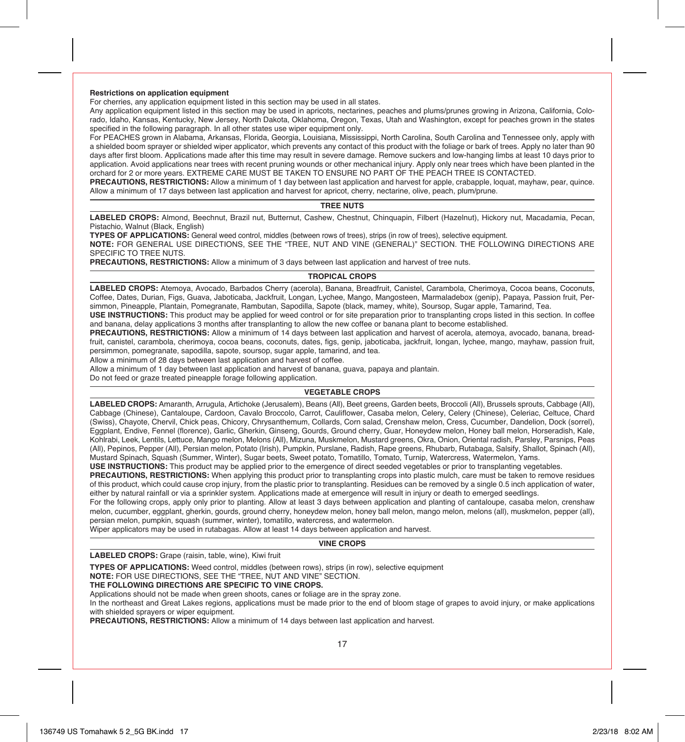**Restrictions on application equipment**

For cherries, any application equipment listed in this section may be used in all states.

Any application equipment listed in this section may be used in apricots, nectarines, peaches and plums/prunes growing in Arizona, California, Colorado, Idaho, Kansas, Kentucky, New Jersey, North Dakota, Oklahoma, Oregon, Texas, Utah and Washington, except for peaches grown in the states specified in the following paragraph. In all other states use wiper equipment only.

For PEACHES grown in Alabama, Arkansas, Florida, Georgia, Louisiana, Mississippi, North Carolina, South Carolina and Tennessee only, apply with a shielded boom sprayer or shielded wiper applicator, which prevents any contact of this product with the foliage or bark of trees. Apply no later than 90 days after first bloom. Applications made after this time may result in severe damage. Remove suckers and low-hanging limbs at least 10 days prior to application. Avoid applications near trees with recent pruning wounds or other mechanical injury. Apply only near trees which have been planted in the orchard for 2 or more years. EXTREME CARE MUST BE TAKEN TO ENSURE NO PART OF THE PEACH TREE IS CONTACTED.

**PRECAUTIONS, RESTRICTIONS:** Allow a minimum of 1 day between last application and harvest for apple, crabapple, loquat, mayhaw, pear, quince. Allow a minimum of 17 days between last application and harvest for apricot, cherry, nectarine, olive, peach, plum/prune.

## TREE NUTS

**LABELED CROPS:** Almond, Beechnut, Brazil nut, Butternut, Cashew, Chestnut, Chinquapin, Filbert (Hazelnut), Hickory nut, Macadamia, Pecan, Pistachio, Walnut (Black, English)

**TYPES OF APPLICATIONS:** General weed control, middles (between rows of trees), strips (in row of trees), selective equipment.

**NOTE:** FOR GENERAL USE DIRECTIONS, SEE THE "TREE, NUT AND VINE (GENERAL)" SECTION. THE FOLLOWING DIRECTIONS ARE SPECIFIC TO TREE NUTS.

**PRECAUTIONS, RESTRICTIONS:** Allow a minimum of 3 days between last application and harvest of tree nuts.

## TROPICAL CROPS

**LABELED CROPS:** Atemoya, Avocado, Barbados Cherry (acerola), Banana, Breadfruit, Canistel, Carambola, Cherimoya, Cocoa beans, Coconuts, Coffee, Dates, Durian, Figs, Guava, Jaboticaba, Jackfruit, Longan, Lychee, Mango, Mangosteen, Marmaladebox (genip), Papaya, Passion fruit, Persimmon, Pineapple, Plantain, Pomegranate, Rambutan, Sapodilla, Sapote (black, mamey, white), Soursop, Sugar apple, Tamarind, Tea.

**USE INSTRUCTIONS:** This product may be applied for weed control or for site preparation prior to transplanting crops listed in this section. In coffee and banana, delay applications 3 months after transplanting to allow the new coffee or banana plant to become established.

**PRECAUTIONS, RESTRICTIONS:** Allow a minimum of 14 days between last application and harvest of acerola, atemoya, avocado, banana, breadfruit, canistel, carambola, cherimoya, cocoa beans, coconuts, dates, figs, genip, jaboticaba, jackfruit, longan, lychee, mango, mayhaw, passion fruit, persimmon, pomegranate, sapodilla, sapote, soursop, sugar apple, tamarind, and tea.

Allow a minimum of 28 days between last application and harvest of coffee.

Allow a minimum of 1 day between last application and harvest of banana, guava, papaya and plantain.

Do not feed or graze treated pineapple forage following application.

## VEGETABLE CROPS

**LABELED CROPS:** Amaranth, Arrugula, Artichoke (Jerusalem), Beans (All), Beet greens, Garden beets, Broccoli (All), Brussels sprouts, Cabbage (All), Cabbage (Chinese), Cantaloupe, Cardoon, Cavalo Broccolo, Carrot, Cauliflower, Casaba melon, Celery, Celery (Chinese), Celeriac, Celtuce, Chard (Swiss), Chayote, Chervil, Chick peas, Chicory, Chrysanthemum, Collards, Corn salad, Crenshaw melon, Cress, Cucumber, Dandelion, Dock (sorrel), Eggplant, Endive, Fennel (florence), Garlic, Gherkin, Ginseng, Gourds, Ground cherry, Guar, Honeydew melon, Honey ball melon, Horseradish, Kale, Kohlrabi, Leek, Lentils, Lettuce, Mango melon, Melons (All), Mizuna, Muskmelon, Mustard greens, Okra, Onion, Oriental radish, Parsley, Parsnips, Peas (All), Pepinos, Pepper (All), Persian melon, Potato (Irish), Pumpkin, Purslane, Radish, Rape greens, Rhubarb, Rutabaga, Salsify, Shallot, Spinach (All), Mustard Spinach, Squash (Summer, Winter), Sugar beets, Sweet potato, Tomatillo, Tomato, Turnip, Watercress, Watermelon, Yams.

**USE INSTRUCTIONS:** This product may be applied prior to the emergence of direct seeded vegetables or prior to transplanting vegetables.

**PRECAUTIONS, RESTRICTIONS:** When applying this product prior to transplanting crops into plastic mulch, care must be taken to remove residues of this product, which could cause crop injury, from the plastic prior to transplanting. Residues can be removed by a single 0.5 inch application of water, either by natural rainfall or via a sprinkler system. Applications made at emergence will result in injury or death to emerged seedlings.

For the following crops, apply only prior to planting. Allow at least 3 days between application and planting of cantaloupe, casaba melon, crenshaw melon, cucumber, eggplant, gherkin, gourds, ground cherry, honeydew melon, honey ball melon, mango melon, melons (all), muskmelon, pepper (all), persian melon, pumpkin, squash (summer, winter), tomatillo, watercress, and watermelon.

Wiper applicators may be used in rutabagas. Allow at least 14 days between application and harvest.

## VINE CROPS

**LABELED CROPS:** Grape (raisin, table, wine), Kiwi fruit

**TYPES OF APPLICATIONS:** Weed control, middles (between rows), strips (in row), selective equipment

**NOTE:** FOR USE DIRECTIONS, SEE THE "TREE, NUT AND VINE" SECTION.

**THE FOLLOWING DIRECTIONS ARE SPECIFIC TO VINE CROPS.**

Applications should not be made when green shoots, canes or foliage are in the spray zone.

In the northeast and Great Lakes regions, applications must be made prior to the end of bloom stage of grapes to avoid injury, or make applications with shielded sprayers or wiper equipment.

**PRECAUTIONS, RESTRICTIONS:** Allow a minimum of 14 days between last application and harvest.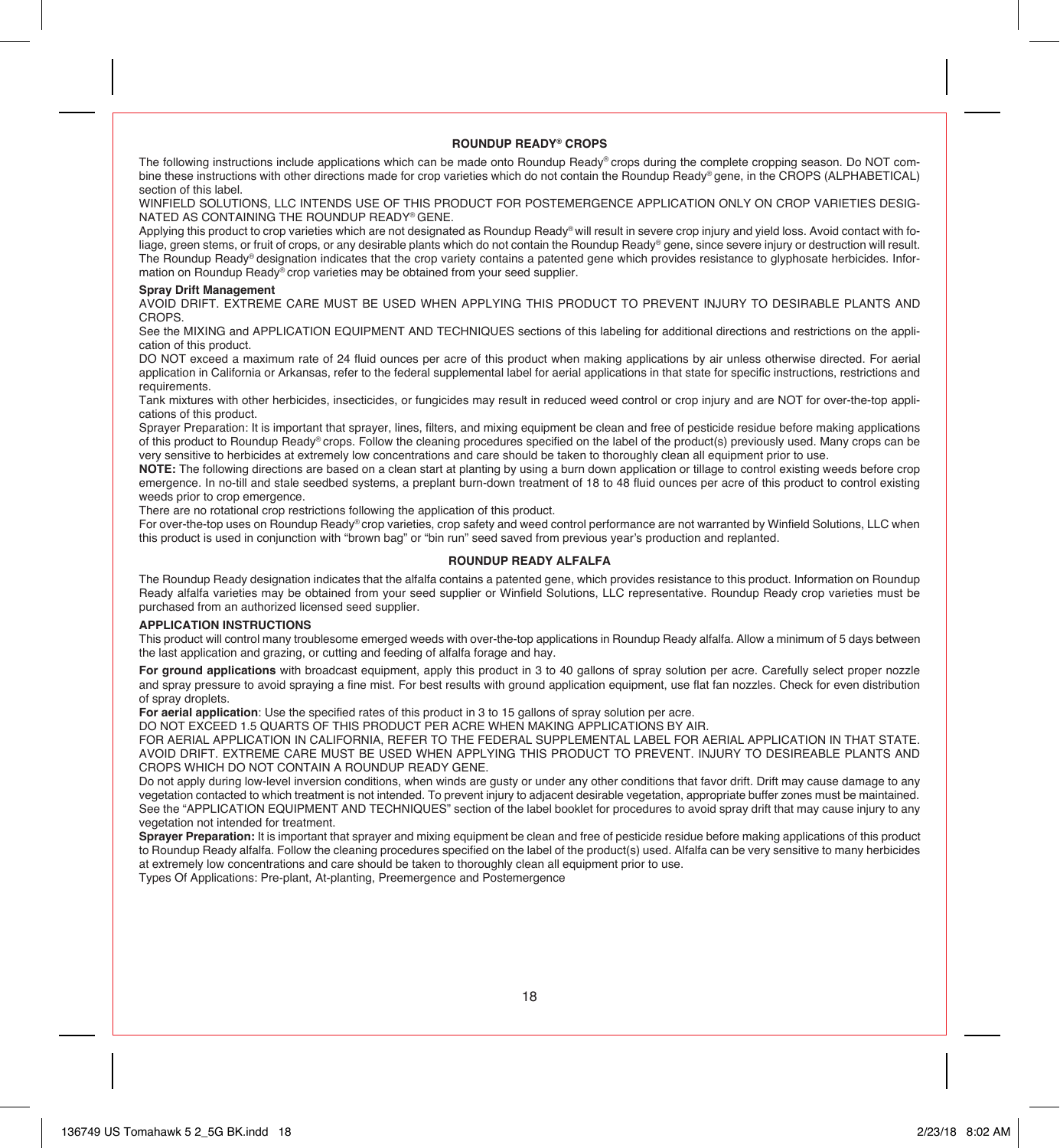## ROUNDUP READY® CROPS

The following instructions include applications which can be made onto Roundup Ready® crops during the complete cropping season. Do NOT combine these instructions with other directions made for crop varieties which do not contain the Roundup Ready® gene, in the CROPS (ALPHABETICAL) section of this label.

WINFIELD SOLUTIONS, LLC INTENDS USE OF THIS PRODUCT FOR POSTEMERGENCE APPLICATION ONLY ON CROP VARIETIES DESIGNATED AS CONTAINING THE ROUNDUP READY® GENE.

Applying this product to crop varieties which are not designated as Roundup Ready® will result in severe crop injury and yield loss. Avoid contact with foliage, green stems, or fruit of crops, or any desirable plants which do not contain the Roundup Ready® gene, since severe injury or destruction will result. The Roundup Ready® designation indicates that the crop variety contains a patented gene which provides resistance to glyphosate herbicides. Information on Roundup Ready® crop varieties may be obtained from your seed supplier.

**Spray Drift Management**

AVOID DRIFT. EXTREME CARE MUST BE USED WHEN APPLYING THIS PRODUCT TO PREVENT INJURY TO DESIRABLE PLANTS AND CROPS.

See the MIXING and APPLICATION EQUIPMENT AND TECHNIQUES sections of this labeling for additional directions and restrictions on the application of this product.

DO NOT exceed a maximum rate of 24 fluid ounces per acre of this product when making applications by air unless otherwise directed. For aerial application in California or Arkansas, refer to the federal supplemental label for aerial applications in that state for specific instructions, restrictions and requirements.

Tank mixtures with other herbicides, insecticides, or fungicides may result in reduced weed control or crop injury and are NOT for over-the-top applications of this product.

Sprayer Preparation: It is important that sprayer, lines, filters, and mixing equipment be clean and free of pesticide residue before making applications of this product to Roundup Ready® crops. Follow the cleaning procedures specified on the label of the product(s) previously used. Many crops can be very sensitive to herbicides at extremely low concentrations and care should be taken to thoroughly clean all equipment prior to use.

**NOTE:** The following directions are based on a clean start at planting by using a burn down application or tillage to control existing weeds before crop emergence. In no-till and stale seedbed systems, a preplant burn-down treatment of 18 to 48 fluid ounces per acre of this product to control existing weeds prior to crop emergence.

There are no rotational crop restrictions following the application of this product.

For over-the-top uses on Roundup Ready® crop varieties, crop safety and weed control performance are not warranted by Winfield Solutions, LLC when this product is used in conjunction with "brown bag" or "bin run" seed saved from previous year's production and replanted.

## ROUNDUP READY ALFALFA

The Roundup Ready designation indicates that the alfalfa contains a patented gene, which provides resistance to this product. Information on Roundup Ready alfalfa varieties may be obtained from your seed supplier or Winfield Solutions, LLC representative. Roundup Ready crop varieties must be purchased from an authorized licensed seed supplier.

**APPLICATION INSTRUCTIONS**

This product will control many troublesome emerged weeds with over-the-top applications in Roundup Ready alfalfa. Allow a minimum of 5 days between the last application and grazing, or cutting and feeding of alfalfa forage and hay.

**For ground applications** with broadcast equipment, apply this product in 3 to 40 gallons of spray solution per acre. Carefully select proper nozzle and spray pressure to avoid spraying a fine mist. For best results with ground application equipment, use flat fan nozzles. Check for even distribution of spray droplets.

**For aerial application**: Use the specified rates of this product in 3 to 15 gallons of spray solution per acre.

DO NOT EXCEED 1.5 QUARTS OF THIS PRODUCT PER ACRE WHEN MAKING APPLICATIONS BY AIR.

FOR AERIAL APPLICATION IN CALIFORNIA, REFER TO THE FEDERAL SUPPLEMENTAL LABEL FOR AERIAL APPLICATION IN THAT STATE. AVOID DRIFT. EXTREME CARE MUST BE USED WHEN APPLYING THIS PRODUCT TO PREVENT. INJURY TO DESIREABLE PLANTS AND CROPS WHICH DO NOT CONTAIN A ROUNDUP READY GENE.

Do not apply during low-level inversion conditions, when winds are gusty or under any other conditions that favor drift. Drift may cause damage to any vegetation contacted to which treatment is not intended. To prevent injury to adjacent desirable vegetation, appropriate buffer zones must be maintained. See the "APPLICATION EQUIPMENT AND TECHNIQUES" section of the label booklet for procedures to avoid spray drift that may cause injury to any vegetation not intended for treatment.

**Sprayer Preparation:** It is important that sprayer and mixing equipment be clean and free of pesticide residue before making applications of this product to Roundup Ready alfalfa. Follow the cleaning procedures specified on the label of the product(s) used. Alfalfa can be very sensitive to many herbicides at extremely low concentrations and care should be taken to thoroughly clean all equipment prior to use.

Types Of Applications: Pre-plant, At-planting, Preemergence and Postemergence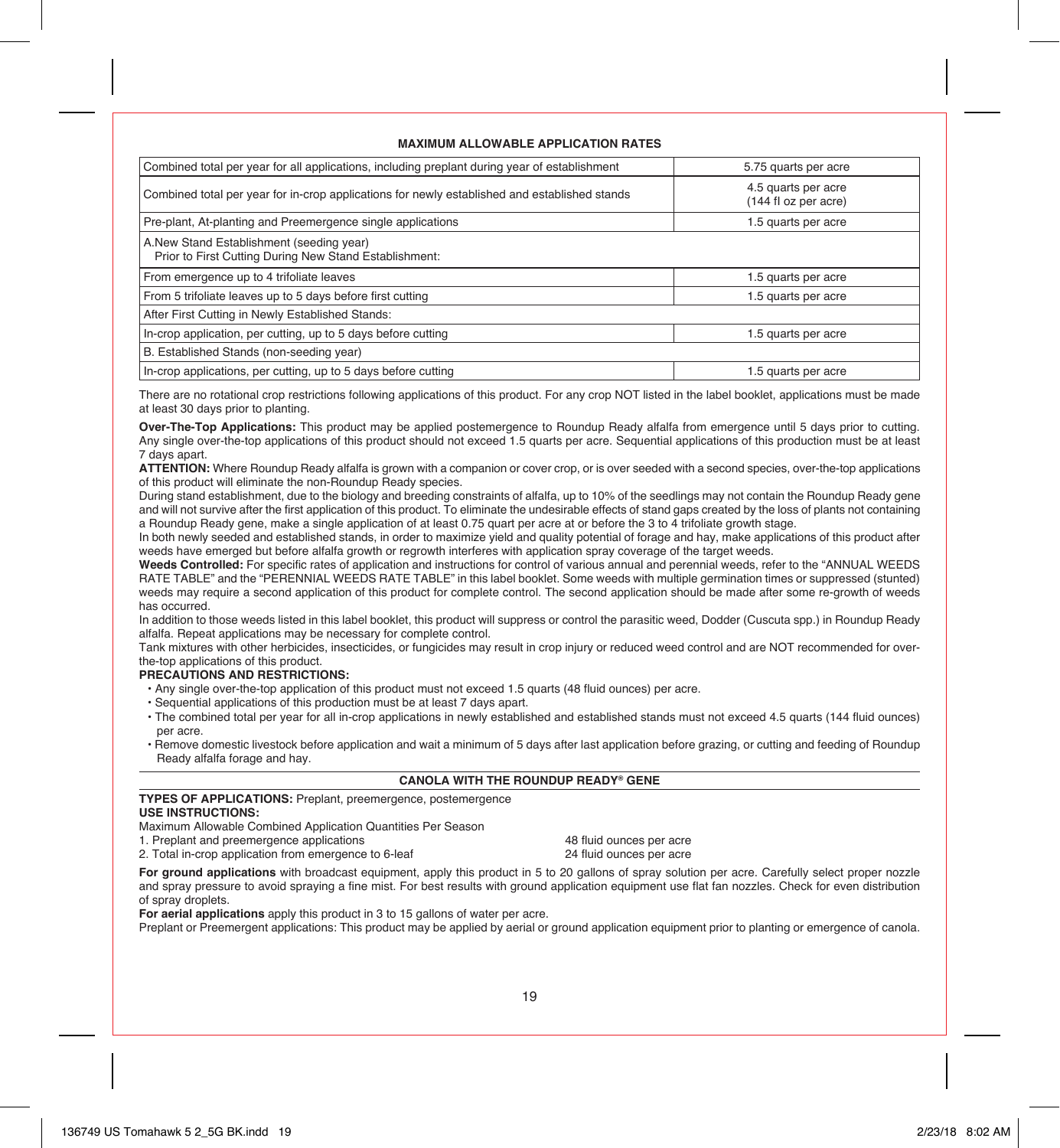**MAXIMUM ALLOWABLE APPLICATION RATES**

| | |
|---|---|
| Combined total per year for all applications, including preplant during year of establishment | 5.75 quarts per acre |
| Combined total per year for in-crop applications for newly established and established stands | 4.5 quarts per acre (144 fl oz per acre) |
| Pre-plant, At-planting and Preemergence single applications | 1.5 quarts per acre |
| A.New Stand Establishment (seeding year) Prior to First Cutting During New Stand Establishment: | |
| From emergence up to 4 trifoliate leaves | 1.5 quarts per acre |
| From 5 trifoliate leaves up to 5 days before first cutting | 1.5 quarts per acre |
| After First Cutting in Newly Established Stands: | |
| In-crop application, per cutting, up to 5 days before cutting | 1.5 quarts per acre |
| B. Established Stands (non-seeding year) | |
| In-crop applications, per cutting, up to 5 days before cutting | 1.5 quarts per acre |

There are no rotational crop restrictions following applications of this product. For any crop NOT listed in the label booklet, applications must be made at least 30 days prior to planting.

**Over-The-Top Applications:** This product may be applied postemergence to Roundup Ready alfalfa from emergence until 5 days prior to cutting. Any single over-the-top applications of this product should not exceed 1.5 quarts per acre. Sequential applications of this production must be at least 7 days apart.

**ATTENTION:** Where Roundup Ready alfalfa is grown with a companion or cover crop, or is over seeded with a second species, over-the-top applications of this product will eliminate the non-Roundup Ready species.

During stand establishment, due to the biology and breeding constraints of alfalfa, up to 10% of the seedlings may not contain the Roundup Ready gene and will not survive after the first application of this product. To eliminate the undesirable effects of stand gaps created by the loss of plants not containing a Roundup Ready gene, make a single application of at least 0.75 quart per acre at or before the 3 to 4 trifoliate growth stage.

In both newly seeded and established stands, in order to maximize yield and quality potential of forage and hay, make applications of this product after weeds have emerged but before alfalfa growth or regrowth interferes with application spray coverage of the target weeds.

**Weeds Controlled:** For specific rates of application and instructions for control of various annual and perennial weeds, refer to the "ANNUAL WEEDS RATE TABLE" and the "PERENNIAL WEEDS RATE TABLE" in this label booklet. Some weeds with multiple germination times or suppressed (stunted) weeds may require a second application of this product for complete control. The second application should be made after some re-growth of weeds has occurred.

In addition to those weeds listed in this label booklet, this product will suppress or control the parasitic weed, Dodder (Cuscuta spp.) in Roundup Ready alfalfa. Repeat applications may be necessary for complete control.

Tank mixtures with other herbicides, insecticides, or fungicides may result in crop injury or reduced weed control and are NOT recommended for over-the-top applications of this product.

**PRECAUTIONS AND RESTRICTIONS:**

- Any single over-the-top application of this product must not exceed 1.5 quarts (48 fluid ounces) per acre.
- Sequential applications of this production must be at least 7 days apart.
- The combined total per year for all in-crop applications in newly established and established stands must not exceed 4.5 quarts (144 fluid ounces) per acre.
- Remove domestic livestock before application and wait a minimum of 5 days after last application before grazing, or cutting and feeding of Roundup Ready alfalfa forage and hay.

## CANOLA WITH THE ROUNDUP READY® GENE

**TYPES OF APPLICATIONS:** Preplant, preemergence, postemergence

**USE INSTRUCTIONS:**

Maximum Allowable Combined Application Quantities Per Season

1. Preplant and preemergence applications — 48 fluid ounces per acre
2. Total in-crop application from emergence to 6-leaf — 24 fluid ounces per acre

**For ground applications** with broadcast equipment, apply this product in 5 to 20 gallons of spray solution per acre. Carefully select proper nozzle and spray pressure to avoid spraying a fine mist. For best results with ground application equipment use flat fan nozzles. Check for even distribution of spray droplets.

**For aerial applications** apply this product in 3 to 15 gallons of water per acre.

Preplant or Preemergent applications: This product may be applied by aerial or ground application equipment prior to planting or emergence of canola.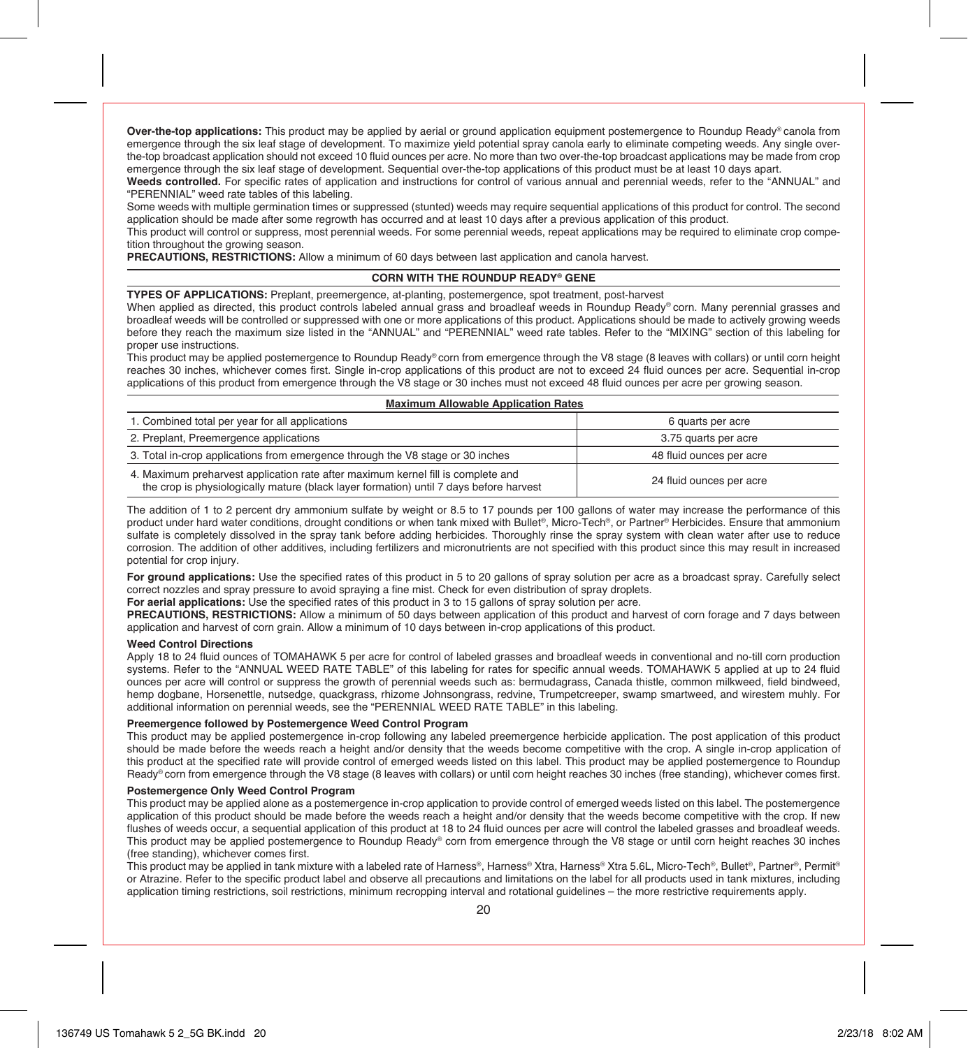**Over-the-top applications:** This product may be applied by aerial or ground application equipment postemergence to Roundup Ready® canola from emergence through the six leaf stage of development. To maximize yield potential spray canola early to eliminate competing weeds. Any single over-the-top broadcast application should not exceed 10 fluid ounces per acre. No more than two over-the-top broadcast applications may be made from crop emergence through the six leaf stage of development. Sequential over-the-top applications of this product must be at least 10 days apart.

**Weeds controlled.** For specific rates of application and instructions for control of various annual and perennial weeds, refer to the "ANNUAL" and "PERENNIAL" weed rate tables of this labeling.

Some weeds with multiple germination times or suppressed (stunted) weeds may require sequential applications of this product for control. The second application should be made after some regrowth has occurred and at least 10 days after a previous application of this product.

This product will control or suppress, most perennial weeds. For some perennial weeds, repeat applications may be required to eliminate crop competition throughout the growing season.

**PRECAUTIONS, RESTRICTIONS:** Allow a minimum of 60 days between last application and canola harvest.

## CORN WITH THE ROUNDUP READY® GENE

**TYPES OF APPLICATIONS:** Preplant, preemergence, at-planting, postemergence, spot treatment, post-harvest

When applied as directed, this product controls labeled annual grass and broadleaf weeds in Roundup Ready® corn. Many perennial grasses and broadleaf weeds will be controlled or suppressed with one or more applications of this product. Applications should be made to actively growing weeds before they reach the maximum size listed in the "ANNUAL" and "PERENNIAL" weed rate tables. Refer to the "MIXING" section of this labeling for proper use instructions.

This product may be applied postemergence to Roundup Ready® corn from emergence through the V8 stage (8 leaves with collars) or until corn height reaches 30 inches, whichever comes first. Single in-crop applications of this product are not to exceed 24 fluid ounces per acre. Sequential in-crop applications of this product from emergence through the V8 stage or 30 inches must not exceed 48 fluid ounces per acre per growing season.

| **Maximum Allowable Application Rates** | |
|---|---|
| 1. Combined total per year for all applications | 6 quarts per acre |
| 2. Preplant, Preemergence applications | 3.75 quarts per acre |
| 3. Total in-crop applications from emergence through the V8 stage or 30 inches | 48 fluid ounces per acre |
| 4. Maximum preharvest application rate after maximum kernel fill is complete and the crop is physiologically mature (black layer formation) until 7 days before harvest | 24 fluid ounces per acre |

The addition of 1 to 2 percent dry ammonium sulfate by weight or 8.5 to 17 pounds per 100 gallons of water may increase the performance of this product under hard water conditions, drought conditions or when tank mixed with Bullet®, Micro-Tech®, or Partner® Herbicides. Ensure that ammonium sulfate is completely dissolved in the spray tank before adding herbicides. Thoroughly rinse the spray system with clean water after use to reduce corrosion. The addition of other additives, including fertilizers and micronutrients are not specified with this product since this may result in increased potential for crop injury.

**For ground applications:** Use the specified rates of this product in 5 to 20 gallons of spray solution per acre as a broadcast spray. Carefully select correct nozzles and spray pressure to avoid spraying a fine mist. Check for even distribution of spray droplets.

**For aerial applications:** Use the specified rates of this product in 3 to 15 gallons of spray solution per acre.

**PRECAUTIONS, RESTRICTIONS:** Allow a minimum of 50 days between application of this product and harvest of corn forage and 7 days between application and harvest of corn grain. Allow a minimum of 10 days between in-crop applications of this product.

### Weed Control Directions

Apply 18 to 24 fluid ounces of TOMAHAWK 5 per acre for control of labeled grasses and broadleaf weeds in conventional and no-till corn production systems. Refer to the "ANNUAL WEED RATE TABLE" of this labeling for rates for specific annual weeds. TOMAHAWK 5 applied at up to 24 fluid ounces per acre will control or suppress the growth of perennial weeds such as: bermudagrass, Canada thistle, common milkweed, field bindweed, hemp dogbane, Horsenettle, nutsedge, quackgrass, rhizome Johnsongrass, redvine, Trumpetcreeper, swamp smartweed, and wirestem muhly. For additional information on perennial weeds, see the "PERENNIAL WEED RATE TABLE" in this labeling.

### Preemergence followed by Postemergence Weed Control Program

This product may be applied postemergence in-crop following any labeled preemergence herbicide application. The post application of this product should be made before the weeds reach a height and/or density that the weeds become competitive with the crop. A single in-crop application of this product at the specified rate will provide control of emerged weeds listed on this label. This product may be applied postemergence to Roundup Ready® corn from emergence through the V8 stage (8 leaves with collars) or until corn height reaches 30 inches (free standing), whichever comes first.

### Postemergence Only Weed Control Program

This product may be applied alone as a postemergence in-crop application to provide control of emerged weeds listed on this label. The postemergence application of this product should be made before the weeds reach a height and/or density that the weeds become competitive with the crop. If new flushes of weeds occur, a sequential application of this product at 18 to 24 fluid ounces per acre will control the labeled grasses and broadleaf weeds. This product may be applied postemergence to Roundup Ready® corn from emergence through the V8 stage or until corn height reaches 30 inches (free standing), whichever comes first.

This product may be applied in tank mixture with a labeled rate of Harness®, Harness® Xtra, Harness® Xtra 5.6L, Micro-Tech®, Bullet®, Partner®, Permit® or Atrazine. Refer to the specific product label and observe all precautions and limitations on the label for all products used in tank mixtures, including application timing restrictions, soil restrictions, minimum recropping interval and rotational guidelines – the more restrictive requirements apply.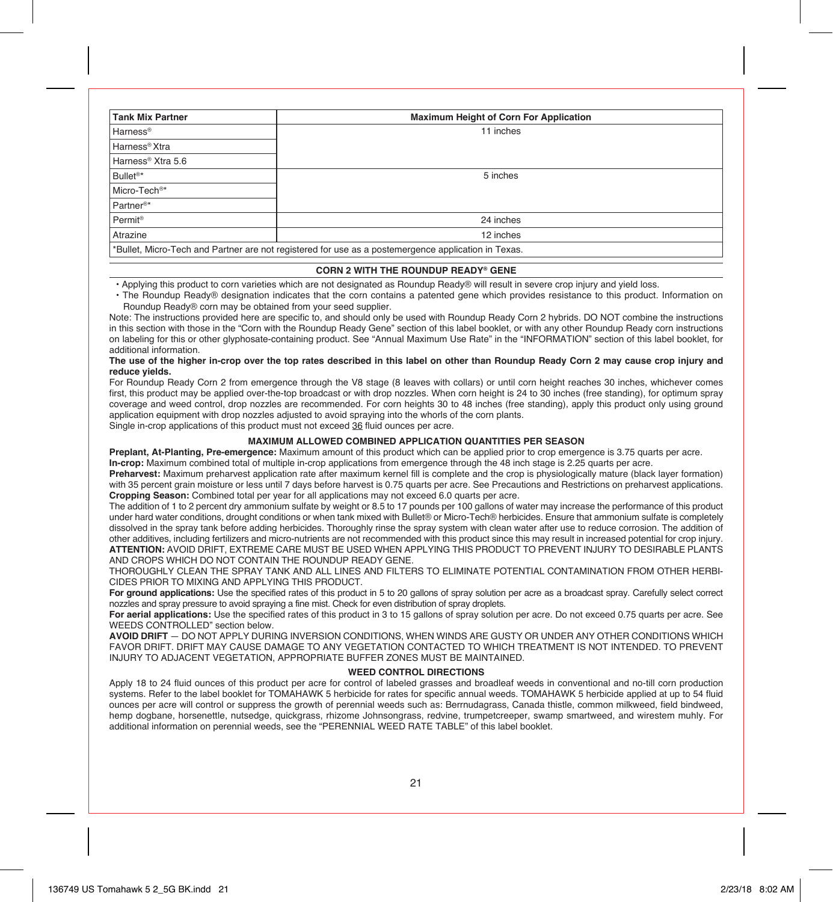| Tank Mix Partner | Maximum Height of Corn For Application |
|---|---|
| Harness® | 11 inches |
| Harness® Xtra | |
| Harness® Xtra 5.6 | |
| Bullet®* | 5 inches |
| Micro-Tech®* | |
| Partner®* | |
| Permit® | 24 inches |
| Atrazine | 12 inches |

*Bullet, Micro-Tech and Partner are not registered for use as a postemergence application in Texas.

### CORN 2 WITH THE ROUNDUP READY® GENE

- Applying this product to corn varieties which are not designated as Roundup Ready® will result in severe crop injury and yield loss.
- The Roundup Ready® designation indicates that the corn contains a patented gene which provides resistance to this product. Information on Roundup Ready® corn may be obtained from your seed supplier.

Note: The instructions provided here are specific to, and should only be used with Roundup Ready Corn 2 hybrids. DO NOT combine the instructions in this section with those in the "Corn with the Roundup Ready Gene" section of this label booklet, or with any other Roundup Ready corn instructions on labeling for this or other glyphosate-containing product. See "Annual Maximum Use Rate" in the "INFORMATION" section of this label booklet, for additional information.

**The use of the higher in-crop over the top rates described in this label on other than Roundup Ready Corn 2 may cause crop injury and reduce yields.**

For Roundup Ready Corn 2 from emergence through the V8 stage (8 leaves with collars) or until corn height reaches 30 inches, whichever comes first, this product may be applied over-the-top broadcast or with drop nozzles. When corn height is 24 to 30 inches (free standing), for optimum spray coverage and weed control, drop nozzles are recommended. For corn heights 30 to 48 inches (free standing), apply this product only using ground application equipment with drop nozzles adjusted to avoid spraying into the whorls of the corn plants.

Single in-crop applications of this product must not exceed 36 fluid ounces per acre.

#### MAXIMUM ALLOWED COMBINED APPLICATION QUANTITIES PER SEASON

**Preplant, At-Planting, Pre-emergence:** Maximum amount of this product which can be applied prior to crop emergence is 3.75 quarts per acre.

**In-crop:** Maximum combined total of multiple in-crop applications from emergence through the 48 inch stage is 2.25 quarts per acre.

**Preharvest:** Maximum preharvest application rate after maximum kernel fill is complete and the crop is physiologically mature (black layer formation) with 35 percent grain moisture or less until 7 days before harvest is 0.75 quarts per acre. See Precautions and Restrictions on preharvest applications.

**Cropping Season:** Combined total per year for all applications may not exceed 6.0 quarts per acre.

The addition of 1 to 2 percent dry ammonium sulfate by weight or 8.5 to 17 pounds per 100 gallons of water may increase the performance of this product under hard water conditions, drought conditions or when tank mixed with Bullet® or Micro-Tech® herbicides. Ensure that ammonium sulfate is completely dissolved in the spray tank before adding herbicides. Thoroughly rinse the spray system with clean water after use to reduce corrosion. The addition of other additives, including fertilizers and micro-nutrients are not recommended with this product since this may result in increased potential for crop injury.

**ATTENTION:** AVOID DRIFT, EXTREME CARE MUST BE USED WHEN APPLYING THIS PRODUCT TO PREVENT INJURY TO DESIRABLE PLANTS AND CROPS WHICH DO NOT CONTAIN THE ROUNDUP READY GENE.

THOROUGHLY CLEAN THE SPRAY TANK AND ALL LINES AND FILTERS TO ELIMINATE POTENTIAL CONTAMINATION FROM OTHER HERBICIDES PRIOR TO MIXING AND APPLYING THIS PRODUCT.

**For ground applications:** Use the specified rates of this product in 5 to 20 gallons of spray solution per acre as a broadcast spray. Carefully select correct nozzles and spray pressure to avoid spraying a fine mist. Check for even distribution of spray droplets.

**For aerial applications:** Use the specified rates of this product in 3 to 15 gallons of spray solution per acre. Do not exceed 0.75 quarts per acre. See WEEDS CONTROLLED" section below.

**AVOID DRIFT** — DO NOT APPLY DURING INVERSION CONDITIONS, WHEN WINDS ARE GUSTY OR UNDER ANY OTHER CONDITIONS WHICH FAVOR DRIFT. DRIFT MAY CAUSE DAMAGE TO ANY VEGETATION CONTACTED TO WHICH TREATMENT IS NOT INTENDED. TO PREVENT INJURY TO ADJACENT VEGETATION, APPROPRIATE BUFFER ZONES MUST BE MAINTAINED.

#### WEED CONTROL DIRECTIONS

Apply 18 to 24 fluid ounces of this product per acre for control of labeled grasses and broadleaf weeds in conventional and no-till corn production systems. Refer to the label booklet for TOMAHAWK 5 herbicide for rates for specific annual weeds. TOMAHAWK 5 herbicide applied at up to 54 fluid ounces per acre will control or suppress the growth of perennial weeds such as: Berrnudagrass, Canada thistle, common milkweed, field bindweed, hemp dogbane, horsenettle, nutsedge, quickgrass, rhizome Johnsongrass, redvine, trumpetcreeper, swamp smartweed, and wirestem muhly. For additional information on perennial weeds, see the "PERENNIAL WEED RATE TABLE" of this label booklet.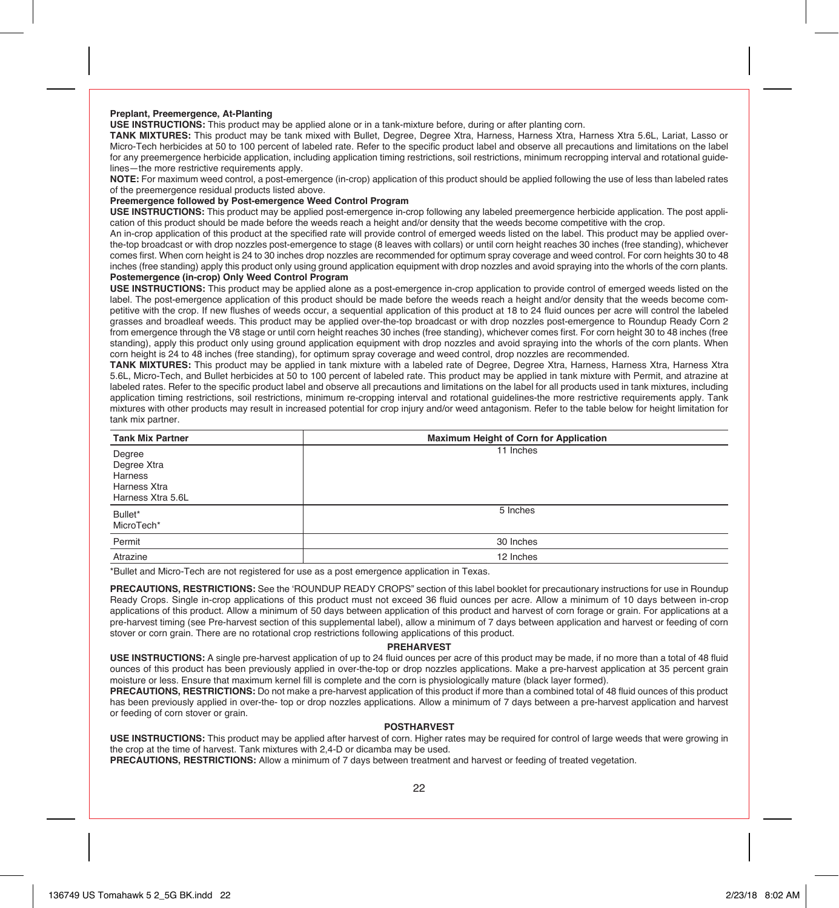**Preplant, Preemergence, At-Planting**

**USE INSTRUCTIONS:** This product may be applied alone or in a tank-mixture before, during or after planting corn.

**TANK MIXTURES:** This product may be tank mixed with Bullet, Degree, Degree Xtra, Harness, Harness Xtra, Harness Xtra 5.6L, Lariat, Lasso or Micro-Tech herbicides at 50 to 100 percent of labeled rate. Refer to the specific product label and observe all precautions and limitations on the label for any preemergence herbicide application, including application timing restrictions, soil restrictions, minimum recropping interval and rotational guide-lines—the more restrictive requirements apply.

**NOTE:** For maximum weed control, a post-emergence (in-crop) application of this product should be applied following the use of less than labeled rates of the preemergence residual products listed above.

**Preemergence followed by Post-emergence Weed Control Program**

**USE INSTRUCTIONS:** This product may be applied post-emergence in-crop following any labeled preemergence herbicide application. The post application of this product should be made before the weeds reach a height and/or density that the weeds become competitive with the crop.

An in-crop application of this product at the specified rate will provide control of emerged weeds listed on the label. This product may be applied over-the-top broadcast or with drop nozzles post-emergence to stage (8 leaves with collars) or until corn height reaches 30 inches (free standing), whichever comes first. When corn height is 24 to 30 inches drop nozzles are recommended for optimum spray coverage and weed control. For corn heights 30 to 48 inches (free standing) apply this product only using ground application equipment with drop nozzles and avoid spraying into the whorls of the corn plants.

**Postemergence (in-crop) Only Weed Control Program**

**USE INSTRUCTIONS:** This product may be applied alone as a post-emergence in-crop application to provide control of emerged weeds listed on the label. The post-emergence application of this product should be made before the weeds reach a height and/or density that the weeds become competitive with the crop. If new flushes of weeds occur, a sequential application of this product at 18 to 24 fluid ounces per acre will control the labeled grasses and broadleaf weeds. This product may be applied over-the-top broadcast or with drop nozzles post-emergence to Roundup Ready Corn 2 from emergence through the V8 stage or until corn height reaches 30 inches (free standing), whichever comes first. For corn height 30 to 48 inches (free standing), apply this product only using ground application equipment with drop nozzles and avoid spraying into the whorls of the corn plants. When corn height is 24 to 48 inches (free standing), for optimum spray coverage and weed control, drop nozzles are recommended.

**TANK MIXTURES:** This product may be applied in tank mixture with a labeled rate of Degree, Degree Xtra, Harness, Harness Xtra, Harness Xtra 5.6L, Micro-Tech, and Bullet herbicides at 50 to 100 percent of labeled rate. This product may be applied in tank mixture with Permit, and atrazine at labeled rates. Refer to the specific product label and observe all precautions and limitations on the label for all products used in tank mixtures, including application timing restrictions, soil restrictions, minimum re-cropping interval and rotational guidelines-the more restrictive requirements apply. Tank mixtures with other products may result in increased potential for crop injury and/or weed antagonism. Refer to the table below for height limitation for tank mix partner.

| Tank Mix Partner | Maximum Height of Corn for Application |
|---|---|
| Degree<br>Degree Xtra<br>Harness<br>Harness Xtra<br>Harness Xtra 5.6L | 11 Inches |
| Bullet*<br>MicroTech* | 5 Inches |
| Permit | 30 Inches |
| Atrazine | 12 Inches |

*Bullet and Micro-Tech are not registered for use as a post emergence application in Texas.

**PRECAUTIONS, RESTRICTIONS:** See the 'ROUNDUP READY CROPS" section of this label booklet for precautionary instructions for use in Roundup Ready Crops. Single in-crop applications of this product must not exceed 36 fluid ounces per acre. Allow a minimum of 10 days between in-crop applications of this product. Allow a minimum of 50 days between application of this product and harvest of corn forage or grain. For applications at a pre-harvest timing (see Pre-harvest section of this supplemental label), allow a minimum of 7 days between application and harvest or feeding of corn stover or corn grain. There are no rotational crop restrictions following applications of this product.

**PREHARVEST**

**USE INSTRUCTIONS:** A single pre-harvest application of up to 24 fluid ounces per acre of this product may be made, if no more than a total of 48 fluid ounces of this product has been previously applied in over-the-top or drop nozzles applications. Make a pre-harvest application at 35 percent grain moisture or less. Ensure that maximum kernel fill is complete and the corn is physiologically mature (black layer formed).

**PRECAUTIONS, RESTRICTIONS:** Do not make a pre-harvest application of this product if more than a combined total of 48 fluid ounces of this product has been previously applied in over-the- top or drop nozzles applications. Allow a minimum of 7 days between a pre-harvest application and harvest or feeding of corn stover or grain.

**POSTHARVEST**

**USE INSTRUCTIONS:** This product may be applied after harvest of corn. Higher rates may be required for control of large weeds that were growing in the crop at the time of harvest. Tank mixtures with 2,4-D or dicamba may be used.

**PRECAUTIONS, RESTRICTIONS:** Allow a minimum of 7 days between treatment and harvest or feeding of treated vegetation.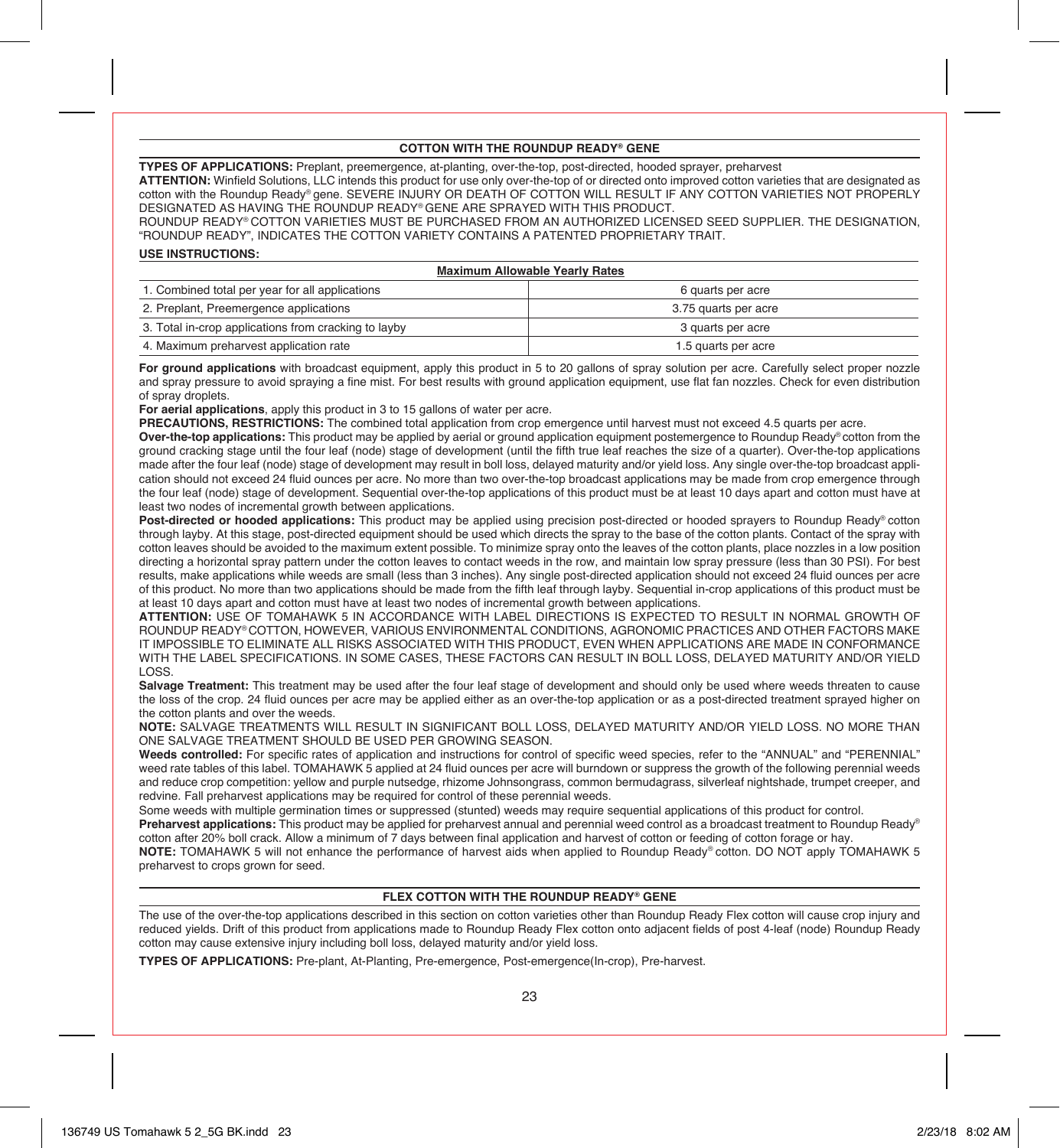## COTTON WITH THE ROUNDUP READY® GENE

**TYPES OF APPLICATIONS:** Preplant, preemergence, at-planting, over-the-top, post-directed, hooded sprayer, preharvest

**ATTENTION:** Winfield Solutions, LLC intends this product for use only over-the-top of or directed onto improved cotton varieties that are designated as cotton with the Roundup Ready® gene. SEVERE INJURY OR DEATH OF COTTON WILL RESULT IF ANY COTTON VARIETIES NOT PROPERLY DESIGNATED AS HAVING THE ROUNDUP READY® GENE ARE SPRAYED WITH THIS PRODUCT.

ROUNDUP READY® COTTON VARIETIES MUST BE PURCHASED FROM AN AUTHORIZED LICENSED SEED SUPPLIER. THE DESIGNATION, "ROUNDUP READY", INDICATES THE COTTON VARIETY CONTAINS A PATENTED PROPRIETARY TRAIT.

**USE INSTRUCTIONS:**

| Maximum Allowable Yearly Rates | |
|---|---|
| 1. Combined total per year for all applications | 6 quarts per acre |
| 2. Preplant, Preemergence applications | 3.75 quarts per acre |
| 3. Total in-crop applications from cracking to layby | 3 quarts per acre |
| 4. Maximum preharvest application rate | 1.5 quarts per acre |

**For ground applications** with broadcast equipment, apply this product in 5 to 20 gallons of spray solution per acre. Carefully select proper nozzle and spray pressure to avoid spraying a fine mist. For best results with ground application equipment, use flat fan nozzles. Check for even distribution of spray droplets.

**For aerial applications**, apply this product in 3 to 15 gallons of water per acre.

**PRECAUTIONS, RESTRICTIONS:** The combined total application from crop emergence until harvest must not exceed 4.5 quarts per acre.

**Over-the-top applications:** This product may be applied by aerial or ground application equipment postemergence to Roundup Ready® cotton from the ground cracking stage until the four leaf (node) stage of development (until the fifth true leaf reaches the size of a quarter). Over-the-top applications made after the four leaf (node) stage of development may result in boll loss, delayed maturity and/or yield loss. Any single over-the-top broadcast application should not exceed 24 fluid ounces per acre. No more than two over-the-top broadcast applications may be made from crop emergence through the four leaf (node) stage of development. Sequential over-the-top applications of this product must be at least 10 days apart and cotton must have at least two nodes of incremental growth between applications.

**Post-directed or hooded applications:** This product may be applied using precision post-directed or hooded sprayers to Roundup Ready® cotton through layby. At this stage, post-directed equipment should be used which directs the spray to the base of the cotton plants. Contact of the spray with cotton leaves should be avoided to the maximum extent possible. To minimize spray onto the leaves of the cotton plants, place nozzles in a low position directing a horizontal spray pattern under the cotton leaves to contact weeds in the row, and maintain low spray pressure (less than 30 PSI). For best results, make applications while weeds are small (less than 3 inches). Any single post-directed application should not exceed 24 fluid ounces per acre of this product. No more than two applications should be made from the fifth leaf through layby. Sequential in-crop applications of this product must be at least 10 days apart and cotton must have at least two nodes of incremental growth between applications.

**ATTENTION:** USE OF TOMAHAWK 5 IN ACCORDANCE WITH LABEL DIRECTIONS IS EXPECTED TO RESULT IN NORMAL GROWTH OF ROUNDUP READY® COTTON, HOWEVER, VARIOUS ENVIRONMENTAL CONDITIONS, AGRONOMIC PRACTICES AND OTHER FACTORS MAKE IT IMPOSSIBLE TO ELIMINATE ALL RISKS ASSOCIATED WITH THIS PRODUCT, EVEN WHEN APPLICATIONS ARE MADE IN CONFORMANCE WITH THE LABEL SPECIFICATIONS. IN SOME CASES, THESE FACTORS CAN RESULT IN BOLL LOSS, DELAYED MATURITY AND/OR YIELD LOSS.

**Salvage Treatment:** This treatment may be used after the four leaf stage of development and should only be used where weeds threaten to cause the loss of the crop. 24 fluid ounces per acre may be applied either as an over-the-top application or as a post-directed treatment sprayed higher on the cotton plants and over the weeds.

**NOTE:** SALVAGE TREATMENTS WILL RESULT IN SIGNIFICANT BOLL LOSS, DELAYED MATURITY AND/OR YIELD LOSS. NO MORE THAN ONE SALVAGE TREATMENT SHOULD BE USED PER GROWING SEASON.

**Weeds controlled:** For specific rates of application and instructions for control of specific weed species, refer to the "ANNUAL" and "PERENNIAL" weed rate tables of this label. TOMAHAWK 5 applied at 24 fluid ounces per acre will burndown or suppress the growth of the following perennial weeds and reduce crop competition: yellow and purple nutsedge, rhizome Johnsongrass, common bermudagrass, silverleaf nightshade, trumpet creeper, and redvine. Fall preharvest applications may be required for control of these perennial weeds.

Some weeds with multiple germination times or suppressed (stunted) weeds may require sequential applications of this product for control.

**Preharvest applications:** This product may be applied for preharvest annual and perennial weed control as a broadcast treatment to Roundup Ready® cotton after 20% boll crack. Allow a minimum of 7 days between final application and harvest of cotton or feeding of cotton forage or hay.

**NOTE:** TOMAHAWK 5 will not enhance the performance of harvest aids when applied to Roundup Ready® cotton. DO NOT apply TOMAHAWK 5 preharvest to crops grown for seed.

## FLEX COTTON WITH THE ROUNDUP READY® GENE

The use of the over-the-top applications described in this section on cotton varieties other than Roundup Ready Flex cotton will cause crop injury and reduced yields. Drift of this product from applications made to Roundup Ready Flex cotton onto adjacent fields of post 4-leaf (node) Roundup Ready cotton may cause extensive injury including boll loss, delayed maturity and/or yield loss.

**TYPES OF APPLICATIONS:** Pre-plant, At-Planting, Pre-emergence, Post-emergence(In-crop), Pre-harvest.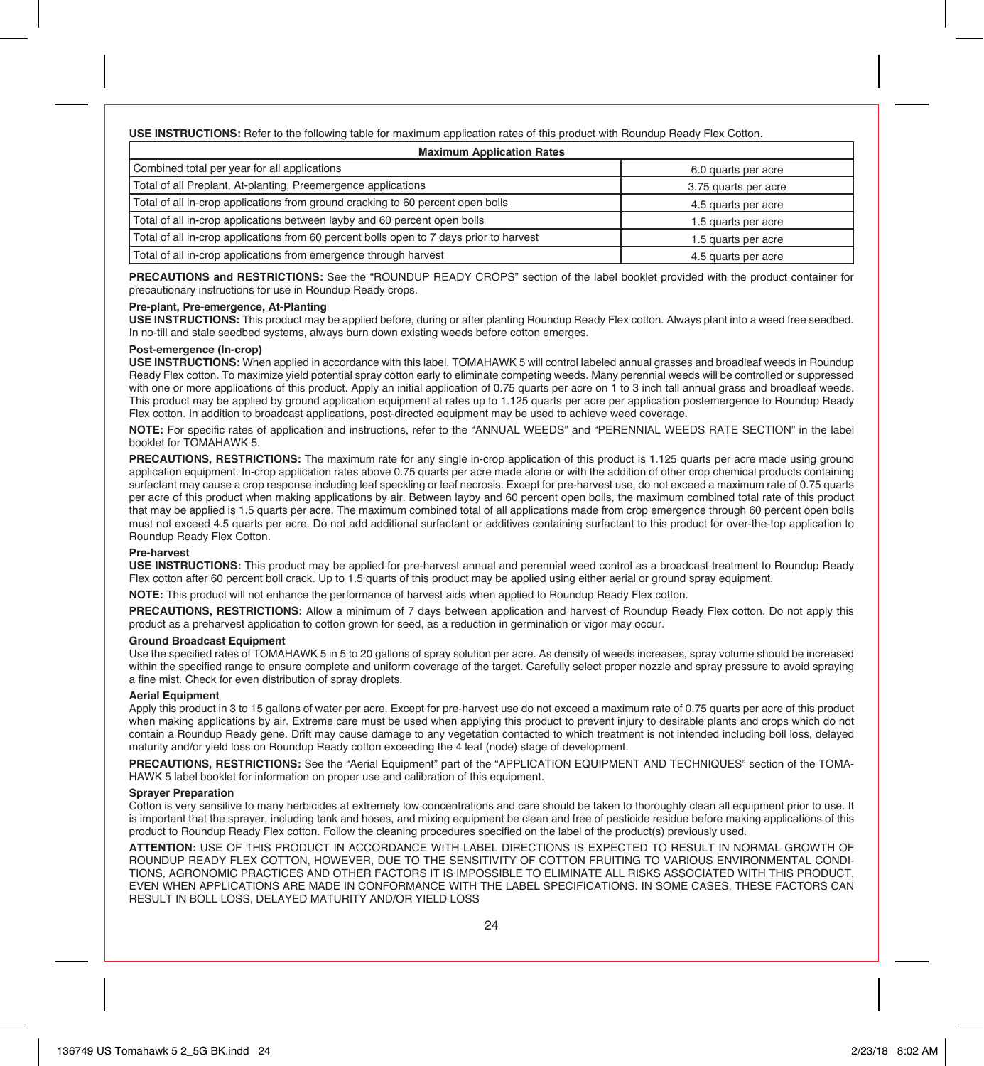**USE INSTRUCTIONS:** Refer to the following table for maximum application rates of this product with Roundup Ready Flex Cotton.

| Maximum Application Rates | |
|---|---|
| Combined total per year for all applications | 6.0 quarts per acre |
| Total of all Preplant, At-planting, Preemergence applications | 3.75 quarts per acre |
| Total of all in-crop applications from ground cracking to 60 percent open bolls | 4.5 quarts per acre |
| Total of all in-crop applications between layby and 60 percent open bolls | 1.5 quarts per acre |
| Total of all in-crop applications from 60 percent bolls open to 7 days prior to harvest | 1.5 quarts per acre |
| Total of all in-crop applications from emergence through harvest | 4.5 quarts per acre |

**PRECAUTIONS and RESTRICTIONS:** See the "ROUNDUP READY CROPS" section of the label booklet provided with the product container for precautionary instructions for use in Roundup Ready crops.

**Pre-plant, Pre-emergence, At-Planting**

**USE INSTRUCTIONS:** This product may be applied before, during or after planting Roundup Ready Flex cotton. Always plant into a weed free seedbed. In no-till and stale seedbed systems, always burn down existing weeds before cotton emerges.

**Post-emergence (In-crop)**

**USE INSTRUCTIONS:** When applied in accordance with this label, TOMAHAWK 5 will control labeled annual grasses and broadleaf weeds in Roundup Ready Flex cotton. To maximize yield potential spray cotton early to eliminate competing weeds. Many perennial weeds will be controlled or suppressed with one or more applications of this product. Apply an initial application of 0.75 quarts per acre on 1 to 3 inch tall annual grass and broadleaf weeds. This product may be applied by ground application equipment at rates up to 1.125 quarts per acre per application postemergence to Roundup Ready Flex cotton. In addition to broadcast applications, post-directed equipment may be used to achieve weed coverage.

**NOTE:** For specific rates of application and instructions, refer to the "ANNUAL WEEDS" and "PERENNIAL WEEDS RATE SECTION" in the label booklet for TOMAHAWK 5.

**PRECAUTIONS, RESTRICTIONS:** The maximum rate for any single in-crop application of this product is 1.125 quarts per acre made using ground application equipment. In-crop application rates above 0.75 quarts per acre made alone or with the addition of other crop chemical products containing surfactant may cause a crop response including leaf speckling or leaf necrosis. Except for pre-harvest use, do not exceed a maximum rate of 0.75 quarts per acre of this product when making applications by air. Between layby and 60 percent open bolls, the maximum combined total rate of this product that may be applied is 1.5 quarts per acre. The maximum combined total of all applications made from crop emergence through 60 percent open bolls must not exceed 4.5 quarts per acre. Do not add additional surfactant or additives containing surfactant to this product for over-the-top application to Roundup Ready Flex Cotton.

**Pre-harvest**

**USE INSTRUCTIONS:** This product may be applied for pre-harvest annual and perennial weed control as a broadcast treatment to Roundup Ready Flex cotton after 60 percent boll crack. Up to 1.5 quarts of this product may be applied using either aerial or ground spray equipment.

**NOTE:** This product will not enhance the performance of harvest aids when applied to Roundup Ready Flex cotton.

**PRECAUTIONS, RESTRICTIONS:** Allow a minimum of 7 days between application and harvest of Roundup Ready Flex cotton. Do not apply this product as a preharvest application to cotton grown for seed, as a reduction in germination or vigor may occur.

**Ground Broadcast Equipment**

Use the specified rates of TOMAHAWK 5 in 5 to 20 gallons of spray solution per acre. As density of weeds increases, spray volume should be increased within the specified range to ensure complete and uniform coverage of the target. Carefully select proper nozzle and spray pressure to avoid spraying a fine mist. Check for even distribution of spray droplets.

**Aerial Equipment**

Apply this product in 3 to 15 gallons of water per acre. Except for pre-harvest use do not exceed a maximum rate of 0.75 quarts per acre of this product when making applications by air. Extreme care must be used when applying this product to prevent injury to desirable plants and crops which do not contain a Roundup Ready gene. Drift may cause damage to any vegetation contacted to which treatment is not intended including boll loss, delayed maturity and/or yield loss on Roundup Ready cotton exceeding the 4 leaf (node) stage of development.

**PRECAUTIONS, RESTRICTIONS:** See the "Aerial Equipment" part of the "APPLICATION EQUIPMENT AND TECHNIQUES" section of the TOMAHAWK 5 label booklet for information on proper use and calibration of this equipment.

**Sprayer Preparation**

Cotton is very sensitive to many herbicides at extremely low concentrations and care should be taken to thoroughly clean all equipment prior to use. It is important that the sprayer, including tank and hoses, and mixing equipment be clean and free of pesticide residue before making applications of this product to Roundup Ready Flex cotton. Follow the cleaning procedures specified on the label of the product(s) previously used.

**ATTENTION:** USE OF THIS PRODUCT IN ACCORDANCE WITH LABEL DIRECTIONS IS EXPECTED TO RESULT IN NORMAL GROWTH OF ROUNDUP READY FLEX COTTON, HOWEVER, DUE TO THE SENSITIVITY OF COTTON FRUITING TO VARIOUS ENVIRONMENTAL CONDITIONS, AGRONOMIC PRACTICES AND OTHER FACTORS IT IS IMPOSSIBLE TO ELIMINATE ALL RISKS ASSOCIATED WITH THIS PRODUCT, EVEN WHEN APPLICATIONS ARE MADE IN CONFORMANCE WITH THE LABEL SPECIFICATIONS. IN SOME CASES, THESE FACTORS CAN RESULT IN BOLL LOSS, DELAYED MATURITY AND/OR YIELD LOSS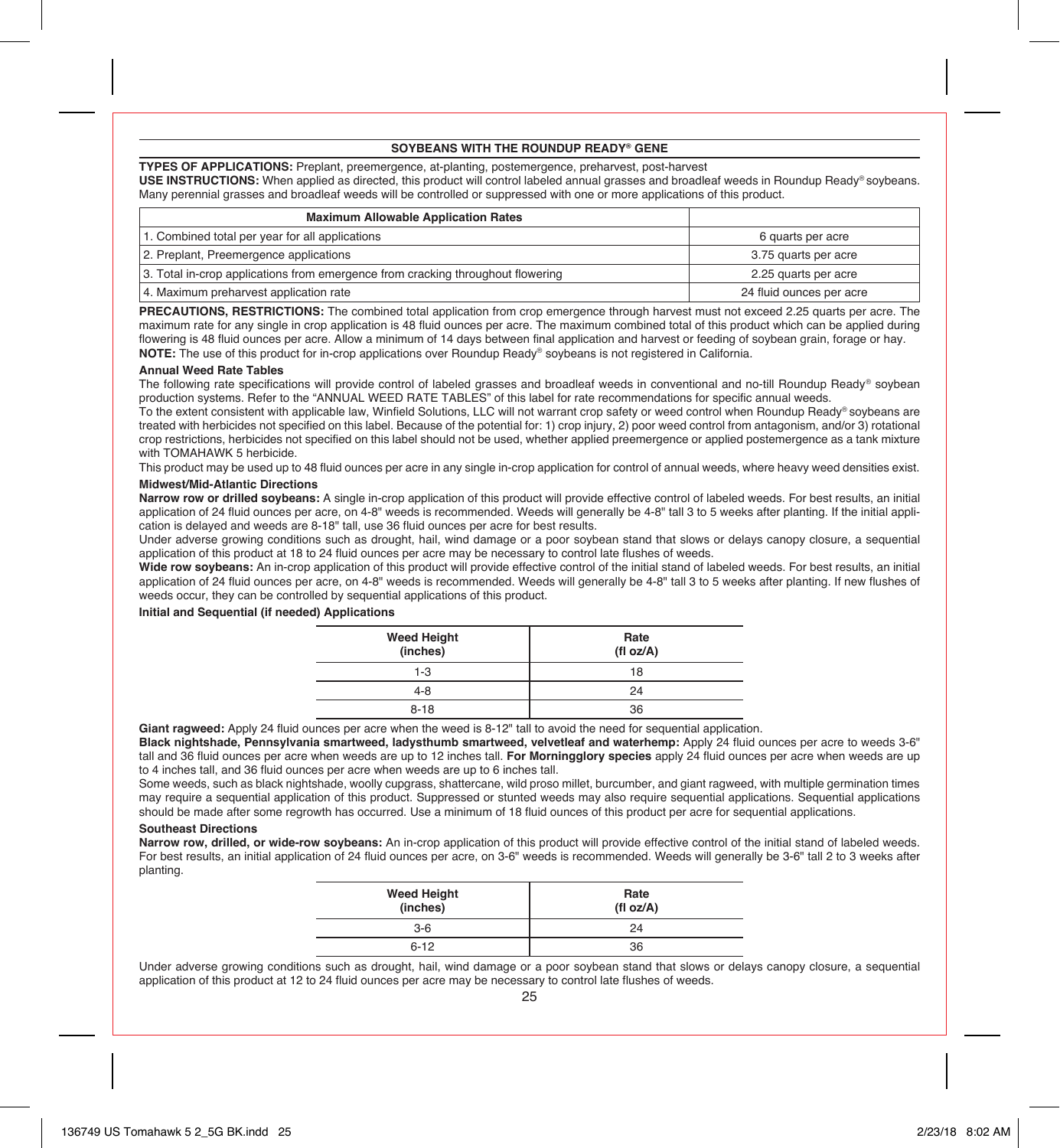## SOYBEANS WITH THE ROUNDUP READY® GENE

**TYPES OF APPLICATIONS:** Preplant, preemergence, at-planting, postemergence, preharvest, post-harvest

**USE INSTRUCTIONS:** When applied as directed, this product will control labeled annual grasses and broadleaf weeds in Roundup Ready® soybeans. Many perennial grasses and broadleaf weeds will be controlled or suppressed with one or more applications of this product.

| Maximum Allowable Application Rates | |
|---|---|
| 1. Combined total per year for all applications | 6 quarts per acre |
| 2. Preplant, Preemergence applications | 3.75 quarts per acre |
| 3. Total in-crop applications from emergence from cracking throughout flowering | 2.25 quarts per acre |
| 4. Maximum preharvest application rate | 24 fluid ounces per acre |

**PRECAUTIONS, RESTRICTIONS:** The combined total application from crop emergence through harvest must not exceed 2.25 quarts per acre. The maximum rate for any single in crop application is 48 fluid ounces per acre. The maximum combined total of this product which can be applied during flowering is 48 fluid ounces per acre. Allow a minimum of 14 days between final application and harvest or feeding of soybean grain, forage or hay.

**NOTE:** The use of this product for in-crop applications over Roundup Ready® soybeans is not registered in California.

### Annual Weed Rate Tables

The following rate specifications will provide control of labeled grasses and broadleaf weeds in conventional and no-till Roundup Ready® soybean production systems. Refer to the "ANNUAL WEED RATE TABLES" of this label for rate recommendations for specific annual weeds.

To the extent consistent with applicable law, Winfield Solutions, LLC will not warrant crop safety or weed control when Roundup Ready® soybeans are treated with herbicides not specified on this label. Because of the potential for: 1) crop injury, 2) poor weed control from antagonism, and/or 3) rotational crop restrictions, herbicides not specified on this label should not be used, whether applied preemergence or applied postemergence as a tank mixture with TOMAHAWK 5 herbicide.

This product may be used up to 48 fluid ounces per acre in any single in-crop application for control of annual weeds, where heavy weed densities exist.

### Midwest/Mid-Atlantic Directions

**Narrow row or drilled soybeans:** A single in-crop application of this product will provide effective control of labeled weeds. For best results, an initial application of 24 fluid ounces per acre, on 4-8" weeds is recommended. Weeds will generally be 4-8" tall 3 to 5 weeks after planting. If the initial application is delayed and weeds are 8-18" tall, use 36 fluid ounces per acre for best results.

Under adverse growing conditions such as drought, hail, wind damage or a poor soybean stand that slows or delays canopy closure, a sequential application of this product at 18 to 24 fluid ounces per acre may be necessary to control late flushes of weeds.

**Wide row soybeans:** An in-crop application of this product will provide effective control of the initial stand of labeled weeds. For best results, an initial application of 24 fluid ounces per acre, on 4-8" weeds is recommended. Weeds will generally be 4-8" tall 3 to 5 weeks after planting. If new flushes of weeds occur, they can be controlled by sequential applications of this product.

**Initial and Sequential (if needed) Applications**

| Weed Height (inches) | Rate (fl oz/A) |
|---|---|
| 1-3 | 18 |
| 4-8 | 24 |
| 8-18 | 36 |

**Giant ragweed:** Apply 24 fluid ounces per acre when the weed is 8-12" tall to avoid the need for sequential application.

**Black nightshade, Pennsylvania smartweed, ladysthumb smartweed, velvetleaf and waterhemp:** Apply 24 fluid ounces per acre to weeds 3-6" tall and 36 fluid ounces per acre when weeds are up to 12 inches tall. **For Morningglory species** apply 24 fluid ounces per acre when weeds are up to 4 inches tall, and 36 fluid ounces per acre when weeds are up to 6 inches tall.

Some weeds, such as black nightshade, woolly cupgrass, shattercane, wild proso millet, burcumber, and giant ragweed, with multiple germination times may require a sequential application of this product. Suppressed or stunted weeds may also require sequential applications. Sequential applications should be made after some regrowth has occurred. Use a minimum of 18 fluid ounces of this product per acre for sequential applications.

### Southeast Directions

**Narrow row, drilled, or wide-row soybeans:** An in-crop application of this product will provide effective control of the initial stand of labeled weeds. For best results, an initial application of 24 fluid ounces per acre, on 3-6" weeds is recommended. Weeds will generally be 3-6" tall 2 to 3 weeks after planting.

| Weed Height (inches) | Rate (fl oz/A) |
|---|---|
| 3-6 | 24 |
| 6-12 | 36 |

Under adverse growing conditions such as drought, hail, wind damage or a poor soybean stand that slows or delays canopy closure, a sequential application of this product at 12 to 24 fluid ounces per acre may be necessary to control late flushes of weeds.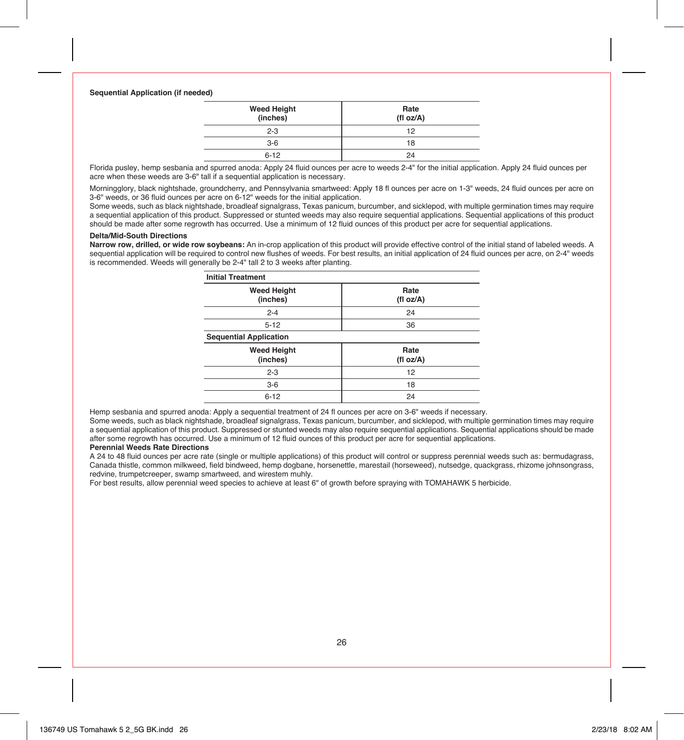**Sequential Application (if needed)**

| Weed Height (inches) | Rate (fl oz/A) |
|---|---|
| 2-3 | 12 |
| 3-6 | 18 |
| 6-12 | 24 |

Florida pusley, hemp sesbania and spurred anoda: Apply 24 fluid ounces per acre to weeds 2-4" for the initial application. Apply 24 fluid ounces per acre when these weeds are 3-6" tall if a sequential application is necessary.

Morningglory, black nightshade, groundcherry, and Pennsylvania smartweed: Apply 18 fl ounces per acre on 1-3" weeds, 24 fluid ounces per acre on 3-6" weeds, or 36 fluid ounces per acre on 6-12" weeds for the initial application.

Some weeds, such as black nightshade, broadleaf signalgrass, Texas panicum, burcumber, and sicklepod, with multiple germination times may require a sequential application of this product. Suppressed or stunted weeds may also require sequential applications. Sequential applications of this product should be made after some regrowth has occurred. Use a minimum of 12 fluid ounces of this product per acre for sequential applications.

**Delta/Mid-South Directions**

**Narrow row, drilled, or wide row soybeans:** An in-crop application of this product will provide effective control of the initial stand of labeled weeds. A sequential application will be required to control new flushes of weeds. For best results, an initial application of 24 fluid ounces per acre, on 2-4" weeds is recommended. Weeds will generally be 2-4" tall 2 to 3 weeks after planting.

| **Initial Treatment** | |
|---|---|
| **Weed Height (inches)** | **Rate (fl oz/A)** |
| 2-4 | 24 |
| 5-12 | 36 |
| **Sequential Application** | |
| **Weed Height (inches)** | **Rate (fl oz/A)** |
| 2-3 | 12 |
| 3-6 | 18 |
| 6-12 | 24 |

Hemp sesbania and spurred anoda: Apply a sequential treatment of 24 fl ounces per acre on 3-6" weeds if necessary.

Some weeds, such as black nightshade, broadleaf signalgrass, Texas panicum, burcumber, and sicklepod, with multiple germination times may require a sequential application of this product. Suppressed or stunted weeds may also require sequential applications. Sequential applications should be made after some regrowth has occurred. Use a minimum of 12 fluid ounces of this product per acre for sequential applications.

**Perennial Weeds Rate Directions**

A 24 to 48 fluid ounces per acre rate (single or multiple applications) of this product will control or suppress perennial weeds such as: bermudagrass, Canada thistle, common milkweed, field bindweed, hemp dogbane, horsenettle, marestail (horseweed), nutsedge, quackgrass, rhizome johnsongrass, redvine, trumpetcreeper, swamp smartweed, and wirestem muhly.

For best results, allow perennial weed species to achieve at least 6" of growth before spraying with TOMAHAWK 5 herbicide.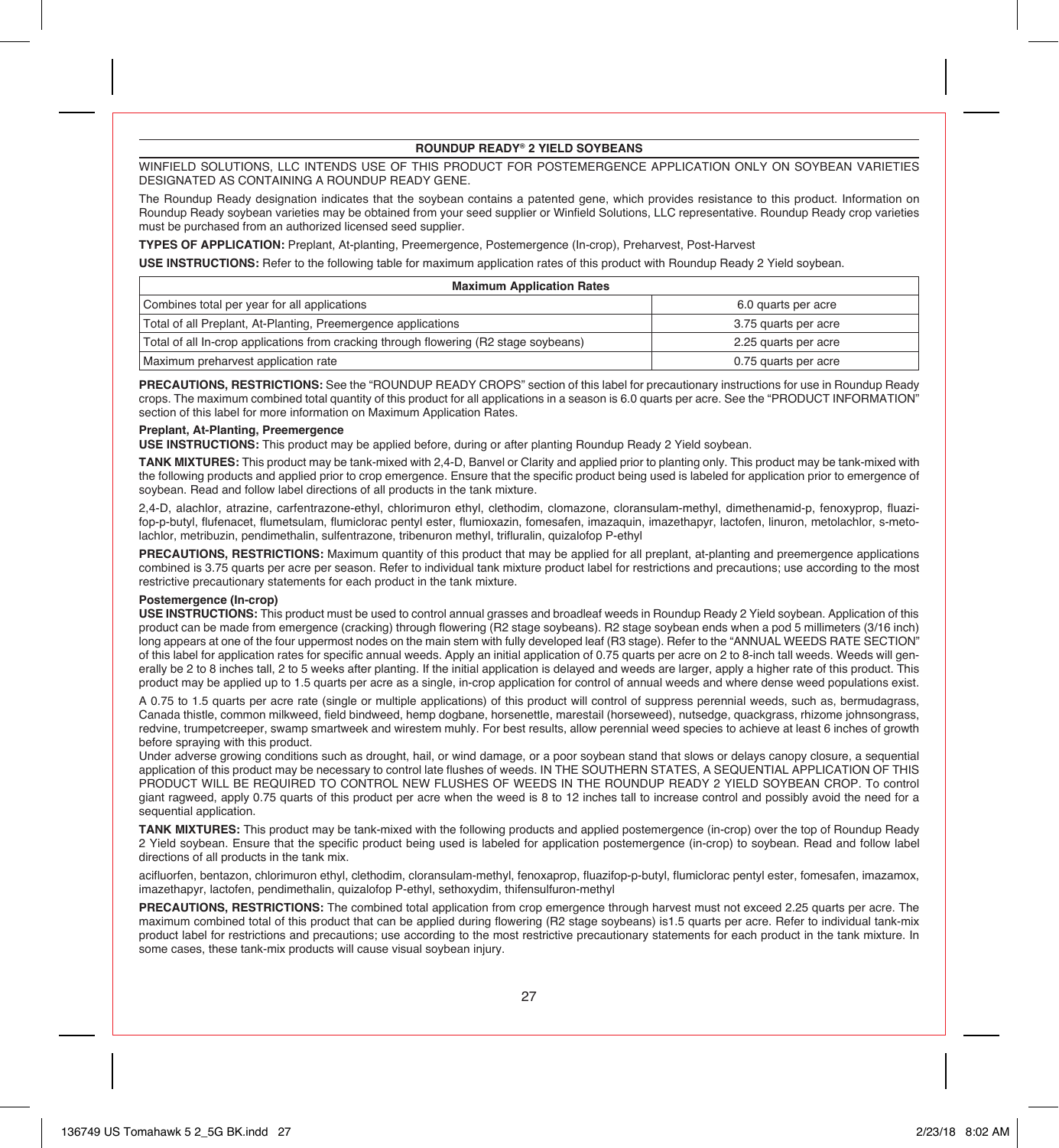## ROUNDUP READY® 2 YIELD SOYBEANS

WINFIELD SOLUTIONS, LLC INTENDS USE OF THIS PRODUCT FOR POSTEMERGENCE APPLICATION ONLY ON SOYBEAN VARIETIES DESIGNATED AS CONTAINING A ROUNDUP READY GENE.

The Roundup Ready designation indicates that the soybean contains a patented gene, which provides resistance to this product. Information on Roundup Ready soybean varieties may be obtained from your seed supplier or Winfield Solutions, LLC representative. Roundup Ready crop varieties must be purchased from an authorized licensed seed supplier.

**TYPES OF APPLICATION:** Preplant, At-planting, Preemergence, Postemergence (In-crop), Preharvest, Post-Harvest

**USE INSTRUCTIONS:** Refer to the following table for maximum application rates of this product with Roundup Ready 2 Yield soybean.

| Maximum Application Rates | |
|---|---|
| Combines total per year for all applications | 6.0 quarts per acre |
| Total of all Preplant, At-Planting, Preemergence applications | 3.75 quarts per acre |
| Total of all In-crop applications from cracking through flowering (R2 stage soybeans) | 2.25 quarts per acre |
| Maximum preharvest application rate | 0.75 quarts per acre |

**PRECAUTIONS, RESTRICTIONS:** See the "ROUNDUP READY CROPS" section of this label for precautionary instructions for use in Roundup Ready crops. The maximum combined total quantity of this product for all applications in a season is 6.0 quarts per acre. See the "PRODUCT INFORMATION" section of this label for more information on Maximum Application Rates.

### Preplant, At-Planting, Preemergence

**USE INSTRUCTIONS:** This product may be applied before, during or after planting Roundup Ready 2 Yield soybean.

**TANK MIXTURES:** This product may be tank-mixed with 2,4-D, Banvel or Clarity and applied prior to planting only. This product may be tank-mixed with the following products and applied prior to crop emergence. Ensure that the specific product being used is labeled for application prior to emergence of soybean. Read and follow label directions of all products in the tank mixture.

2,4-D, alachlor, atrazine, carfentrazone-ethyl, chlorimuron ethyl, clethodim, clomazone, cloransulam-methyl, dimethenamid-p, fenoxyprop, fluazifop-p-butyl, flufenacet, flumetsulam, flumiclorac pentyl ester, flumioxazin, fomesafen, imazaquin, imazethapyr, lactofen, linuron, metolachlor, s-metolachlor, metribuzin, pendimethalin, sulfentrazone, tribenuron methyl, trifluralin, quizalofop P-ethyl

**PRECAUTIONS, RESTRICTIONS:** Maximum quantity of this product that may be applied for all preplant, at-planting and preemergence applications combined is 3.75 quarts per acre per season. Refer to individual tank mixture product label for restrictions and precautions; use according to the most restrictive precautionary statements for each product in the tank mixture.

### Postemergence (In-crop)

**USE INSTRUCTIONS:** This product must be used to control annual grasses and broadleaf weeds in Roundup Ready 2 Yield soybean. Application of this product can be made from emergence (cracking) through flowering (R2 stage soybeans). R2 stage soybean ends when a pod 5 millimeters (3/16 inch) long appears at one of the four uppermost nodes on the main stem with fully developed leaf (R3 stage). Refer to the "ANNUAL WEEDS RATE SECTION" of this label for application rates for specific annual weeds. Apply an initial application of 0.75 quarts per acre on 2 to 8-inch tall weeds. Weeds will generally be 2 to 8 inches tall, 2 to 5 weeks after planting. If the initial application is delayed and weeds are larger, apply a higher rate of this product. This product may be applied up to 1.5 quarts per acre as a single, in-crop application for control of annual weeds and where dense weed populations exist.

A 0.75 to 1.5 quarts per acre rate (single or multiple applications) of this product will control of suppress perennial weeds, such as, bermudagrass, Canada thistle, common milkweed, field bindweed, hemp dogbane, horsenettle, marestail (horseweed), nutsedge, quackgrass, rhizome johnsongrass, redvine, trumpetcreeper, swamp smartweek and wirestem muhly. For best results, allow perennial weed species to achieve at least 6 inches of growth before spraying with this product.

Under adverse growing conditions such as drought, hail, or wind damage, or a poor soybean stand that slows or delays canopy closure, a sequential application of this product may be necessary to control late flushes of weeds. IN THE SOUTHERN STATES, A SEQUENTIAL APPLICATION OF THIS PRODUCT WILL BE REQUIRED TO CONTROL NEW FLUSHES OF WEEDS IN THE ROUNDUP READY 2 YIELD SOYBEAN CROP. To control giant ragweed, apply 0.75 quarts of this product per acre when the weed is 8 to 12 inches tall to increase control and possibly avoid the need for a sequential application.

**TANK MIXTURES:** This product may be tank-mixed with the following products and applied postemergence (in-crop) over the top of Roundup Ready 2 Yield soybean. Ensure that the specific product being used is labeled for application postemergence (in-crop) to soybean. Read and follow label directions of all products in the tank mix.

acifluorfen, bentazon, chlorimuron ethyl, clethodim, cloransulam-methyl, fenoxaprop, fluazifop-p-butyl, flumiclorac pentyl ester, fomesafen, imazamox, imazethapyr, lactofen, pendimethalin, quizalofop P-ethyl, sethoxydim, thifensulfuron-methyl

**PRECAUTIONS, RESTRICTIONS:** The combined total application from crop emergence through harvest must not exceed 2.25 quarts per acre. The maximum combined total of this product that can be applied during flowering (R2 stage soybeans) is1.5 quarts per acre. Refer to individual tank-mix product label for restrictions and precautions; use according to the most restrictive precautionary statements for each product in the tank mixture. In some cases, these tank-mix products will cause visual soybean injury.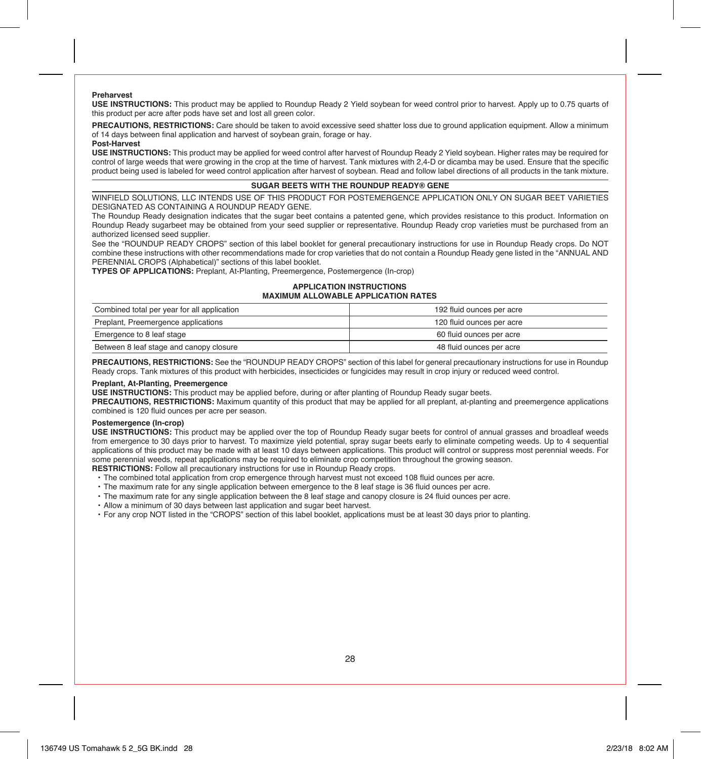**Preharvest**

**USE INSTRUCTIONS:** This product may be applied to Roundup Ready 2 Yield soybean for weed control prior to harvest. Apply up to 0.75 quarts of this product per acre after pods have set and lost all green color.

**PRECAUTIONS, RESTRICTIONS:** Care should be taken to avoid excessive seed shatter loss due to ground application equipment. Allow a minimum of 14 days between final application and harvest of soybean grain, forage or hay.

**Post-Harvest**

**USE INSTRUCTIONS:** This product may be applied for weed control after harvest of Roundup Ready 2 Yield soybean. Higher rates may be required for control of large weeds that were growing in the crop at the time of harvest. Tank mixtures with 2,4-D or dicamba may be used. Ensure that the specific product being used is labeled for weed control application after harvest of soybean. Read and follow label directions of all products in the tank mixture.

## SUGAR BEETS WITH THE ROUNDUP READY® GENE

WINFIELD SOLUTIONS, LLC INTENDS USE OF THIS PRODUCT FOR POSTEMERGENCE APPLICATION ONLY ON SUGAR BEET VARIETIES DESIGNATED AS CONTAINING A ROUNDUP READY GENE.

The Roundup Ready designation indicates that the sugar beet contains a patented gene, which provides resistance to this product. Information on Roundup Ready sugarbeet may be obtained from your seed supplier or representative. Roundup Ready crop varieties must be purchased from an authorized licensed seed supplier.

See the "ROUNDUP READY CROPS" section of this label booklet for general precautionary instructions for use in Roundup Ready crops. Do NOT combine these instructions with other recommendations made for crop varieties that do not contain a Roundup Ready gene listed in the "ANNUAL AND PERENNIAL CROPS (Alphabetical)" sections of this label booklet.

**TYPES OF APPLICATIONS:** Preplant, At-Planting, Preemergence, Postemergence (In-crop)

**APPLICATION INSTRUCTIONS**
**MAXIMUM ALLOWABLE APPLICATION RATES**

| | |
|---|---|
| Combined total per year for all application | 192 fluid ounces per acre |
| Preplant, Preemergence applications | 120 fluid ounces per acre |
| Emergence to 8 leaf stage | 60 fluid ounces per acre |
| Between 8 leaf stage and canopy closure | 48 fluid ounces per acre |

**PRECAUTIONS, RESTRICTIONS:** See the "ROUNDUP READY CROPS" section of this label for general precautionary instructions for use in Roundup Ready crops. Tank mixtures of this product with herbicides, insecticides or fungicides may result in crop injury or reduced weed control.

**Preplant, At-Planting, Preemergence**

**USE INSTRUCTIONS:** This product may be applied before, during or after planting of Roundup Ready sugar beets.

**PRECAUTIONS, RESTRICTIONS:** Maximum quantity of this product that may be applied for all preplant, at-planting and preemergence applications combined is 120 fluid ounces per acre per season.

**Postemergence (In-crop)**

**USE INSTRUCTIONS:** This product may be applied over the top of Roundup Ready sugar beets for control of annual grasses and broadleaf weeds from emergence to 30 days prior to harvest. To maximize yield potential, spray sugar beets early to eliminate competing weeds. Up to 4 sequential applications of this product may be made with at least 10 days between applications. This product will control or suppress most perennial weeds. For some perennial weeds, repeat applications may be required to eliminate crop competition throughout the growing season.

**RESTRICTIONS:** Follow all precautionary instructions for use in Roundup Ready crops.

- The combined total application from crop emergence through harvest must not exceed 108 fluid ounces per acre.
- The maximum rate for any single application between emergence to the 8 leaf stage is 36 fluid ounces per acre.
- The maximum rate for any single application between the 8 leaf stage and canopy closure is 24 fluid ounces per acre.
- Allow a minimum of 30 days between last application and sugar beet harvest.
- For any crop NOT listed in the "CROPS" section of this label booklet, applications must be at least 30 days prior to planting.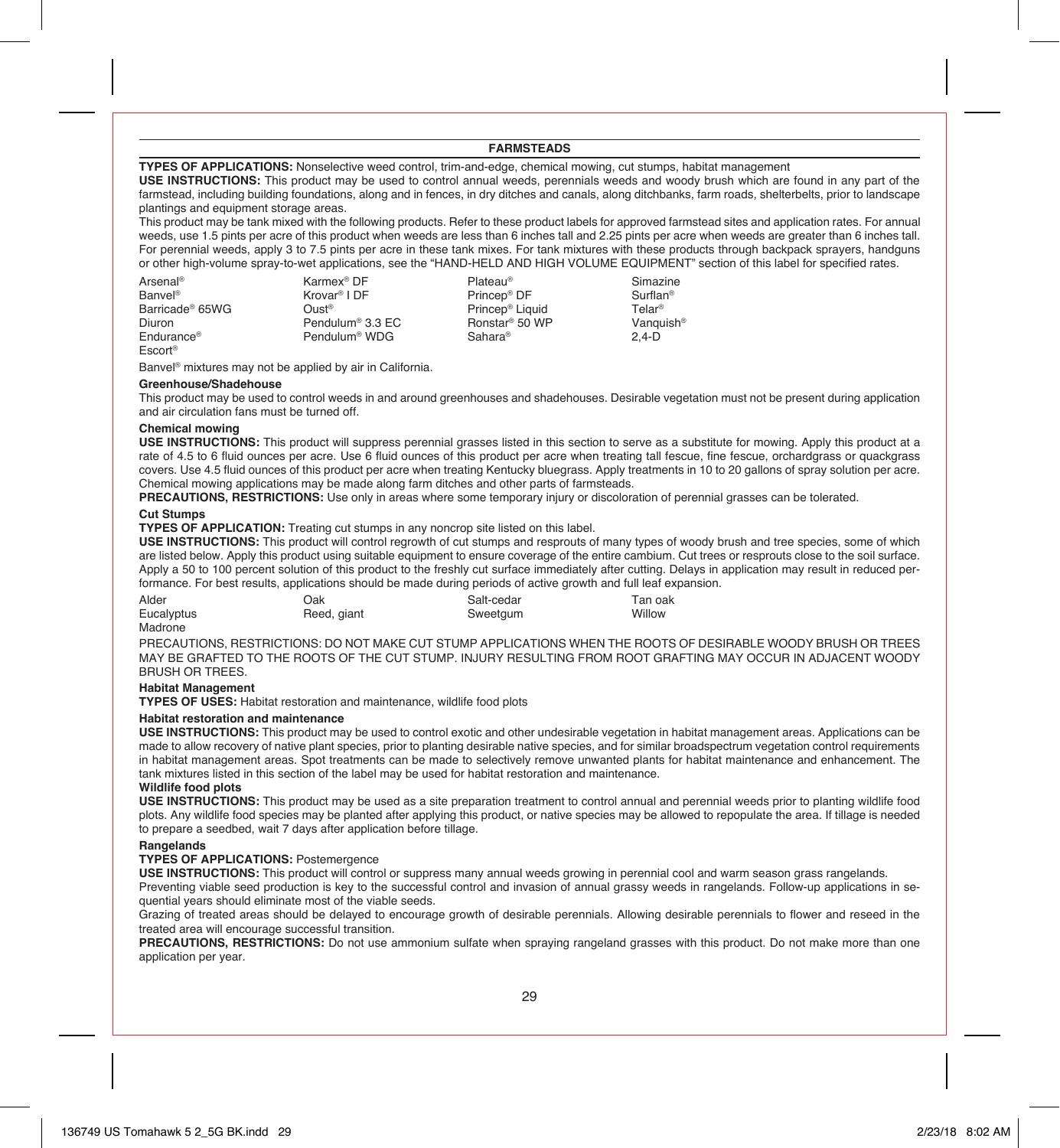## FARMSTEADS

**TYPES OF APPLICATIONS:** Nonselective weed control, trim-and-edge, chemical mowing, cut stumps, habitat management

**USE INSTRUCTIONS:** This product may be used to control annual weeds, perennials weeds and woody brush which are found in any part of the farmstead, including building foundations, along and in fences, in dry ditches and canals, along ditchbanks, farm roads, shelterbelts, prior to landscape plantings and equipment storage areas.

This product may be tank mixed with the following products. Refer to these product labels for approved farmstead sites and application rates. For annual weeds, use 1.5 pints per acre of this product when weeds are less than 6 inches tall and 2.25 pints per acre when weeds are greater than 6 inches tall. For perennial weeds, apply 3 to 7.5 pints per acre in these tank mixes. For tank mixtures with these products through backpack sprayers, handguns or other high-volume spray-to-wet applications, see the "HAND-HELD AND HIGH VOLUME EQUIPMENT" section of this label for specified rates.

| | | | |
|---|---|---|---|
| Arsenal® | Karmex® DF | Plateau® | Simazine |
| Banvel® | Krovar® I DF | Princep® DF | Surflan® |
| Barricade® 65WG | Oust® | Princep® Liquid | Telar® |
| Diuron | Pendulum® 3.3 EC | Ronstar® 50 WP | Vanquish® |
| Endurance® | Pendulum® WDG | Sahara® | 2,4-D |
| Escort® | | | |

Banvel® mixtures may not be applied by air in California.

**Greenhouse/Shadehouse**

This product may be used to control weeds in and around greenhouses and shadehouses. Desirable vegetation must not be present during application and air circulation fans must be turned off.

**Chemical mowing**

**USE INSTRUCTIONS:** This product will suppress perennial grasses listed in this section to serve as a substitute for mowing. Apply this product at a rate of 4.5 to 6 fluid ounces per acre. Use 6 fluid ounces of this product per acre when treating tall fescue, fine fescue, orchardgrass or quackgrass covers. Use 4.5 fluid ounces of this product per acre when treating Kentucky bluegrass. Apply treatments in 10 to 20 gallons of spray solution per acre. Chemical mowing applications may be made along farm ditches and other parts of farmsteads.

**PRECAUTIONS, RESTRICTIONS:** Use only in areas where some temporary injury or discoloration of perennial grasses can be tolerated.

**Cut Stumps**

**TYPES OF APPLICATION:** Treating cut stumps in any noncrop site listed on this label.

**USE INSTRUCTIONS:** This product will control regrowth of cut stumps and resprouts of many types of woody brush and tree species, some of which are listed below. Apply this product using suitable equipment to ensure coverage of the entire cambium. Cut trees or resprouts close to the soil surface. Apply a 50 to 100 percent solution of this product to the freshly cut surface immediately after cutting. Delays in application may result in reduced performance. For best results, applications should be made during periods of active growth and full leaf expansion.

| | | | |
|---|---|---|---|
| Alder | Oak | Salt-cedar | Tan oak |
| Eucalyptus | Reed, giant | Sweetgum | Willow |
| Madrone | | | |

PRECAUTIONS, RESTRICTIONS: DO NOT MAKE CUT STUMP APPLICATIONS WHEN THE ROOTS OF DESIRABLE WOODY BRUSH OR TREES MAY BE GRAFTED TO THE ROOTS OF THE CUT STUMP. INJURY RESULTING FROM ROOT GRAFTING MAY OCCUR IN ADJACENT WOODY BRUSH OR TREES.

**Habitat Management**

**TYPES OF USES:** Habitat restoration and maintenance, wildlife food plots

**Habitat restoration and maintenance**

**USE INSTRUCTIONS:** This product may be used to control exotic and other undesirable vegetation in habitat management areas. Applications can be made to allow recovery of native plant species, prior to planting desirable native species, and for similar broadspectrum vegetation control requirements in habitat management areas. Spot treatments can be made to selectively remove unwanted plants for habitat maintenance and enhancement. The tank mixtures listed in this section of the label may be used for habitat restoration and maintenance.

**Wildlife food plots**

**USE INSTRUCTIONS:** This product may be used as a site preparation treatment to control annual and perennial weeds prior to planting wildlife food plots. Any wildlife food species may be planted after applying this product, or native species may be allowed to repopulate the area. If tillage is needed to prepare a seedbed, wait 7 days after application before tillage.

**Rangelands**

**TYPES OF APPLICATIONS:** Postemergence

**USE INSTRUCTIONS:** This product will control or suppress many annual weeds growing in perennial cool and warm season grass rangelands.

Preventing viable seed production is key to the successful control and invasion of annual grassy weeds in rangelands. Follow-up applications in sequential years should eliminate most of the viable seeds.

Grazing of treated areas should be delayed to encourage growth of desirable perennials. Allowing desirable perennials to flower and reseed in the treated area will encourage successful transition.

**PRECAUTIONS, RESTRICTIONS:** Do not use ammonium sulfate when spraying rangeland grasses with this product. Do not make more than one application per year.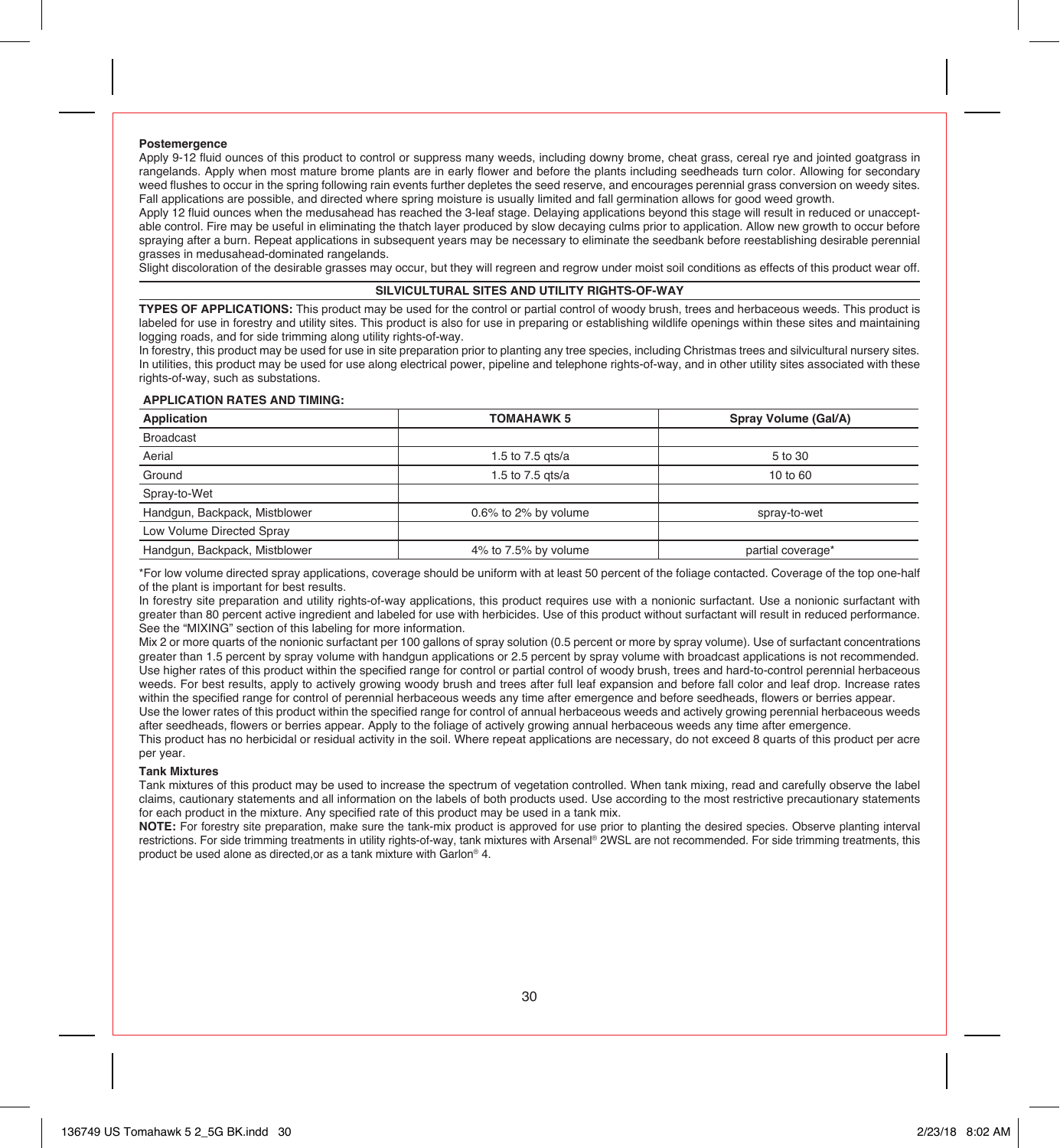**Postemergence**

Apply 9-12 fluid ounces of this product to control or suppress many weeds, including downy brome, cheat grass, cereal rye and jointed goatgrass in rangelands. Apply when most mature brome plants are in early flower and before the plants including seedheads turn color. Allowing for secondary weed flushes to occur in the spring following rain events further depletes the seed reserve, and encourages perennial grass conversion on weedy sites. Fall applications are possible, and directed where spring moisture is usually limited and fall germination allows for good weed growth.

Apply 12 fluid ounces when the medusahead has reached the 3-leaf stage. Delaying applications beyond this stage will result in reduced or unacceptable control. Fire may be useful in eliminating the thatch layer produced by slow decaying culms prior to application. Allow new growth to occur before spraying after a burn. Repeat applications in subsequent years may be necessary to eliminate the seedbank before reestablishing desirable perennial grasses in medusahead-dominated rangelands.

Slight discoloration of the desirable grasses may occur, but they will regreen and regrow under moist soil conditions as effects of this product wear off.

## SILVICULTURAL SITES AND UTILITY RIGHTS-OF-WAY

**TYPES OF APPLICATIONS:** This product may be used for the control or partial control of woody brush, trees and herbaceous weeds. This product is labeled for use in forestry and utility sites. This product is also for use in preparing or establishing wildlife openings within these sites and maintaining logging roads, and for side trimming along utility rights-of-way.

In forestry, this product may be used for use in site preparation prior to planting any tree species, including Christmas trees and silvicultural nursery sites. In utilities, this product may be used for use along electrical power, pipeline and telephone rights-of-way, and in other utility sites associated with these rights-of-way, such as substations.

**APPLICATION RATES AND TIMING:**

| Application | TOMAHAWK 5 | Spray Volume (Gal/A) |
|---|---|---|
| Broadcast | | |
| Aerial | 1.5 to 7.5 qts/a | 5 to 30 |
| Ground | 1.5 to 7.5 qts/a | 10 to 60 |
| Spray-to-Wet | | |
| Handgun, Backpack, Mistblower | 0.6% to 2% by volume | spray-to-wet |
| Low Volume Directed Spray | | |
| Handgun, Backpack, Mistblower | 4% to 7.5% by volume | partial coverage* |

*For low volume directed spray applications, coverage should be uniform with at least 50 percent of the foliage contacted. Coverage of the top one-half of the plant is important for best results.

In forestry site preparation and utility rights-of-way applications, this product requires use with a nonionic surfactant. Use a nonionic surfactant with greater than 80 percent active ingredient and labeled for use with herbicides. Use of this product without surfactant will result in reduced performance. See the "MIXING" section of this labeling for more information.

Mix 2 or more quarts of the nonionic surfactant per 100 gallons of spray solution (0.5 percent or more by spray volume). Use of surfactant concentrations greater than 1.5 percent by spray volume with handgun applications or 2.5 percent by spray volume with broadcast applications is not recommended.

Use higher rates of this product within the specified range for control or partial control of woody brush, trees and hard-to-control perennial herbaceous weeds. For best results, apply to actively growing woody brush and trees after full leaf expansion and before fall color and leaf drop. Increase rates within the specified range for control of perennial herbaceous weeds any time after emergence and before seedheads, flowers or berries appear.

Use the lower rates of this product within the specified range for control of annual herbaceous weeds and actively growing perennial herbaceous weeds after seedheads, flowers or berries appear. Apply to the foliage of actively growing annual herbaceous weeds any time after emergence.

This product has no herbicidal or residual activity in the soil. Where repeat applications are necessary, do not exceed 8 quarts of this product per acre per year.

**Tank Mixtures**

Tank mixtures of this product may be used to increase the spectrum of vegetation controlled. When tank mixing, read and carefully observe the label claims, cautionary statements and all information on the labels of both products used. Use according to the most restrictive precautionary statements for each product in the mixture. Any specified rate of this product may be used in a tank mix.

**NOTE:** For forestry site preparation, make sure the tank-mix product is approved for use prior to planting the desired species. Observe planting interval restrictions. For side trimming treatments in utility rights-of-way, tank mixtures with Arsenal® 2WSL are not recommended. For side trimming treatments, this product be used alone as directed,or as a tank mixture with Garlon® 4.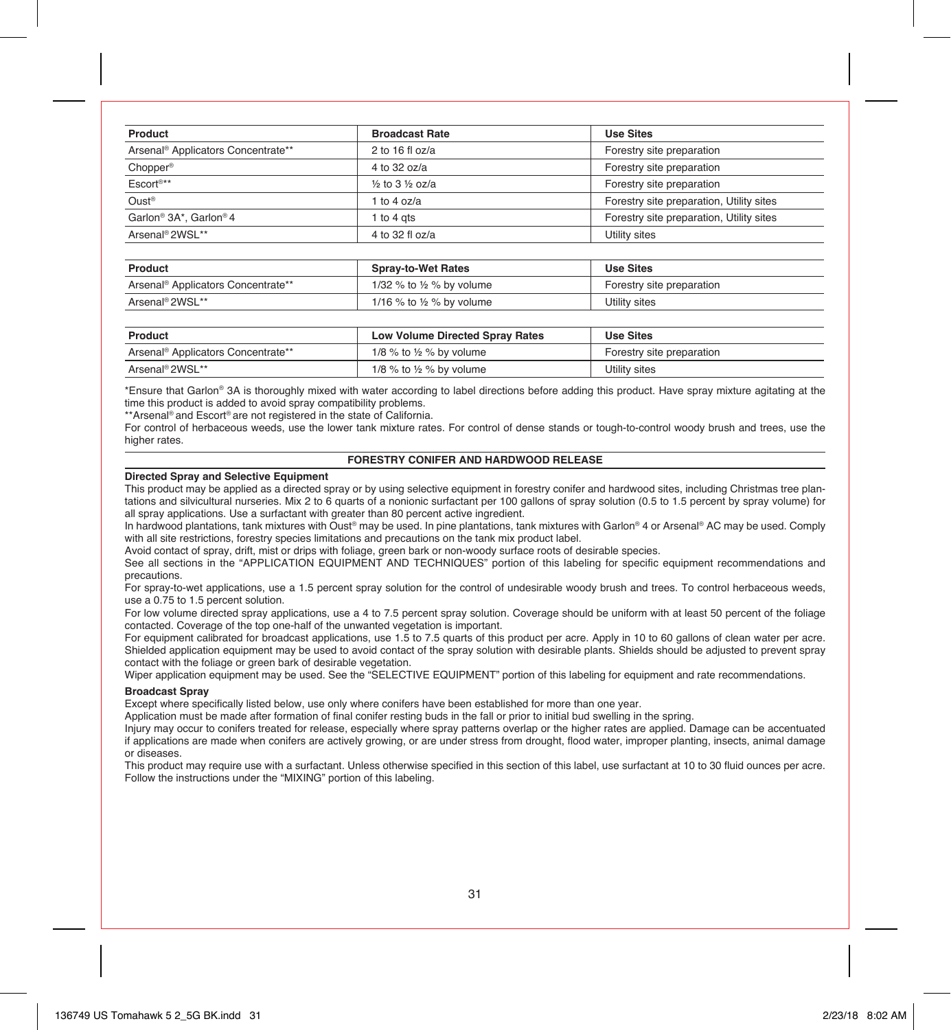| Product | Broadcast Rate | Use Sites |
|---|---|---|
| Arsenal® Applicators Concentrate** | 2 to 16 fl oz/a | Forestry site preparation |
| Chopper® | 4 to 32 oz/a | Forestry site preparation |
| Escort®** | ½ to 3 ½ oz/a | Forestry site preparation |
| Oust® | 1 to 4 oz/a | Forestry site preparation, Utility sites |
| Garlon® 3A*, Garlon® 4 | 1 to 4 qts | Forestry site preparation, Utility sites |
| Arsenal® 2WSL** | 4 to 32 fl oz/a | Utility sites |

| Product | Spray-to-Wet Rates | Use Sites |
|---|---|---|
| Arsenal® Applicators Concentrate** | 1/32 % to ½ % by volume | Forestry site preparation |
| Arsenal® 2WSL** | 1/16 % to ½ % by volume | Utility sites |

| Product | Low Volume Directed Spray Rates | Use Sites |
|---|---|---|
| Arsenal® Applicators Concentrate** | 1/8 % to ½ % by volume | Forestry site preparation |
| Arsenal® 2WSL** | 1/8 % to ½ % by volume | Utility sites |

*Ensure that Garlon® 3A is thoroughly mixed with water according to label directions before adding this product. Have spray mixture agitating at the time this product is added to avoid spray compatibility problems.
**Arsenal® and Escort® are not registered in the state of California.
For control of herbaceous weeds, use the lower tank mixture rates. For control of dense stands or tough-to-control woody brush and trees, use the higher rates.

## FORESTRY CONIFER AND HARDWOOD RELEASE

**Directed Spray and Selective Equipment**

This product may be applied as a directed spray or by using selective equipment in forestry conifer and hardwood sites, including Christmas tree plantations and silvicultural nurseries. Mix 2 to 6 quarts of a nonionic surfactant per 100 gallons of spray solution (0.5 to 1.5 percent by spray volume) for all spray applications. Use a surfactant with greater than 80 percent active ingredient.

In hardwood plantations, tank mixtures with Oust® may be used. In pine plantations, tank mixtures with Garlon® 4 or Arsenal® AC may be used. Comply with all site restrictions, forestry species limitations and precautions on the tank mix product label.

Avoid contact of spray, drift, mist or drips with foliage, green bark or non-woody surface roots of desirable species.

See all sections in the "APPLICATION EQUIPMENT AND TECHNIQUES" portion of this labeling for specific equipment recommendations and precautions.

For spray-to-wet applications, use a 1.5 percent spray solution for the control of undesirable woody brush and trees. To control herbaceous weeds, use a 0.75 to 1.5 percent solution.

For low volume directed spray applications, use a 4 to 7.5 percent spray solution. Coverage should be uniform with at least 50 percent of the foliage contacted. Coverage of the top one-half of the unwanted vegetation is important.

For equipment calibrated for broadcast applications, use 1.5 to 7.5 quarts of this product per acre. Apply in 10 to 60 gallons of clean water per acre. Shielded application equipment may be used to avoid contact of the spray solution with desirable plants. Shields should be adjusted to prevent spray contact with the foliage or green bark of desirable vegetation.

Wiper application equipment may be used. See the "SELECTIVE EQUIPMENT" portion of this labeling for equipment and rate recommendations.

**Broadcast Spray**

Except where specifically listed below, use only where conifers have been established for more than one year.

Application must be made after formation of final conifer resting buds in the fall or prior to initial bud swelling in the spring.

Injury may occur to conifers treated for release, especially where spray patterns overlap or the higher rates are applied. Damage can be accentuated if applications are made when conifers are actively growing, or are under stress from drought, flood water, improper planting, insects, animal damage or diseases.

This product may require use with a surfactant. Unless otherwise specified in this section of this label, use surfactant at 10 to 30 fluid ounces per acre. Follow the instructions under the "MIXING" portion of this labeling.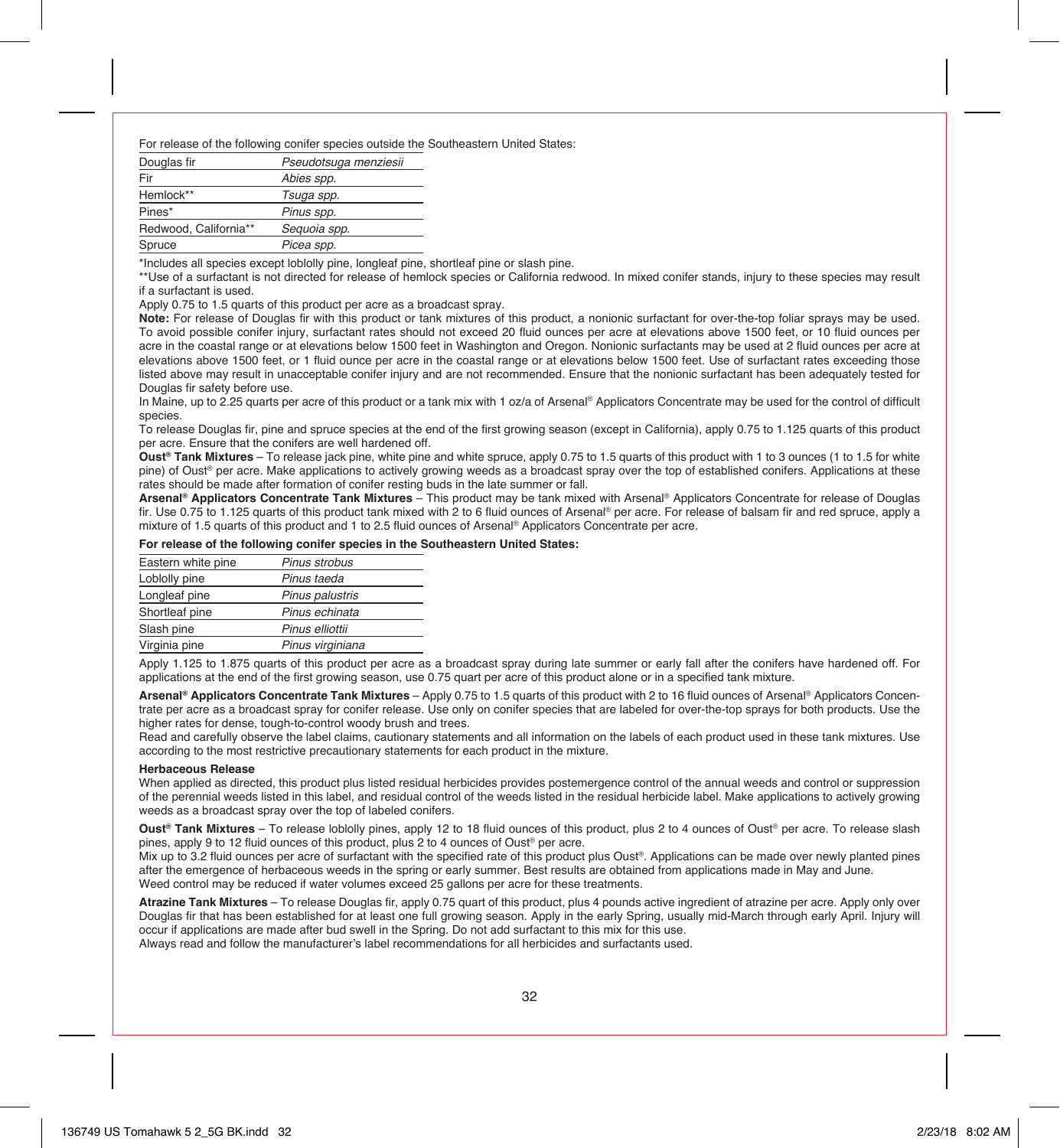For release of the following conifer species outside the Southeastern United States:

| | |
|---|---|
| Douglas fir | *Pseudotsuga menziesii* |
| Fir | *Abies spp.* |
| Hemlock** | *Tsuga spp.* |
| Pines* | *Pinus spp.* |
| Redwood, California** | *Sequoia spp.* |
| Spruce | *Picea spp.* |

*Includes all species except loblolly pine, longleaf pine, shortleaf pine or slash pine.

**Use of a surfactant is not directed for release of hemlock species or California redwood. In mixed conifer stands, injury to these species may result if a surfactant is used.

Apply 0.75 to 1.5 quarts of this product per acre as a broadcast spray.

**Note:** For release of Douglas fir with this product or tank mixtures of this product, a nonionic surfactant for over-the-top foliar sprays may be used. To avoid possible conifer injury, surfactant rates should not exceed 20 fluid ounces per acre at elevations above 1500 feet, or 10 fluid ounces per acre in the coastal range or at elevations below 1500 feet in Washington and Oregon. Nonionic surfactants may be used at 2 fluid ounces per acre at elevations above 1500 feet, or 1 fluid ounce per acre in the coastal range or at elevations below 1500 feet. Use of surfactant rates exceeding those listed above may result in unacceptable conifer injury and are not recommended. Ensure that the nonionic surfactant has been adequately tested for Douglas fir safety before use.

In Maine, up to 2.25 quarts per acre of this product or a tank mix with 1 oz/a of Arsenal® Applicators Concentrate may be used for the control of difficult species.

To release Douglas fir, pine and spruce species at the end of the first growing season (except in California), apply 0.75 to 1.125 quarts of this product per acre. Ensure that the conifers are well hardened off.

**Oust® Tank Mixtures** – To release jack pine, white pine and white spruce, apply 0.75 to 1.5 quarts of this product with 1 to 3 ounces (1 to 1.5 for white pine) of Oust® per acre. Make applications to actively growing weeds as a broadcast spray over the top of established conifers. Applications at these rates should be made after formation of conifer resting buds in the late summer or fall.

**Arsenal® Applicators Concentrate Tank Mixtures** – This product may be tank mixed with Arsenal® Applicators Concentrate for release of Douglas fir. Use 0.75 to 1.125 quarts of this product tank mixed with 2 to 6 fluid ounces of Arsenal® per acre. For release of balsam fir and red spruce, apply a mixture of 1.5 quarts of this product and 1 to 2.5 fluid ounces of Arsenal® Applicators Concentrate per acre.

**For release of the following conifer species in the Southeastern United States:**

| | |
|---|---|
| Eastern white pine | *Pinus strobus* |
| Loblolly pine | *Pinus taeda* |
| Longleaf pine | *Pinus palustris* |
| Shortleaf pine | *Pinus echinata* |
| Slash pine | *Pinus elliottii* |
| Virginia pine | *Pinus virginiana* |

Apply 1.125 to 1.875 quarts of this product per acre as a broadcast spray during late summer or early fall after the conifers have hardened off. For applications at the end of the first growing season, use 0.75 quart per acre of this product alone or in a specified tank mixture.

**Arsenal® Applicators Concentrate Tank Mixtures** – Apply 0.75 to 1.5 quarts of this product with 2 to 16 fluid ounces of Arsenal® Applicators Concentrate per acre as a broadcast spray for conifer release. Use only on conifer species that are labeled for over-the-top sprays for both products. Use the higher rates for dense, tough-to-control woody brush and trees.

Read and carefully observe the label claims, cautionary statements and all information on the labels of each product used in these tank mixtures. Use according to the most restrictive precautionary statements for each product in the mixture.

**Herbaceous Release**

When applied as directed, this product plus listed residual herbicides provides postemergence control of the annual weeds and control or suppression of the perennial weeds listed in this label, and residual control of the weeds listed in the residual herbicide label. Make applications to actively growing weeds as a broadcast spray over the top of labeled conifers.

**Oust® Tank Mixtures** – To release loblolly pines, apply 12 to 18 fluid ounces of this product, plus 2 to 4 ounces of Oust® per acre. To release slash pines, apply 9 to 12 fluid ounces of this product, plus 2 to 4 ounces of Oust® per acre.

Mix up to 3.2 fluid ounces per acre of surfactant with the specified rate of this product plus Oust®. Applications can be made over newly planted pines after the emergence of herbaceous weeds in the spring or early summer. Best results are obtained from applications made in May and June.

Weed control may be reduced if water volumes exceed 25 gallons per acre for these treatments.

**Atrazine Tank Mixtures** – To release Douglas fir, apply 0.75 quart of this product, plus 4 pounds active ingredient of atrazine per acre. Apply only over Douglas fir that has been established for at least one full growing season. Apply in the early Spring, usually mid-March through early April. Injury will occur if applications are made after bud swell in the Spring. Do not add surfactant to this mix for this use.

Always read and follow the manufacturer's label recommendations for all herbicides and surfactants used.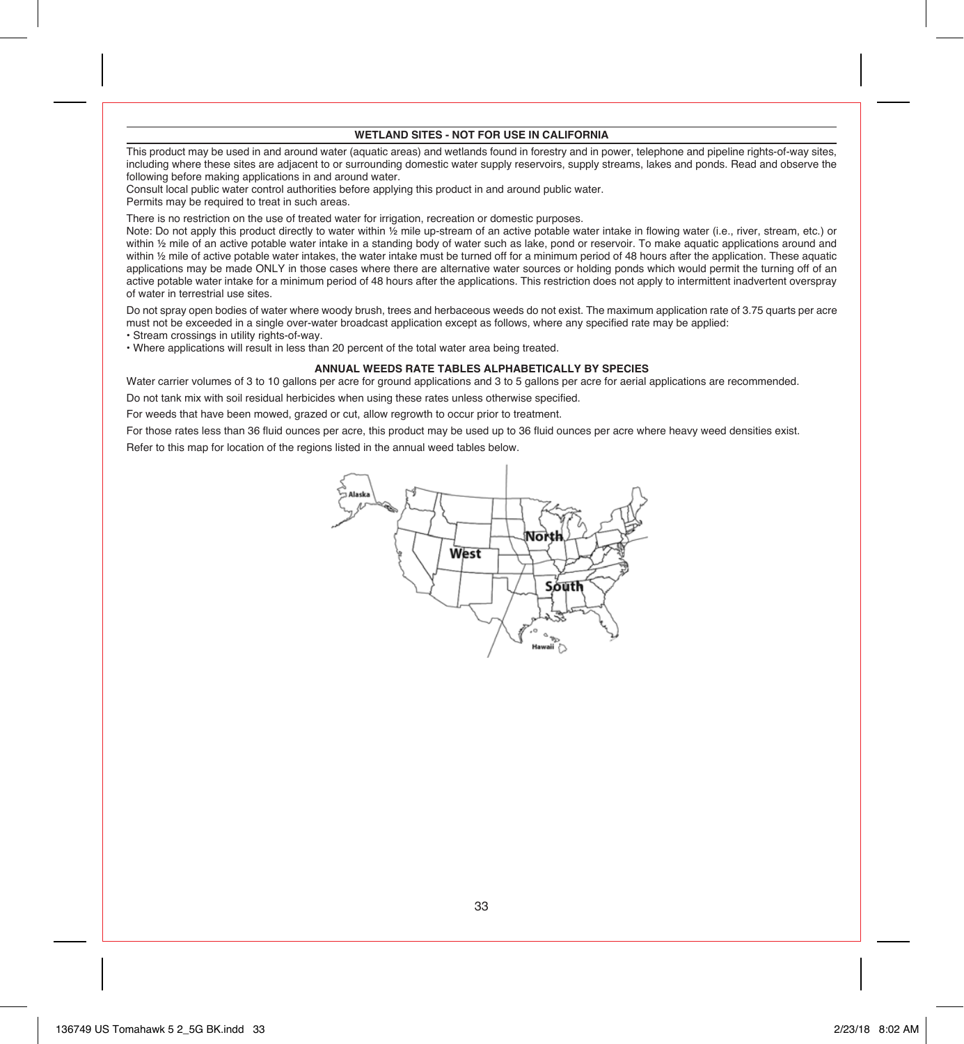## WETLAND SITES - NOT FOR USE IN CALIFORNIA

This product may be used in and around water (aquatic areas) and wetlands found in forestry and in power, telephone and pipeline rights-of-way sites, including where these sites are adjacent to or surrounding domestic water supply reservoirs, supply streams, lakes and ponds. Read and observe the following before making applications in and around water.

Consult local public water control authorities before applying this product in and around public water.

Permits may be required to treat in such areas.

There is no restriction on the use of treated water for irrigation, recreation or domestic purposes.

Note: Do not apply this product directly to water within ½ mile up-stream of an active potable water intake in flowing water (i.e., river, stream, etc.) or within ½ mile of an active potable water intake in a standing body of water such as lake, pond or reservoir. To make aquatic applications around and within ½ mile of active potable water intakes, the water intake must be turned off for a minimum period of 48 hours after the application. These aquatic applications may be made ONLY in those cases where there are alternative water sources or holding ponds which would permit the turning off of an active potable water intake for a minimum period of 48 hours after the applications. This restriction does not apply to intermittent inadvertent overspray of water in terrestrial use sites.

Do not spray open bodies of water where woody brush, trees and herbaceous weeds do not exist. The maximum application rate of 3.75 quarts per acre must not be exceeded in a single over-water broadcast application except as follows, where any specified rate may be applied:

- Stream crossings in utility rights-of-way.
- Where applications will result in less than 20 percent of the total water area being treated.

## ANNUAL WEEDS RATE TABLES ALPHABETICALLY BY SPECIES

Water carrier volumes of 3 to 10 gallons per acre for ground applications and 3 to 5 gallons per acre for aerial applications are recommended.

Do not tank mix with soil residual herbicides when using these rates unless otherwise specified.

For weeds that have been mowed, grazed or cut, allow regrowth to occur prior to treatment.

For those rates less than 36 fluid ounces per acre, this product may be used up to 36 fluid ounces per acre where heavy weed densities exist.

Refer to this map for location of the regions listed in the annual weed tables below.

Alaska

North

West

South

Hawaii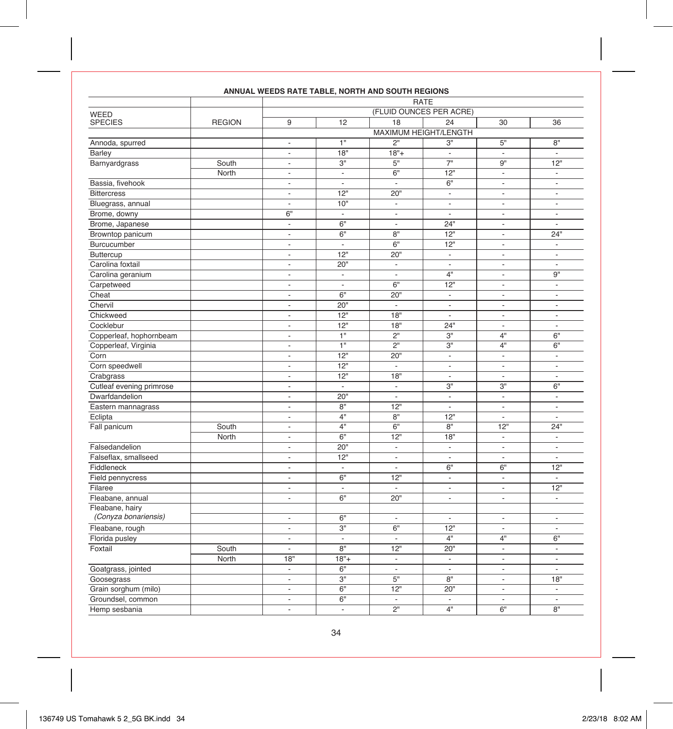**ANNUAL WEEDS RATE TABLE, NORTH AND SOUTH REGIONS**

| WEED SPECIES | REGION | RATE (FLUID OUNCES PER ACRE) | | | | | |
|---|---|---|---|---|---|---|---|
| | | 9 | 12 | 18 | 24 | 30 | 36 |
| | | MAXIMUM HEIGHT/LENGTH | | | | | |
| Annoda, spurred | | - | 1" | 2" | 3" | 5" | 8" |
| Barley | | - | 18" | 18"+ | - | - | - |
| Barnyardgrass | South | - | 3" | 5" | 7" | 9" | 12" |
| | North | - | - | 6" | 12" | - | - |
| Bassia, fivehook | | - | - | - | 6" | - | - |
| Bittercress | | - | 12" | 20" | - | - | - |
| Bluegrass, annual | | - | 10" | - | - | - | - |
| Brome, downy | | 6" | - | - | - | - | - |
| Brome, Japanese | | - | 6" | - | 24" | - | - |
| Browntop panicum | | - | 6" | 8" | 12" | - | 24" |
| Burcucumber | | - | - | 6" | 12" | - | - |
| Buttercup | | - | 12" | 20" | - | - | - |
| Carolina foxtail | | - | 20" | - | - | - | - |
| Carolina geranium | | - | - | - | 4" | - | 9" |
| Carpetweed | | - | - | 6" | 12" | - | - |
| Cheat | | - | 6" | 20" | - | - | - |
| Chervil | | - | 20" | - | - | - | - |
| Chickweed | | - | 12" | 18" | - | - | - |
| Cocklebur | | - | 12" | 18" | 24" | - | - |
| Copperleaf, hophornbeam | | - | 1" | 2" | 3" | 4" | 6" |
| Copperleaf, Virginia | | - | 1" | 2" | 3" | 4" | 6" |
| Corn | | - | 12" | 20" | - | - | - |
| Corn speedwell | | - | 12" | - | - | - | - |
| Crabgrass | | - | 12" | 18" | - | - | - |
| Cutleaf evening primrose | | - | - | - | 3" | 3" | 6" |
| Dwarfdandelion | | - | 20" | - | - | - | - |
| Eastern mannagrass | | - | 8" | 12" | - | - | - |
| Eclipta | | - | 4" | 8" | 12" | - | - |
| Fall panicum | South | - | 4" | 6" | 8" | 12" | 24" |
| | North | - | 6" | 12" | 18" | - | - |
| Falsedandelion | | - | 20" | - | - | - | - |
| Falseflax, smallseed | | - | 12" | - | - | - | - |
| Fiddleneck | | - | - | - | 6" | 6" | 12" |
| Field pennycress | | - | 6" | 12" | - | - | - |
| Filaree | | - | - | - | - | - | 12" |
| Fleabane, annual | | - | 6" | 20" | - | - | - |
| Fleabane, hairy *(Conyza bonariensis)* | | - | 6" | - | - | - | - |
| Fleabane, rough | | - | 3" | 6" | 12" | - | - |
| Florida pusley | | - | - | - | 4" | 4" | 6" |
| Foxtail | South | - | 8" | 12" | 20" | - | - |
| | North | 18" | 18"+ | - | - | - | - |
| Goatgrass, jointed | | - | 6" | - | - | - | - |
| Goosegrass | | - | 3" | 5" | 8" | - | 18" |
| Grain sorghum (milo) | | - | 6" | 12" | 20" | - | - |
| Groundsel, common | | - | 6" | - | - | - | - |
| Hemp sesbania | | - | - | 2" | 4" | 6" | 8" |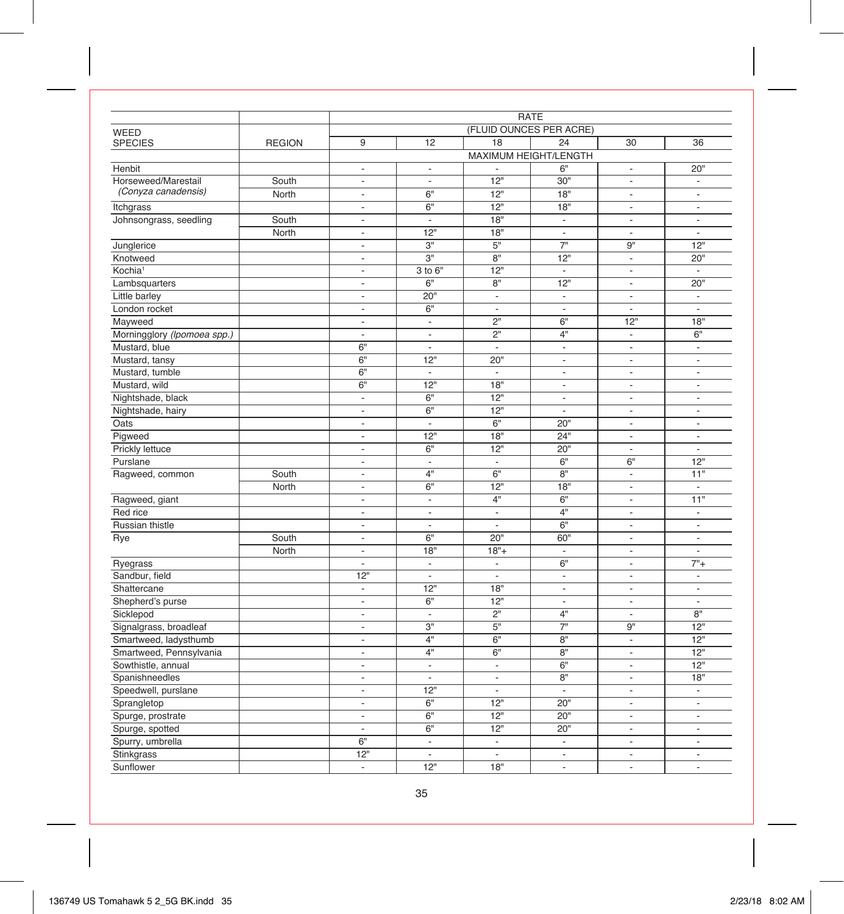| WEED SPECIES | REGION | RATE (FLUID OUNCES PER ACRE) | | | | | |
|---|---|---|---|---|---|---|---|
| | | 9 | 12 | 18 | 24 | 30 | 36 |
| | | MAXIMUM HEIGHT/LENGTH | | | | | |
| Henbit | | - | - | - | 6" | - | 20" |
| Horseweed/Marestail *(Conyza canadensis)* | South | - | - | 12" | 30" | - | - |
| | North | - | 6" | 12" | 18" | - | - |
| Itchgrass | | - | 6" | 12" | 18" | - | - |
| Johnsongrass, seedling | South | - | - | 18" | - | - | - |
| | North | - | 12" | 18" | - | - | - |
| Junglerice | | - | 3" | 5" | 7" | 9" | 12" |
| Knotweed | | - | 3" | 8" | 12" | - | 20" |
| Kochia[1] | | - | 3 to 6" | 12" | - | - | - |
| Lambsquarters | | - | 6" | 8" | 12" | - | 20" |
| Little barley | | - | 20" | - | - | - | - |
| London rocket | | - | 6" | - | - | - | - |
| Mayweed | | - | - | 2" | 6" | 12" | 18" |
| Morningglory *(Ipomoea spp.)* | | - | - | 2" | 4" | - | 6" |
| Mustard, blue | | 6" | - | - | - | - | - |
| Mustard, tansy | | 6" | 12" | 20" | - | - | - |
| Mustard, tumble | | 6" | - | - | - | - | - |
| Mustard, wild | | 6" | 12" | 18" | - | - | - |
| Nightshade, black | | - | 6" | 12" | - | - | - |
| Nightshade, hairy | | - | 6" | 12" | - | - | - |
| Oats | | - | - | 6" | 20" | - | - |
| Pigweed | | - | 12" | 18" | 24" | - | - |
| Prickly lettuce | | - | 6" | 12" | 20" | - | - |
| Purslane | | - | - | - | 6" | 6" | 12" |
| Ragweed, common | South | - | 4" | 6" | 8" | - | 11" |
| | North | - | 6" | 12" | 18" | - | - |
| Ragweed, giant | | - | - | 4" | 6" | - | 11" |
| Red rice | | - | - | - | 4" | - | - |
| Russian thistle | | - | - | - | 6" | - | - |
| Rye | South | - | 6" | 20" | 60" | - | - |
| | North | - | 18" | 18"+ | - | - | - |
| Ryegrass | | - | - | - | 6" | - | 7"+ |
| Sandbur, field | | 12" | - | - | - | - | - |
| Shattercane | | - | 12" | 18" | - | - | - |
| Shepherd's purse | | - | 6" | 12" | - | - | - |
| Sicklepod | | - | - | 2" | 4" | - | 8" |
| Signalgrass, broadleaf | | - | 3" | 5" | 7" | 9" | 12" |
| Smartweed, ladysthumb | | - | 4" | 6" | 8" | - | 12" |
| Smartweed, Pennsylvania | | - | 4" | 6" | 8" | - | 12" |
| Sowthistle, annual | | - | - | - | 6" | - | 12" |
| Spanishneedles | | - | - | - | 8" | - | 18" |
| Speedwell, purslane | | - | 12" | - | - | - | - |
| Sprangletop | | - | 6" | 12" | 20" | - | - |
| Spurge, prostrate | | - | 6" | 12" | 20" | - | - |
| Spurge, spotted | | - | 6" | 12" | 20" | - | - |
| Spurry, umbrella | | 6" | - | - | - | - | - |
| Stinkgrass | | 12" | - | - | - | - | - |
| Sunflower | | - | 12" | 18" | - | - | - |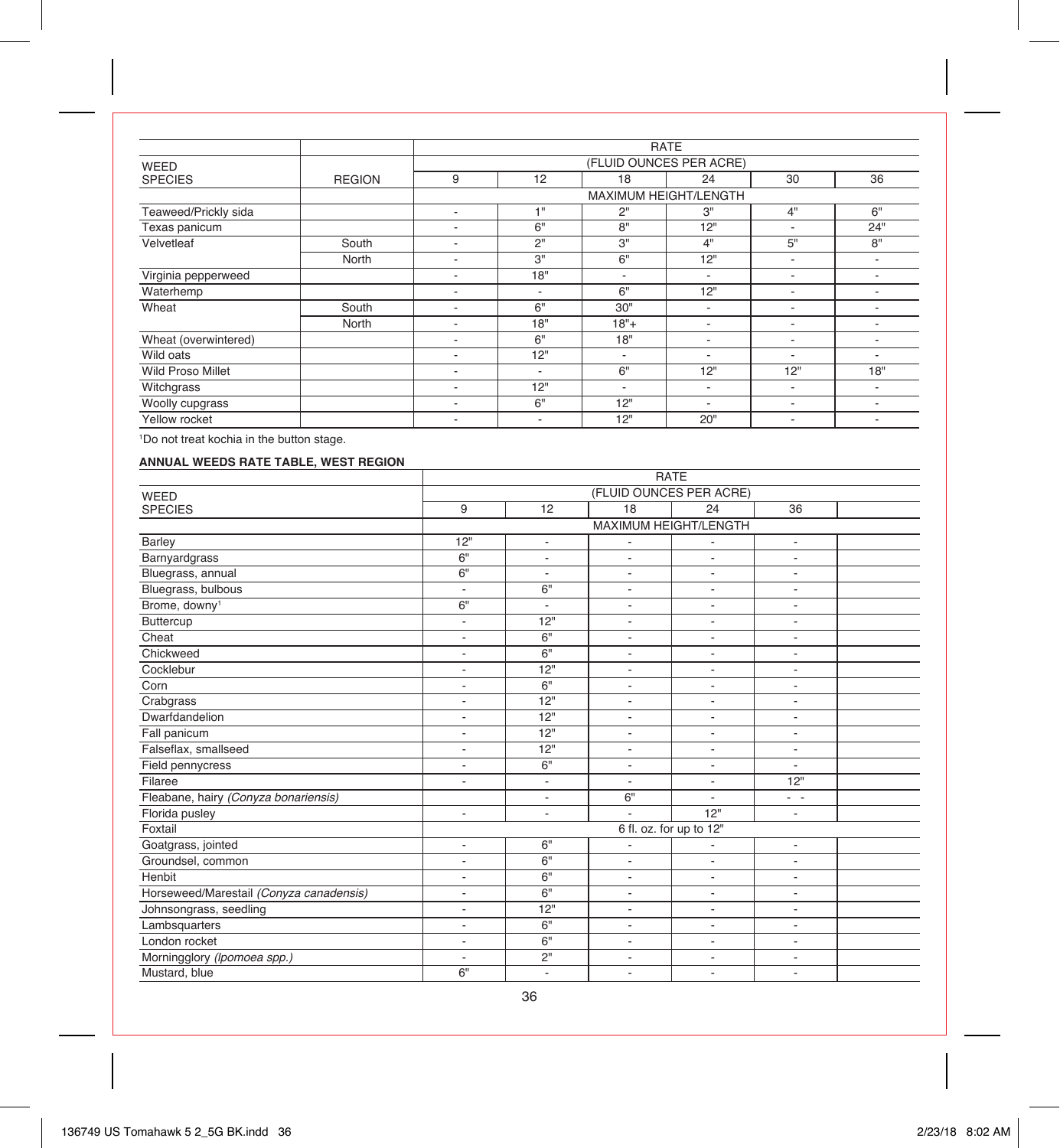| WEED SPECIES | REGION | RATE (FLUID OUNCES PER ACRE) | | | | | |
|---|---|---|---|---|---|---|---|
| | | 9 | 12 | 18 | 24 | 30 | 36 |
| | | MAXIMUM HEIGHT/LENGTH | | | | | |
| Teaweed/Prickly sida | | - | 1" | 2" | 3" | 4" | 6" |
| Texas panicum | | - | 6" | 8" | 12" | - | 24" |
| Velvetleaf | South | - | 2" | 3" | 4" | 5" | 8" |
| | North | - | 3" | 6" | 12" | - | - |
| Virginia pepperweed | | - | 18" | - | - | - | - |
| Waterhemp | | - | - | 6" | 12" | - | - |
| Wheat | South | - | 6" | 30" | - | - | - |
| | North | - | 18" | 18"+ | - | - | - |
| Wheat (overwintered) | | - | 6" | 18" | - | - | - |
| Wild oats | | - | 12" | - | - | - | - |
| Wild Proso Millet | | - | - | 6" | 12" | 12" | 18" |
| Witchgrass | | - | 12" | - | - | - | - |
| Woolly cupgrass | | - | 6" | 12" | - | - | - |
| Yellow rocket | | - | - | 12" | 20" | - | - |

[1]Do not treat kochia in the button stage.

**ANNUAL WEEDS RATE TABLE, WEST REGION**

| WEED SPECIES | RATE (FLUID OUNCES PER ACRE) | | | | | |
|---|---|---|---|---|---|---|
| | 9 | 12 | 18 | 24 | 36 | |
| | MAXIMUM HEIGHT/LENGTH | | | | | |
| Barley | 12" | - | - | - | - | |
| Barnyardgrass | 6" | - | - | - | - | |
| Bluegrass, annual | 6" | - | - | - | - | |
| Bluegrass, bulbous | - | 6" | - | - | - | |
| Brome, downy[1] | 6" | - | - | - | - | |
| Buttercup | - | 12" | - | - | - | |
| Cheat | - | 6" | - | - | - | |
| Chickweed | - | 6" | - | - | - | |
| Cocklebur | - | 12" | - | - | - | |
| Corn | - | 6" | - | - | - | |
| Crabgrass | - | 12" | - | - | - | |
| Dwarfdandelion | - | 12" | - | - | - | |
| Fall panicum | - | 12" | - | - | - | |
| Falseflax, smallseed | - | 12" | - | - | - | |
| Field pennycress | - | 6" | - | - | - | |
| Filaree | - | - | - | - | 12" | |
| Fleabane, hairy *(Conyza bonariensis)* | | - | 6" | - | - - | |
| Florida pusley | - | - | - | 12" | - | |
| Foxtail | 6 fl. oz. for up to 12" | | | | | |
| Goatgrass, jointed | - | 6" | - | - | - | |
| Groundsel, common | - | 6" | - | - | - | |
| Henbit | - | 6" | - | - | - | |
| Horseweed/Marestail *(Conyza canadensis)* | - | 6" | - | - | - | |
| Johnsongrass, seedling | - | 12" | - | - | - | |
| Lambsquarters | - | 6" | - | - | - | |
| London rocket | - | 6" | - | - | - | |
| Morningglory *(Ipomoea spp.)* | - | 2" | - | - | - | |
| Mustard, blue | 6" | - | - | - | - | |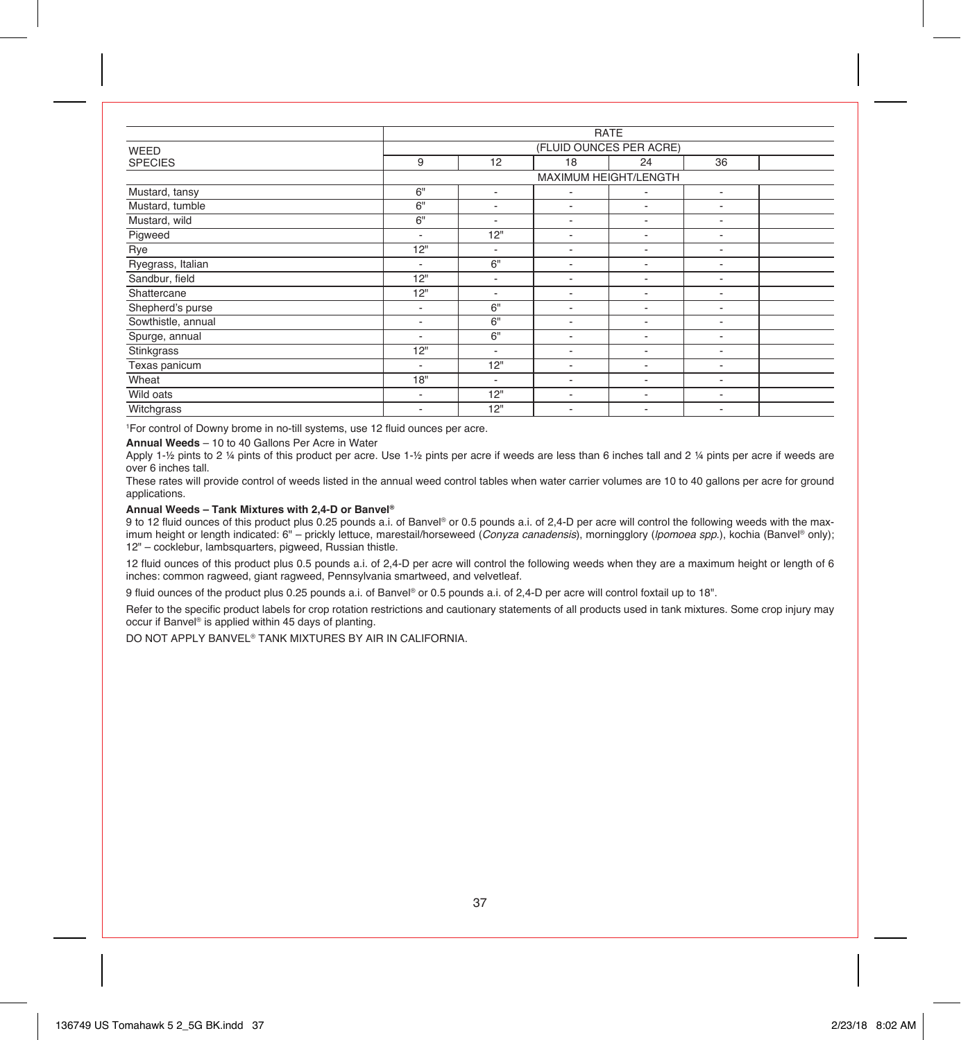| WEED SPECIES | RATE | | | | | |
|---|---|---|---|---|---|---|
| | (FLUID OUNCES PER ACRE) | | | | | |
| | 9 | 12 | 18 | 24 | 36 | |
| | MAXIMUM HEIGHT/LENGTH | | | | | |
| Mustard, tansy | 6" | - | - | - | - | |
| Mustard, tumble | 6" | - | - | - | - | |
| Mustard, wild | 6" | - | - | - | - | |
| Pigweed | - | 12" | - | - | - | |
| Rye | 12" | - | - | - | - | |
| Ryegrass, Italian | - | 6" | - | - | - | |
| Sandbur, field | 12" | - | - | - | - | |
| Shattercane | 12" | - | - | - | - | |
| Shepherd's purse | - | 6" | - | - | - | |
| Sowthistle, annual | - | 6" | - | - | - | |
| Spurge, annual | - | 6" | - | - | - | |
| Stinkgrass | 12" | - | - | - | - | |
| Texas panicum | - | 12" | - | - | - | |
| Wheat | 18" | - | - | - | - | |
| Wild oats | - | 12" | - | - | - | |
| Witchgrass | - | 12" | - | - | - | |

[1]For control of Downy brome in no-till systems, use 12 fluid ounces per acre.

**Annual Weeds** – 10 to 40 Gallons Per Acre in Water

Apply 1-½ pints to 2 ¼ pints of this product per acre. Use 1-½ pints per acre if weeds are less than 6 inches tall and 2 ¼ pints per acre if weeds are over 6 inches tall.

These rates will provide control of weeds listed in the annual weed control tables when water carrier volumes are 10 to 40 gallons per acre for ground applications.

**Annual Weeds – Tank Mixtures with 2,4-D or Banvel®**

9 to 12 fluid ounces of this product plus 0.25 pounds a.i. of Banvel® or 0.5 pounds a.i. of 2,4-D per acre will control the following weeds with the maximum height or length indicated: 6" – prickly lettuce, marestail/horseweed (*Conyza canadensis*), morningglory (*Ipomoea spp.*), kochia (Banvel® only); 12" – cocklebur, lambsquarters, pigweed, Russian thistle.

12 fluid ounces of this product plus 0.5 pounds a.i. of 2,4-D per acre will control the following weeds when they are a maximum height or length of 6 inches: common ragweed, giant ragweed, Pennsylvania smartweed, and velvetleaf.

9 fluid ounces of the product plus 0.25 pounds a.i. of Banvel® or 0.5 pounds a.i. of 2,4-D per acre will control foxtail up to 18".

Refer to the specific product labels for crop rotation restrictions and cautionary statements of all products used in tank mixtures. Some crop injury may occur if Banvel® is applied within 45 days of planting.

DO NOT APPLY BANVEL® TANK MIXTURES BY AIR IN CALIFORNIA.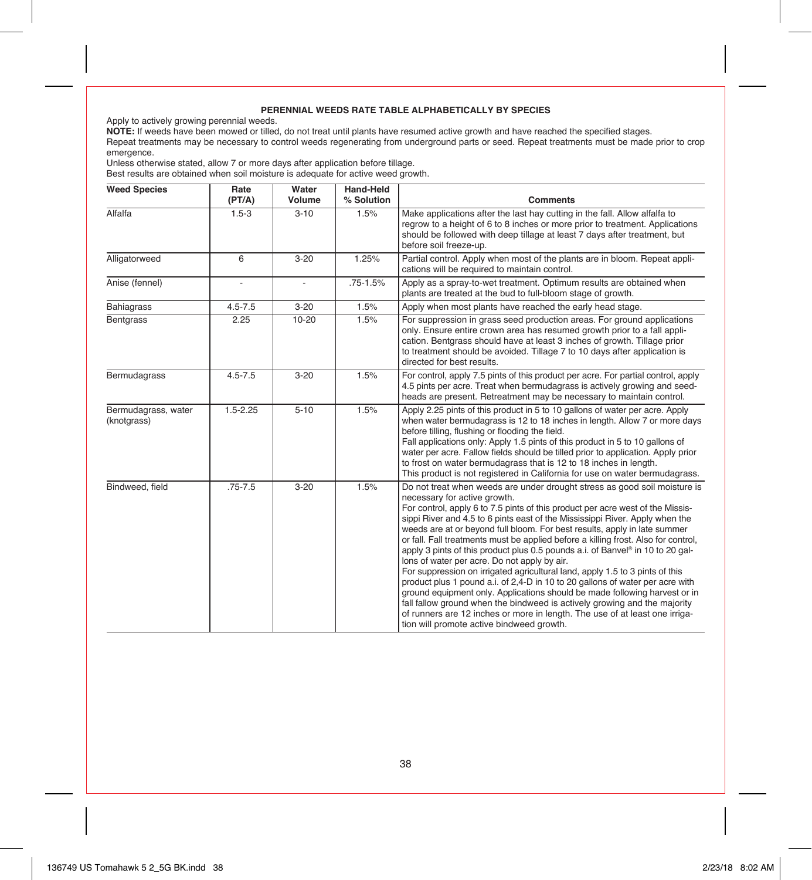### PERENNIAL WEEDS RATE TABLE ALPHABETICALLY BY SPECIES

Apply to actively growing perennial weeds.

**NOTE:** If weeds have been mowed or tilled, do not treat until plants have resumed active growth and have reached the specified stages.

Repeat treatments may be necessary to control weeds regenerating from underground parts or seed. Repeat treatments must be made prior to crop emergence.

Unless otherwise stated, allow 7 or more days after application before tillage.

Best results are obtained when soil moisture is adequate for active weed growth.

| Weed Species | Rate (PT/A) | Water Volume | Hand-Held % Solution | Comments |
|---|---|---|---|---|
| Alfalfa | 1.5-3 | 3-10 | 1.5% | Make applications after the last hay cutting in the fall. Allow alfalfa to regrow to a height of 6 to 8 inches or more prior to treatment. Applications should be followed with deep tillage at least 7 days after treatment, but before soil freeze-up. |
| Alligatorweed | 6 | 3-20 | 1.25% | Partial control. Apply when most of the plants are in bloom. Repeat applications will be required to maintain control. |
| Anise (fennel) | - | - | .75-1.5% | Apply as a spray-to-wet treatment. Optimum results are obtained when plants are treated at the bud to full-bloom stage of growth. |
| Bahiagrass | 4.5-7.5 | 3-20 | 1.5% | Apply when most plants have reached the early head stage. |
| Bentgrass | 2.25 | 10-20 | 1.5% | For suppression in grass seed production areas. For ground applications only. Ensure entire crown area has resumed growth prior to a fall application. Bentgrass should have at least 3 inches of growth. Tillage prior to treatment should be avoided. Tillage 7 to 10 days after application is directed for best results. |
| Bermudagrass | 4.5-7.5 | 3-20 | 1.5% | For control, apply 7.5 pints of this product per acre. For partial control, apply 4.5 pints per acre. Treat when bermudagrass is actively growing and seedheads are present. Retreatment may be necessary to maintain control. |
| Bermudagrass, water (knotgrass) | 1.5-2.25 | 5-10 | 1.5% | Apply 2.25 pints of this product in 5 to 10 gallons of water per acre. Apply when water bermudagrass is 12 to 18 inches in length. Allow 7 or more days before tilling, flushing or flooding the field.<br>Fall applications only: Apply 1.5 pints of this product in 5 to 10 gallons of water per acre. Fallow fields should be tilled prior to application. Apply prior to frost on water bermudagrass that is 12 to 18 inches in length.<br>This product is not registered in California for use on water bermudagrass. |
| Bindweed, field | .75-7.5 | 3-20 | 1.5% | Do not treat when weeds are under drought stress as good soil moisture is necessary for active growth.<br>For control, apply 6 to 7.5 pints of this product per acre west of the Mississippi River and 4.5 to 6 pints east of the Mississippi River. Apply when the weeds are at or beyond full bloom. For best results, apply in late summer or fall. Fall treatments must be applied before a killing frost. Also for control, apply 3 pints of this product plus 0.5 pounds a.i. of Banvel® in 10 to 20 gallons of water per acre. Do not apply by air.<br>For suppression on irrigated agricultural land, apply 1.5 to 3 pints of this product plus 1 pound a.i. of 2,4-D in 10 to 20 gallons of water per acre with ground equipment only. Applications should be made following harvest or in fall fallow ground when the bindweed is actively growing and the majority of runners are 12 inches or more in length. The use of at least one irrigation will promote active bindweed growth. |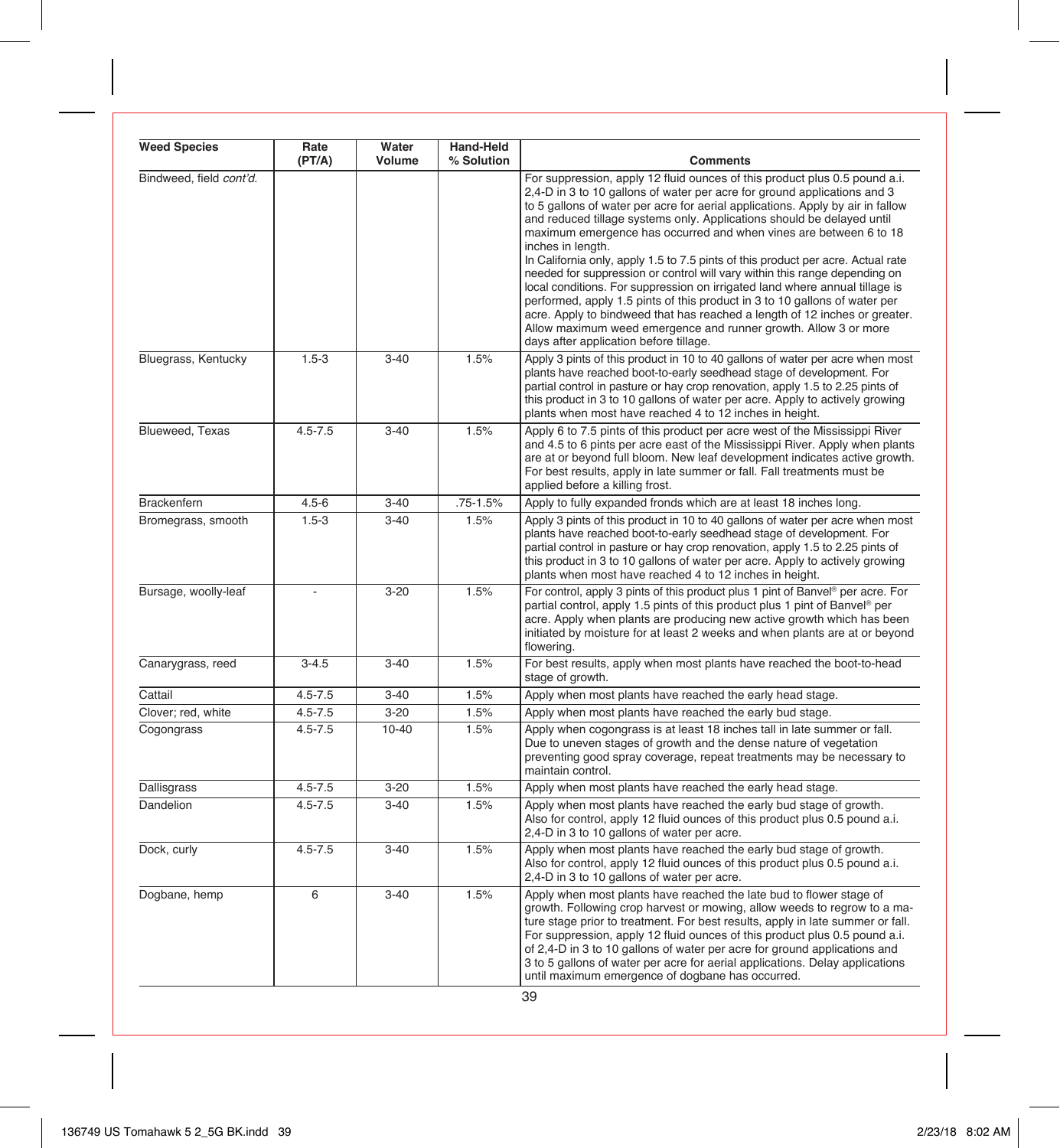| Weed Species | Rate (PT/A) | Water Volume | Hand-Held % Solution | Comments |
|---|---|---|---|---|
| Bindweed, field *cont'd.* | | | | For suppression, apply 12 fluid ounces of this product plus 0.5 pound a.i. 2,4-D in 3 to 10 gallons of water per acre for ground applications and 3 to 5 gallons of water per acre for aerial applications. Apply by air in fallow and reduced tillage systems only. Applications should be delayed until maximum emergence has occurred and when vines are between 6 to 18 inches in length. In California only, apply 1.5 to 7.5 pints of this product per acre. Actual rate needed for suppression or control will vary within this range depending on local conditions. For suppression on irrigated land where annual tillage is performed, apply 1.5 pints of this product in 3 to 10 gallons of water per acre. Apply to bindweed that has reached a length of 12 inches or greater. Allow maximum weed emergence and runner growth. Allow 3 or more days after application before tillage. |
| Bluegrass, Kentucky | 1.5-3 | 3-40 | 1.5% | Apply 3 pints of this product in 10 to 40 gallons of water per acre when most plants have reached boot-to-early seedhead stage of development. For partial control in pasture or hay crop renovation, apply 1.5 to 2.25 pints of this product in 3 to 10 gallons of water per acre. Apply to actively growing plants when most have reached 4 to 12 inches in height. |
| Blueweed, Texas | 4.5-7.5 | 3-40 | 1.5% | Apply 6 to 7.5 pints of this product per acre west of the Mississippi River and 4.5 to 6 pints per acre east of the Mississippi River. Apply when plants are at or beyond full bloom. New leaf development indicates active growth. For best results, apply in late summer or fall. Fall treatments must be applied before a killing frost. |
| Brackenfern | 4.5-6 | 3-40 | .75-1.5% | Apply to fully expanded fronds which are at least 18 inches long. |
| Bromegrass, smooth | 1.5-3 | 3-40 | 1.5% | Apply 3 pints of this product in 10 to 40 gallons of water per acre when most plants have reached boot-to-early seedhead stage of development. For partial control in pasture or hay crop renovation, apply 1.5 to 2.25 pints of this product in 3 to 10 gallons of water per acre. Apply to actively growing plants when most have reached 4 to 12 inches in height. |
| Bursage, woolly-leaf | - | 3-20 | 1.5% | For control, apply 3 pints of this product plus 1 pint of Banvel® per acre. For partial control, apply 1.5 pints of this product plus 1 pint of Banvel® per acre. Apply when plants are producing new active growth which has been initiated by moisture for at least 2 weeks and when plants are at or beyond flowering. |
| Canarygrass, reed | 3-4.5 | 3-40 | 1.5% | For best results, apply when most plants have reached the boot-to-head stage of growth. |
| Cattail | 4.5-7.5 | 3-40 | 1.5% | Apply when most plants have reached the early head stage. |
| Clover; red, white | 4.5-7.5 | 3-20 | 1.5% | Apply when most plants have reached the early bud stage. |
| Cogongrass | 4.5-7.5 | 10-40 | 1.5% | Apply when cogongrass is at least 18 inches tall in late summer or fall. Due to uneven stages of growth and the dense nature of vegetation preventing good spray coverage, repeat treatments may be necessary to maintain control. |
| Dallisgrass | 4.5-7.5 | 3-20 | 1.5% | Apply when most plants have reached the early head stage. |
| Dandelion | 4.5-7.5 | 3-40 | 1.5% | Apply when most plants have reached the early bud stage of growth. Also for control, apply 12 fluid ounces of this product plus 0.5 pound a.i. 2,4-D in 3 to 10 gallons of water per acre. |
| Dock, curly | 4.5-7.5 | 3-40 | 1.5% | Apply when most plants have reached the early bud stage of growth. Also for control, apply 12 fluid ounces of this product plus 0.5 pound a.i. 2,4-D in 3 to 10 gallons of water per acre. |
| Dogbane, hemp | 6 | 3-40 | 1.5% | Apply when most plants have reached the late bud to flower stage of growth. Following crop harvest or mowing, allow weeds to regrow to a mature stage prior to treatment. For best results, apply in late summer or fall. For suppression, apply 12 fluid ounces of this product plus 0.5 pound a.i. of 2,4-D in 3 to 10 gallons of water per acre for ground applications and 3 to 5 gallons of water per acre for aerial applications. Delay applications until maximum emergence of dogbane has occurred. |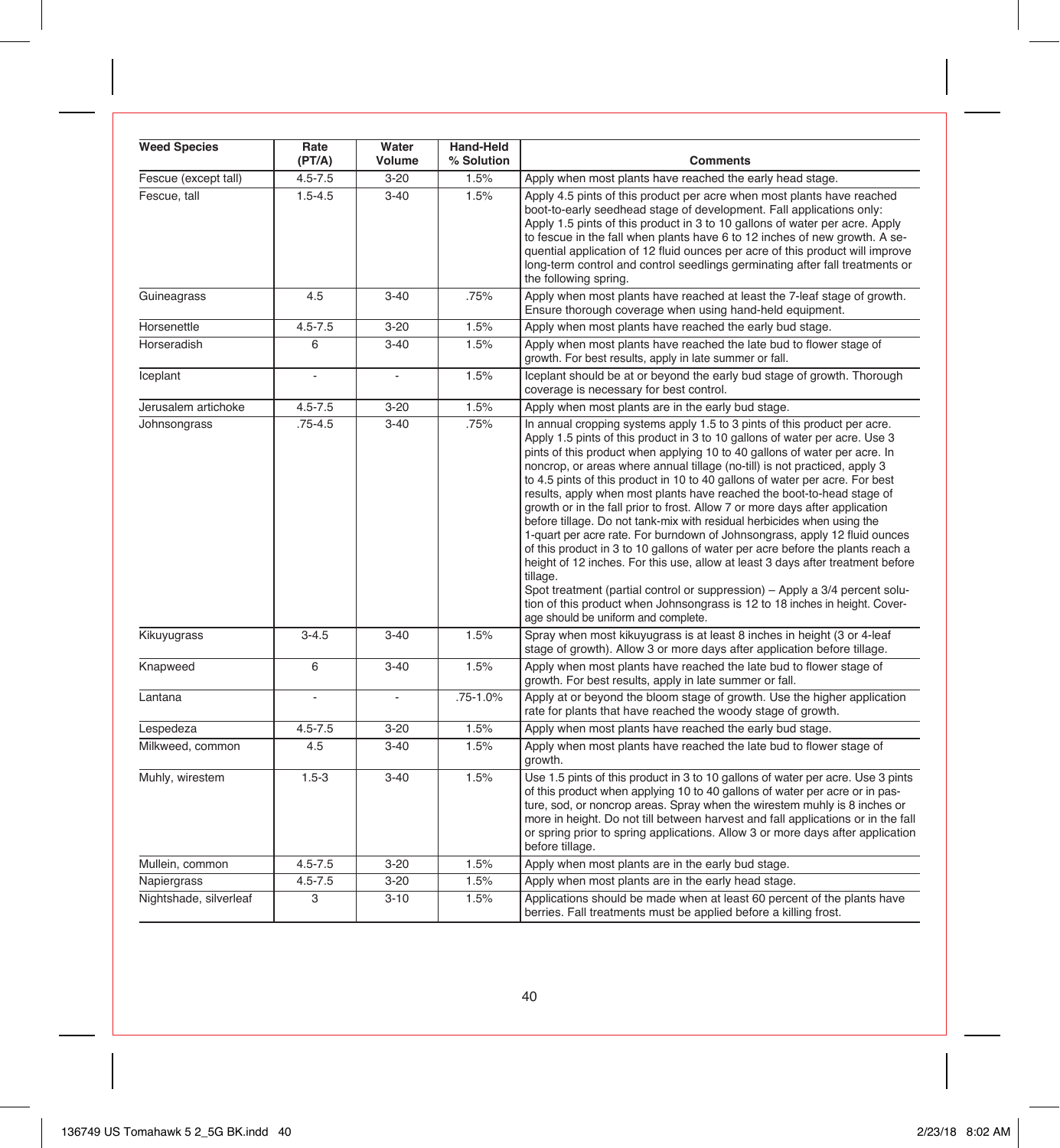| Weed Species | Rate (PT/A) | Water Volume | Hand-Held % Solution | Comments |
|---|---|---|---|---|
| Fescue (except tall) | 4.5-7.5 | 3-20 | 1.5% | Apply when most plants have reached the early head stage. |
| Fescue, tall | 1.5-4.5 | 3-40 | 1.5% | Apply 4.5 pints of this product per acre when most plants have reached boot-to-early seedhead stage of development. Fall applications only: Apply 1.5 pints of this product in 3 to 10 gallons of water per acre. Apply to fescue in the fall when plants have 6 to 12 inches of new growth. A sequential application of 12 fluid ounces per acre of this product will improve long-term control and control seedlings germinating after fall treatments or the following spring. |
| Guineagrass | 4.5 | 3-40 | .75% | Apply when most plants have reached at least the 7-leaf stage of growth. Ensure thorough coverage when using hand-held equipment. |
| Horsenettle | 4.5-7.5 | 3-20 | 1.5% | Apply when most plants have reached the early bud stage. |
| Horseradish | 6 | 3-40 | 1.5% | Apply when most plants have reached the late bud to flower stage of growth. For best results, apply in late summer or fall. |
| Iceplant | - | - | 1.5% | Iceplant should be at or beyond the early bud stage of growth. Thorough coverage is necessary for best control. |
| Jerusalem artichoke | 4.5-7.5 | 3-20 | 1.5% | Apply when most plants are in the early bud stage. |
| Johnsongrass | .75-4.5 | 3-40 | .75% | In annual cropping systems apply 1.5 to 3 pints of this product per acre. Apply 1.5 pints of this product in 3 to 10 gallons of water per acre. Use 3 pints of this product when applying 10 to 40 gallons of water per acre. In noncrop, or areas where annual tillage (no-till) is not practiced, apply 3 to 4.5 pints of this product in 10 to 40 gallons of water per acre. For best results, apply when most plants have reached the boot-to-head stage of growth or in the fall prior to frost. Allow 7 or more days after application before tillage. Do not tank-mix with residual herbicides when using the 1-quart per acre rate. For burndown of Johnsongrass, apply 12 fluid ounces of this product in 3 to 10 gallons of water per acre before the plants reach a height of 12 inches. For this use, allow at least 3 days after treatment before tillage. Spot treatment (partial control or suppression) – Apply a 3/4 percent solution of this product when Johnsongrass is 12 to 18 inches in height. Coverage should be uniform and complete. |
| Kikuyugrass | 3-4.5 | 3-40 | 1.5% | Spray when most kikuyugrass is at least 8 inches in height (3 or 4-leaf stage of growth). Allow 3 or more days after application before tillage. |
| Knapweed | 6 | 3-40 | 1.5% | Apply when most plants have reached the late bud to flower stage of growth. For best results, apply in late summer or fall. |
| Lantana | - | - | .75-1.0% | Apply at or beyond the bloom stage of growth. Use the higher application rate for plants that have reached the woody stage of growth. |
| Lespedeza | 4.5-7.5 | 3-20 | 1.5% | Apply when most plants have reached the early bud stage. |
| Milkweed, common | 4.5 | 3-40 | 1.5% | Apply when most plants have reached the late bud to flower stage of growth. |
| Muhly, wirestem | 1.5-3 | 3-40 | 1.5% | Use 1.5 pints of this product in 3 to 10 gallons of water per acre. Use 3 pints of this product when applying 10 to 40 gallons of water per acre or in pasture, sod, or noncrop areas. Spray when the wirestem muhly is 8 inches or more in height. Do not till between harvest and fall applications or in the fall or spring prior to spring applications. Allow 3 or more days after application before tillage. |
| Mullein, common | 4.5-7.5 | 3-20 | 1.5% | Apply when most plants are in the early bud stage. |
| Napiergrass | 4.5-7.5 | 3-20 | 1.5% | Apply when most plants are in the early head stage. |
| Nightshade, silverleaf | 3 | 3-10 | 1.5% | Applications should be made when at least 60 percent of the plants have berries. Fall treatments must be applied before a killing frost. |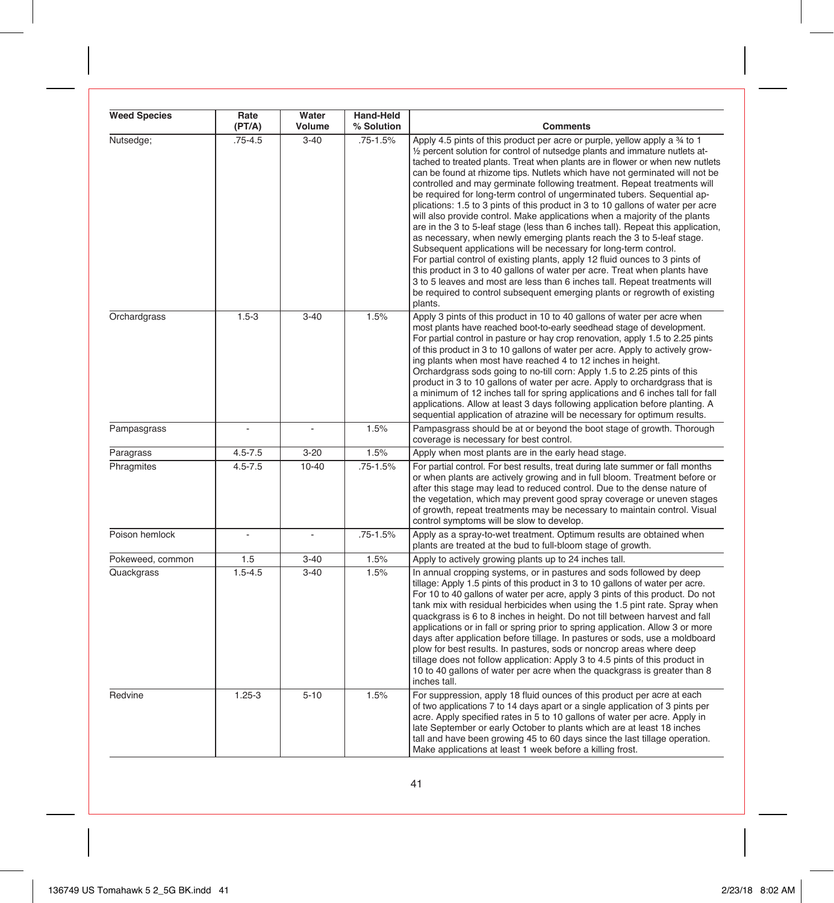| Weed Species | Rate (PT/A) | Water Volume | Hand-Held % Solution | Comments |
|---|---|---|---|---|
| Nutsedge; | .75-4.5 | 3-40 | .75-1.5% | Apply 4.5 pints of this product per acre or purple, yellow apply a ¾ to 1 ½ percent solution for control of nutsedge plants and immature nutlets attached to treated plants. Treat when plants are in flower or when new nutlets can be found at rhizome tips. Nutlets which have not germinated will not be controlled and may germinate following treatment. Repeat treatments will be required for long-term control of ungerminated tubers. Sequential applications: 1.5 to 3 pints of this product in 3 to 10 gallons of water per acre will also provide control. Make applications when a majority of the plants are in the 3 to 5-leaf stage (less than 6 inches tall). Repeat this application, as necessary, when newly emerging plants reach the 3 to 5-leaf stage. Subsequent applications will be necessary for long-term control. For partial control of existing plants, apply 12 fluid ounces to 3 pints of this product in 3 to 40 gallons of water per acre. Treat when plants have 3 to 5 leaves and most are less than 6 inches tall. Repeat treatments will be required to control subsequent emerging plants or regrowth of existing plants. |
| Orchardgrass | 1.5-3 | 3-40 | 1.5% | Apply 3 pints of this product in 10 to 40 gallons of water per acre when most plants have reached boot-to-early seedhead stage of development. For partial control in pasture or hay crop renovation, apply 1.5 to 2.25 pints of this product in 3 to 10 gallons of water per acre. Apply to actively growing plants when most have reached 4 to 12 inches in height. Orchardgrass sods going to no-till corn: Apply 1.5 to 2.25 pints of this product in 3 to 10 gallons of water per acre. Apply to orchardgrass that is a minimum of 12 inches tall for spring applications and 6 inches tall for fall applications. Allow at least 3 days following application before planting. A sequential application of atrazine will be necessary for optimum results. |
| Pampasgrass | - | - | 1.5% | Pampasgrass should be at or beyond the boot stage of growth. Thorough coverage is necessary for best control. |
| Paragrass | 4.5-7.5 | 3-20 | 1.5% | Apply when most plants are in the early head stage. |
| Phragmites | 4.5-7.5 | 10-40 | .75-1.5% | For partial control. For best results, treat during late summer or fall months or when plants are actively growing and in full bloom. Treatment before or after this stage may lead to reduced control. Due to the dense nature of the vegetation, which may prevent good spray coverage or uneven stages of growth, repeat treatments may be necessary to maintain control. Visual control symptoms will be slow to develop. |
| Poison hemlock | - | - | .75-1.5% | Apply as a spray-to-wet treatment. Optimum results are obtained when plants are treated at the bud to full-bloom stage of growth. |
| Pokeweed, common | 1.5 | 3-40 | 1.5% | Apply to actively growing plants up to 24 inches tall. |
| Quackgrass | 1.5-4.5 | 3-40 | 1.5% | In annual cropping systems, or in pastures and sods followed by deep tillage: Apply 1.5 pints of this product in 3 to 10 gallons of water per acre. For 10 to 40 gallons of water per acre, apply 3 pints of this product. Do not tank mix with residual herbicides when using the 1.5 pint rate. Spray when quackgrass is 6 to 8 inches in height. Do not till between harvest and fall applications or in fall or spring prior to spring application. Allow 3 or more days after application before tillage. In pastures or sods, use a moldboard plow for best results. In pastures, sods or noncrop areas where deep tillage does not follow application: Apply 3 to 4.5 pints of this product in 10 to 40 gallons of water per acre when the quackgrass is greater than 8 inches tall. |
| Redvine | 1.25-3 | 5-10 | 1.5% | For suppression, apply 18 fluid ounces of this product per acre at each of two applications 7 to 14 days apart or a single application of 3 pints per acre. Apply specified rates in 5 to 10 gallons of water per acre. Apply in late September or early October to plants which are at least 18 inches tall and have been growing 45 to 60 days since the last tillage operation. Make applications at least 1 week before a killing frost. |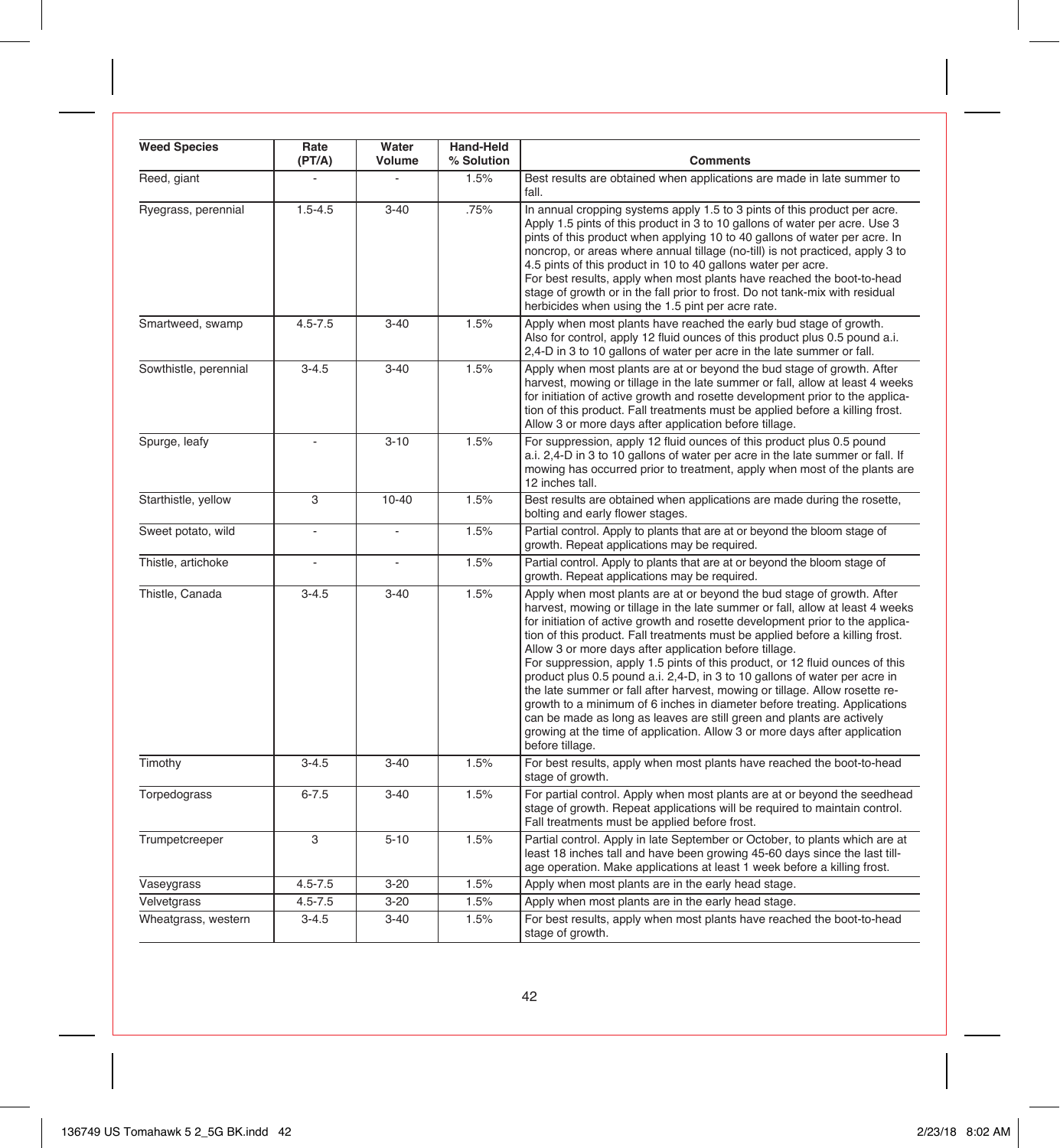| Weed Species | Rate (PT/A) | Water Volume | Hand-Held % Solution | Comments |
|---|---|---|---|---|
| Reed, giant | - | - | 1.5% | Best results are obtained when applications are made in late summer to fall. |
| Ryegrass, perennial | 1.5-4.5 | 3-40 | .75% | In annual cropping systems apply 1.5 to 3 pints of this product per acre. Apply 1.5 pints of this product in 3 to 10 gallons of water per acre. Use 3 pints of this product when applying 10 to 40 gallons of water per acre. In noncrop, or areas where annual tillage (no-till) is not practiced, apply 3 to 4.5 pints of this product in 10 to 40 gallons water per acre. For best results, apply when most plants have reached the boot-to-head stage of growth or in the fall prior to frost. Do not tank-mix with residual herbicides when using the 1.5 pint per acre rate. |
| Smartweed, swamp | 4.5-7.5 | 3-40 | 1.5% | Apply when most plants have reached the early bud stage of growth. Also for control, apply 12 fluid ounces of this product plus 0.5 pound a.i. 2,4-D in 3 to 10 gallons of water per acre in the late summer or fall. |
| Sowthistle, perennial | 3-4.5 | 3-40 | 1.5% | Apply when most plants are at or beyond the bud stage of growth. After harvest, mowing or tillage in the late summer or fall, allow at least 4 weeks for initiation of active growth and rosette development prior to the application of this product. Fall treatments must be applied before a killing frost. Allow 3 or more days after application before tillage. |
| Spurge, leafy | - | 3-10 | 1.5% | For suppression, apply 12 fluid ounces of this product plus 0.5 pound a.i. 2,4-D in 3 to 10 gallons of water per acre in the late summer or fall. If mowing has occurred prior to treatment, apply when most of the plants are 12 inches tall. |
| Starthistle, yellow | 3 | 10-40 | 1.5% | Best results are obtained when applications are made during the rosette, bolting and early flower stages. |
| Sweet potato, wild | - | - | 1.5% | Partial control. Apply to plants that are at or beyond the bloom stage of growth. Repeat applications may be required. |
| Thistle, artichoke | - | - | 1.5% | Partial control. Apply to plants that are at or beyond the bloom stage of growth. Repeat applications may be required. |
| Thistle, Canada | 3-4.5 | 3-40 | 1.5% | Apply when most plants are at or beyond the bud stage of growth. After harvest, mowing or tillage in the late summer or fall, allow at least 4 weeks for initiation of active growth and rosette development prior to the application of this product. Fall treatments must be applied before a killing frost. Allow 3 or more days after application before tillage. For suppression, apply 1.5 pints of this product, or 12 fluid ounces of this product plus 0.5 pound a.i. 2,4-D, in 3 to 10 gallons of water per acre in the late summer or fall after harvest, mowing or tillage. Allow rosette regrowth to a minimum of 6 inches in diameter before treating. Applications can be made as long as leaves are still green and plants are actively growing at the time of application. Allow 3 or more days after application before tillage. |
| Timothy | 3-4.5 | 3-40 | 1.5% | For best results, apply when most plants have reached the boot-to-head stage of growth. |
| Torpedograss | 6-7.5 | 3-40 | 1.5% | For partial control. Apply when most plants are at or beyond the seedhead stage of growth. Repeat applications will be required to maintain control. Fall treatments must be applied before frost. |
| Trumpetcreeper | 3 | 5-10 | 1.5% | Partial control. Apply in late September or October, to plants which are at least 18 inches tall and have been growing 45-60 days since the last tillage operation. Make applications at least 1 week before a killing frost. |
| Vaseygrass | 4.5-7.5 | 3-20 | 1.5% | Apply when most plants are in the early head stage. |
| Velvetgrass | 4.5-7.5 | 3-20 | 1.5% | Apply when most plants are in the early head stage. |
| Wheatgrass, western | 3-4.5 | 3-40 | 1.5% | For best results, apply when most plants have reached the boot-to-head stage of growth. |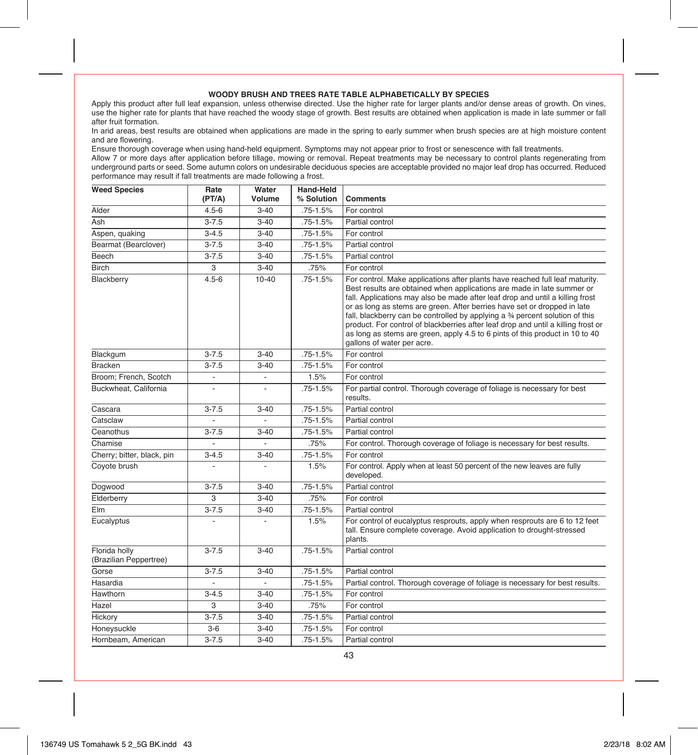### WOODY BRUSH AND TREES RATE TABLE ALPHABETICALLY BY SPECIES

Apply this product after full leaf expansion, unless otherwise directed. Use the higher rate for larger plants and/or dense areas of growth. On vines, use the higher rate for plants that have reached the woody stage of growth. Best results are obtained when application is made in late summer or fall after fruit formation.

In arid areas, best results are obtained when applications are made in the spring to early summer when brush species are at high moisture content and are flowering.

Ensure thorough coverage when using hand-held equipment. Symptoms may not appear prior to frost or senescence with fall treatments.

Allow 7 or more days after application before tillage, mowing or removal. Repeat treatments may be necessary to control plants regenerating from underground parts or seed. Some autumn colors on undesirable deciduous species are acceptable provided no major leaf drop has occurred. Reduced performance may result if fall treatments are made following a frost.

| Weed Species | Rate (PT/A) | Water Volume | Hand-Held % Solution | Comments |
|---|---|---|---|---|
| Alder | 4.5-6 | 3-40 | .75-1.5% | For control |
| Ash | 3-7.5 | 3-40 | .75-1.5% | Partial control |
| Aspen, quaking | 3-4.5 | 3-40 | .75-1.5% | For control |
| Bearmat (Bearclover) | 3-7.5 | 3-40 | .75-1.5% | Partial control |
| Beech | 3-7.5 | 3-40 | .75-1.5% | Partial control |
| Birch | 3 | 3-40 | .75% | For control |
| Blackberry | 4.5-6 | 10-40 | .75-1.5% | For control. Make applications after plants have reached full leaf maturity. Best results are obtained when applications are made in late summer or fall. Applications may also be made after leaf drop and until a killing frost or as long as stems are green. After berries have set or dropped in late fall, blackberry can be controlled by applying a ¾ percent solution of this product. For control of blackberries after leaf drop and until a killing frost or as long as stems are green, apply 4.5 to 6 pints of this product in 10 to 40 gallons of water per acre. |
| Blackgum | 3-7.5 | 3-40 | .75-1.5% | For control |
| Bracken | 3-7.5 | 3-40 | .75-1.5% | For control |
| Broom; French, Scotch | - | - | 1.5% | For control |
| Buckwheat, California | - | - | .75-1.5% | For partial control. Thorough coverage of foliage is necessary for best results. |
| Cascara | 3-7.5 | 3-40 | .75-1.5% | Partial control |
| Catsclaw | - | - | .75-1.5% | Partial control |
| Ceanothus | 3-7.5 | 3-40 | .75-1.5% | Partial control |
| Chamise | - | - | .75% | For control. Thorough coverage of foliage is necessary for best results. |
| Cherry; bitter, black, pin | 3-4.5 | 3-40 | .75-1.5% | For control |
| Coyote brush | - | - | 1.5% | For control. Apply when at least 50 percent of the new leaves are fully developed. |
| Dogwood | 3-7.5 | 3-40 | .75-1.5% | Partial control |
| Elderberry | 3 | 3-40 | .75% | For control |
| Elm | 3-7.5 | 3-40 | .75-1.5% | Partial control |
| Eucalyptus | - | - | 1.5% | For control of eucalyptus resprouts, apply when resprouts are 6 to 12 feet tall. Ensure complete coverage. Avoid application to drought-stressed plants. |
| Florida holly (Brazilian Peppertree) | 3-7.5 | 3-40 | .75-1.5% | Partial control |
| Gorse | 3-7.5 | 3-40 | .75-1.5% | Partial control |
| Hasardia | - | - | .75-1.5% | Partial control. Thorough coverage of foliage is necessary for best results. |
| Hawthorn | 3-4.5 | 3-40 | .75-1.5% | For control |
| Hazel | 3 | 3-40 | .75% | For control |
| Hickory | 3-7.5 | 3-40 | .75-1.5% | Partial control |
| Honeysuckle | 3-6 | 3-40 | .75-1.5% | For control |
| Hornbeam, American | 3-7.5 | 3-40 | .75-1.5% | Partial control |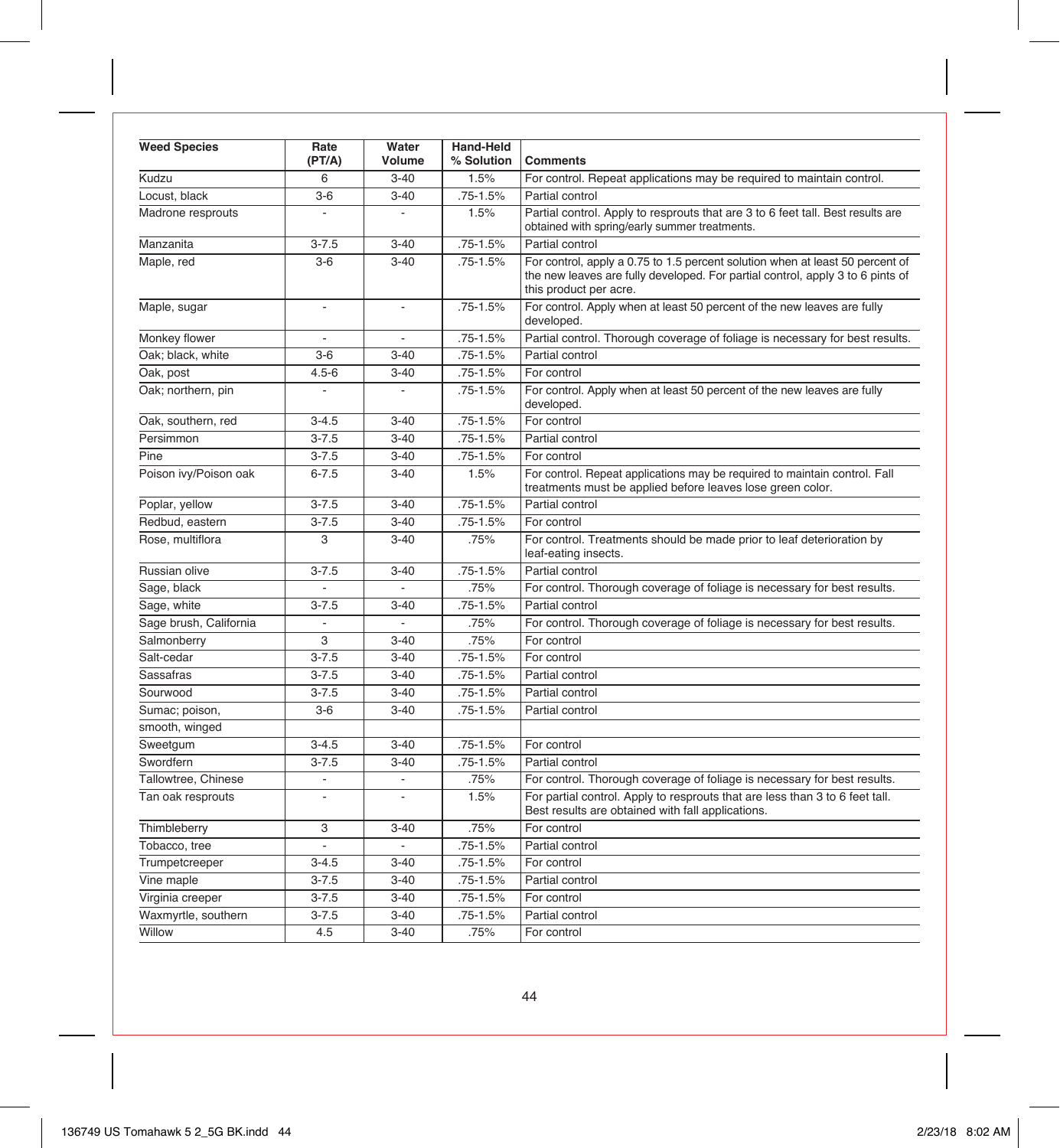| Weed Species | Rate (PT/A) | Water Volume | Hand-Held % Solution | Comments |
|---|---|---|---|---|
| Kudzu | 6 | 3-40 | 1.5% | For control. Repeat applications may be required to maintain control. |
| Locust, black | 3-6 | 3-40 | .75-1.5% | Partial control |
| Madrone resprouts | - | - | 1.5% | Partial control. Apply to resprouts that are 3 to 6 feet tall. Best results are obtained with spring/early summer treatments. |
| Manzanita | 3-7.5 | 3-40 | .75-1.5% | Partial control |
| Maple, red | 3-6 | 3-40 | .75-1.5% | For control, apply a 0.75 to 1.5 percent solution when at least 50 percent of the new leaves are fully developed. For partial control, apply 3 to 6 pints of this product per acre. |
| Maple, sugar | - | - | .75-1.5% | For control. Apply when at least 50 percent of the new leaves are fully developed. |
| Monkey flower | - | - | .75-1.5% | Partial control. Thorough coverage of foliage is necessary for best results. |
| Oak; black, white | 3-6 | 3-40 | .75-1.5% | Partial control |
| Oak, post | 4.5-6 | 3-40 | .75-1.5% | For control |
| Oak; northern, pin | - | - | .75-1.5% | For control. Apply when at least 50 percent of the new leaves are fully developed. |
| Oak, southern, red | 3-4.5 | 3-40 | .75-1.5% | For control |
| Persimmon | 3-7.5 | 3-40 | .75-1.5% | Partial control |
| Pine | 3-7.5 | 3-40 | .75-1.5% | For control |
| Poison ivy/Poison oak | 6-7.5 | 3-40 | 1.5% | For control. Repeat applications may be required to maintain control. Fall treatments must be applied before leaves lose green color. |
| Poplar, yellow | 3-7.5 | 3-40 | .75-1.5% | Partial control |
| Redbud, eastern | 3-7.5 | 3-40 | .75-1.5% | For control |
| Rose, multiflora | 3 | 3-40 | .75% | For control. Treatments should be made prior to leaf deterioration by leaf-eating insects. |
| Russian olive | 3-7.5 | 3-40 | .75-1.5% | Partial control |
| Sage, black | - | - | .75% | For control. Thorough coverage of foliage is necessary for best results. |
| Sage, white | 3-7.5 | 3-40 | .75-1.5% | Partial control |
| Sage brush, California | - | - | .75% | For control. Thorough coverage of foliage is necessary for best results. |
| Salmonberry | 3 | 3-40 | .75% | For control |
| Salt-cedar | 3-7.5 | 3-40 | .75-1.5% | For control |
| Sassafras | 3-7.5 | 3-40 | .75-1.5% | Partial control |
| Sourwood | 3-7.5 | 3-40 | .75-1.5% | Partial control |
| Sumac; poison, smooth, winged | 3-6 | 3-40 | .75-1.5% | Partial control |
| Sweetgum | 3-4.5 | 3-40 | .75-1.5% | For control |
| Swordfern | 3-7.5 | 3-40 | .75-1.5% | Partial control |
| Tallowtree, Chinese | - | - | .75% | For control. Thorough coverage of foliage is necessary for best results. |
| Tan oak resprouts | - | - | 1.5% | For partial control. Apply to resprouts that are less than 3 to 6 feet tall. Best results are obtained with fall applications. |
| Thimbleberry | 3 | 3-40 | .75% | For control |
| Tobacco, tree | - | - | .75-1.5% | Partial control |
| Trumpetcreeper | 3-4.5 | 3-40 | .75-1.5% | For control |
| Vine maple | 3-7.5 | 3-40 | .75-1.5% | Partial control |
| Virginia creeper | 3-7.5 | 3-40 | .75-1.5% | For control |
| Waxmyrtle, southern | 3-7.5 | 3-40 | .75-1.5% | Partial control |
| Willow | 4.5 | 3-40 | .75% | For control |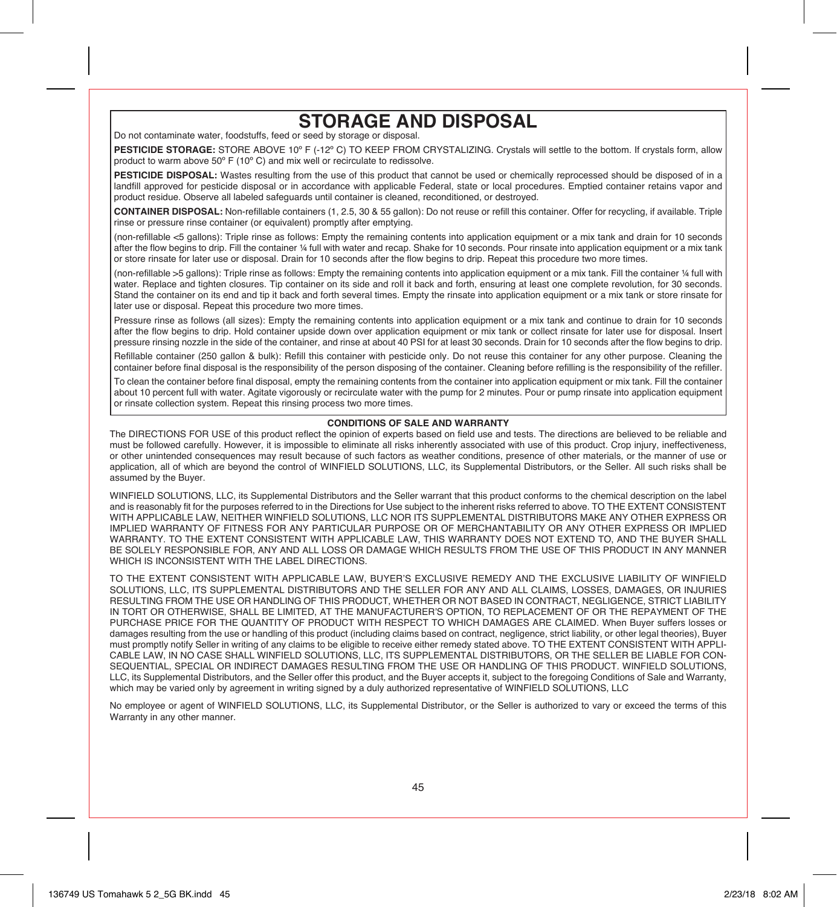# STORAGE AND DISPOSAL

Do not contaminate water, foodstuffs, feed or seed by storage or disposal.

**PESTICIDE STORAGE:** STORE ABOVE 10º F (-12º C) TO KEEP FROM CRYSTALIZING. Crystals will settle to the bottom. If crystals form, allow product to warm above 50º F (10º C) and mix well or recirculate to redissolve.

**PESTICIDE DISPOSAL:** Wastes resulting from the use of this product that cannot be used or chemically reprocessed should be disposed of in a landfill approved for pesticide disposal or in accordance with applicable Federal, state or local procedures. Emptied container retains vapor and product residue. Observe all labeled safeguards until container is cleaned, reconditioned, or destroyed.

**CONTAINER DISPOSAL:** Non-refillable containers (1, 2.5, 30 & 55 gallon): Do not reuse or refill this container. Offer for recycling, if available. Triple rinse or pressure rinse container (or equivalent) promptly after emptying.

(non-refillable <5 gallons): Triple rinse as follows: Empty the remaining contents into application equipment or a mix tank and drain for 10 seconds after the flow begins to drip. Fill the container ¼ full with water and recap. Shake for 10 seconds. Pour rinsate into application equipment or a mix tank or store rinsate for later use or disposal. Drain for 10 seconds after the flow begins to drip. Repeat this procedure two more times.

(non-refillable >5 gallons): Triple rinse as follows: Empty the remaining contents into application equipment or a mix tank. Fill the container ¼ full with water. Replace and tighten closures. Tip container on its side and roll it back and forth, ensuring at least one complete revolution, for 30 seconds. Stand the container on its end and tip it back and forth several times. Empty the rinsate into application equipment or a mix tank or store rinsate for later use or disposal. Repeat this procedure two more times.

Pressure rinse as follows (all sizes): Empty the remaining contents into application equipment or a mix tank and continue to drain for 10 seconds after the flow begins to drip. Hold container upside down over application equipment or mix tank or collect rinsate for later use for disposal. Insert pressure rinsing nozzle in the side of the container, and rinse at about 40 PSI for at least 30 seconds. Drain for 10 seconds after the flow begins to drip.

Refillable container (250 gallon & bulk): Refill this container with pesticide only. Do not reuse this container for any other purpose. Cleaning the container before final disposal is the responsibility of the person disposing of the container. Cleaning before refilling is the responsibility of the refiller.

To clean the container before final disposal, empty the remaining contents from the container into application equipment or mix tank. Fill the container about 10 percent full with water. Agitate vigorously or recirculate water with the pump for 2 minutes. Pour or pump rinsate into application equipment or rinsate collection system. Repeat this rinsing process two more times.

**CONDITIONS OF SALE AND WARRANTY**

The DIRECTIONS FOR USE of this product reflect the opinion of experts based on field use and tests. The directions are believed to be reliable and must be followed carefully. However, it is impossible to eliminate all risks inherently associated with use of this product. Crop injury, ineffectiveness, or other unintended consequences may result because of such factors as weather conditions, presence of other materials, or the manner of use or application, all of which are beyond the control of WINFIELD SOLUTIONS, LLC, its Supplemental Distributors, or the Seller. All such risks shall be assumed by the Buyer.

WINFIELD SOLUTIONS, LLC, its Supplemental Distributors and the Seller warrant that this product conforms to the chemical description on the label and is reasonably fit for the purposes referred to in the Directions for Use subject to the inherent risks referred to above. TO THE EXTENT CONSISTENT WITH APPLICABLE LAW, NEITHER WINFIELD SOLUTIONS, LLC NOR ITS SUPPLEMENTAL DISTRIBUTORS MAKE ANY OTHER EXPRESS OR IMPLIED WARRANTY OF FITNESS FOR ANY PARTICULAR PURPOSE OR OF MERCHANTABILITY OR ANY OTHER EXPRESS OR IMPLIED WARRANTY. TO THE EXTENT CONSISTENT WITH APPLICABLE LAW, THIS WARRANTY DOES NOT EXTEND TO, AND THE BUYER SHALL BE SOLELY RESPONSIBLE FOR, ANY AND ALL LOSS OR DAMAGE WHICH RESULTS FROM THE USE OF THIS PRODUCT IN ANY MANNER WHICH IS INCONSISTENT WITH THE LABEL DIRECTIONS.

TO THE EXTENT CONSISTENT WITH APPLICABLE LAW, BUYER'S EXCLUSIVE REMEDY AND THE EXCLUSIVE LIABILITY OF WINFIELD SOLUTIONS, LLC, ITS SUPPLEMENTAL DISTRIBUTORS AND THE SELLER FOR ANY AND ALL CLAIMS, LOSSES, DAMAGES, OR INJURIES RESULTING FROM THE USE OR HANDLING OF THIS PRODUCT, WHETHER OR NOT BASED IN CONTRACT, NEGLIGENCE, STRICT LIABILITY IN TORT OR OTHERWISE, SHALL BE LIMITED, AT THE MANUFACTURER'S OPTION, TO REPLACEMENT OF OR THE REPAYMENT OF THE PURCHASE PRICE FOR THE QUANTITY OF PRODUCT WITH RESPECT TO WHICH DAMAGES ARE CLAIMED. When Buyer suffers losses or damages resulting from the use or handling of this product (including claims based on contract, negligence, strict liability, or other legal theories), Buyer must promptly notify Seller in writing of any claims to be eligible to receive either remedy stated above. TO THE EXTENT CONSISTENT WITH APPLICABLE LAW, IN NO CASE SHALL WINFIELD SOLUTIONS, LLC, ITS SUPPLEMENTAL DISTRIBUTORS, OR THE SELLER BE LIABLE FOR CONSEQUENTIAL, SPECIAL OR INDIRECT DAMAGES RESULTING FROM THE USE OR HANDLING OF THIS PRODUCT. WINFIELD SOLUTIONS, LLC, its Supplemental Distributors, and the Seller offer this product, and the Buyer accepts it, subject to the foregoing Conditions of Sale and Warranty, which may be varied only by agreement in writing signed by a duly authorized representative of WINFIELD SOLUTIONS, LLC

No employee or agent of WINFIELD SOLUTIONS, LLC, its Supplemental Distributor, or the Seller is authorized to vary or exceed the terms of this Warranty in any other manner.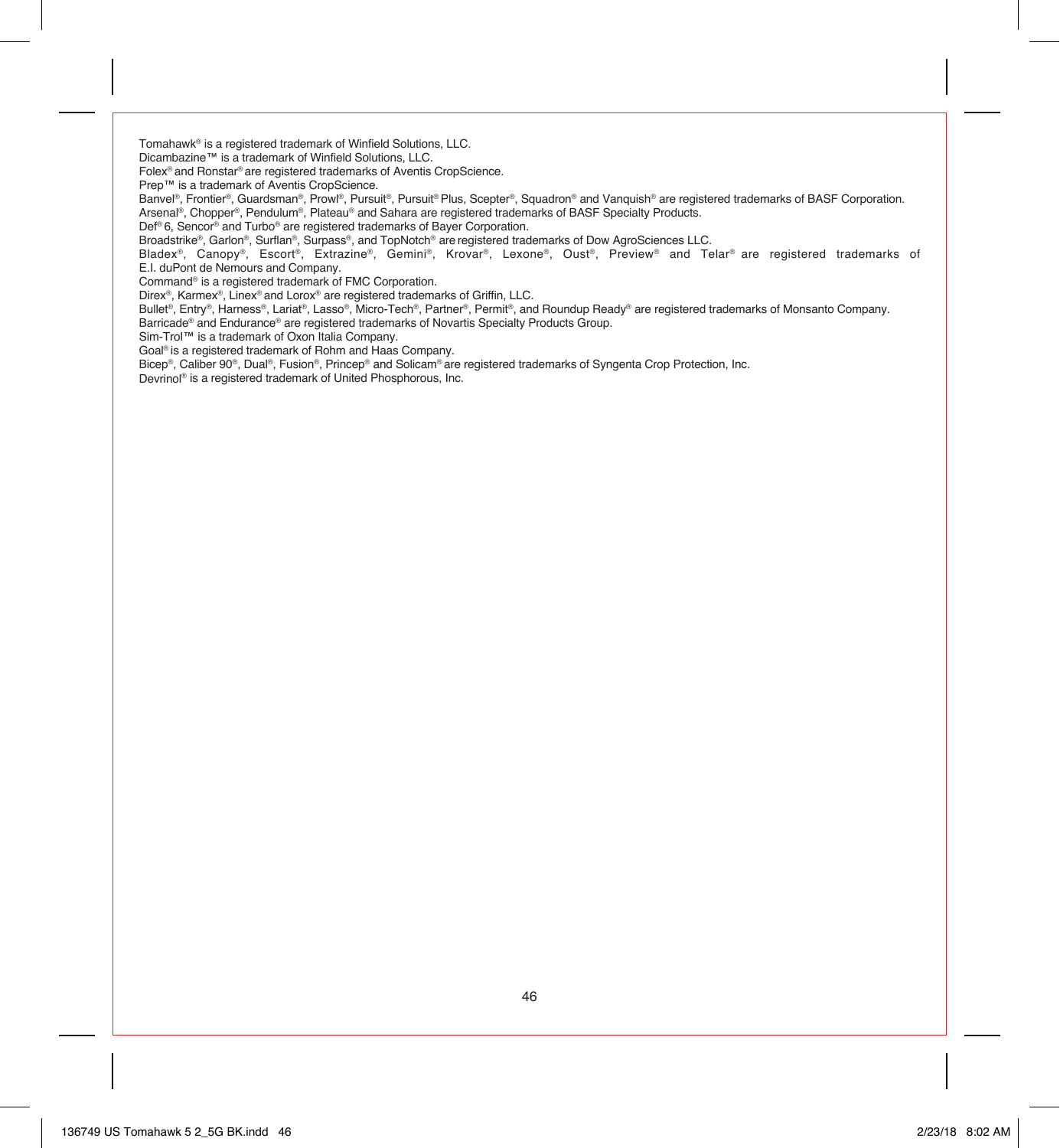Tomahawk® is a registered trademark of Winfield Solutions, LLC.
Dicambazine™ is a trademark of Winfield Solutions, LLC.
Folex® and Ronstar® are registered trademarks of Aventis CropScience.
Prep™ is a trademark of Aventis CropScience.
Banvel®, Frontier®, Guardsman®, Prowl®, Pursuit®, Pursuit® Plus, Scepter®, Squadron® and Vanquish® are registered trademarks of BASF Corporation.
Arsenal®, Chopper®, Pendulum®, Plateau® and Sahara are registered trademarks of BASF Specialty Products.
Def® 6, Sencor® and Turbo® are registered trademarks of Bayer Corporation.
Broadstrike®, Garlon®, Surflan®, Surpass®, and TopNotch® are registered trademarks of Dow AgroSciences LLC.
Bladex®, Canopy®, Escort®, Extrazine®, Gemini®, Krovar®, Lexone®, Oust®, Preview® and Telar® are registered trademarks of E.I. duPont de Nemours and Company.
Command® is a registered trademark of FMC Corporation.
Direx®, Karmex®, Linex® and Lorox® are registered trademarks of Griffin, LLC.
Bullet®, Entry®, Harness®, Lariat®, Lasso®, Micro-Tech®, Partner®, Permit®, and Roundup Ready® are registered trademarks of Monsanto Company.
Barricade® and Endurance® are registered trademarks of Novartis Specialty Products Group.
Sim-Trol™ is a trademark of Oxon Italia Company.
Goal® is a registered trademark of Rohm and Haas Company.
Bicep®, Caliber 90®, Dual®, Fusion®, Princep® and Solicam® are registered trademarks of Syngenta Crop Protection, Inc.
Devrinol® is a registered trademark of United Phosphorous, Inc.